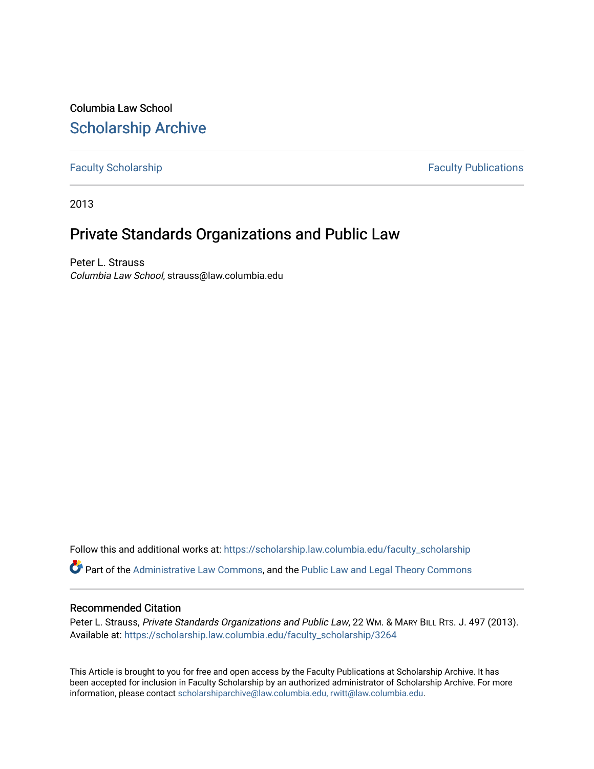Columbia Law School

# Scholarship Archive

Faculty Scholarship | Faculty Publications

2013

# Private Standards Organizations and Public Law

Peter L. Strauss
*Columbia Law School*, strauss@law.columbia.edu

Follow this and additional works at: https://scholarship.law.columbia.edu/faculty_scholarship

Part of the Administrative Law Commons, and the Public Law and Legal Theory Commons

## Recommended Citation

Peter L. Strauss, *Private Standards Organizations and Public Law*, 22 WM. & MARY BILL RTS. J. 497 (2013).
Available at: https://scholarship.law.columbia.edu/faculty_scholarship/3264

This Article is brought to you for free and open access by the Faculty Publications at Scholarship Archive. It has been accepted for inclusion in Faculty Scholarship by an authorized administrator of Scholarship Archive. For more information, please contact scholarshiparchive@law.columbia.edu, rwitt@law.columbia.edu.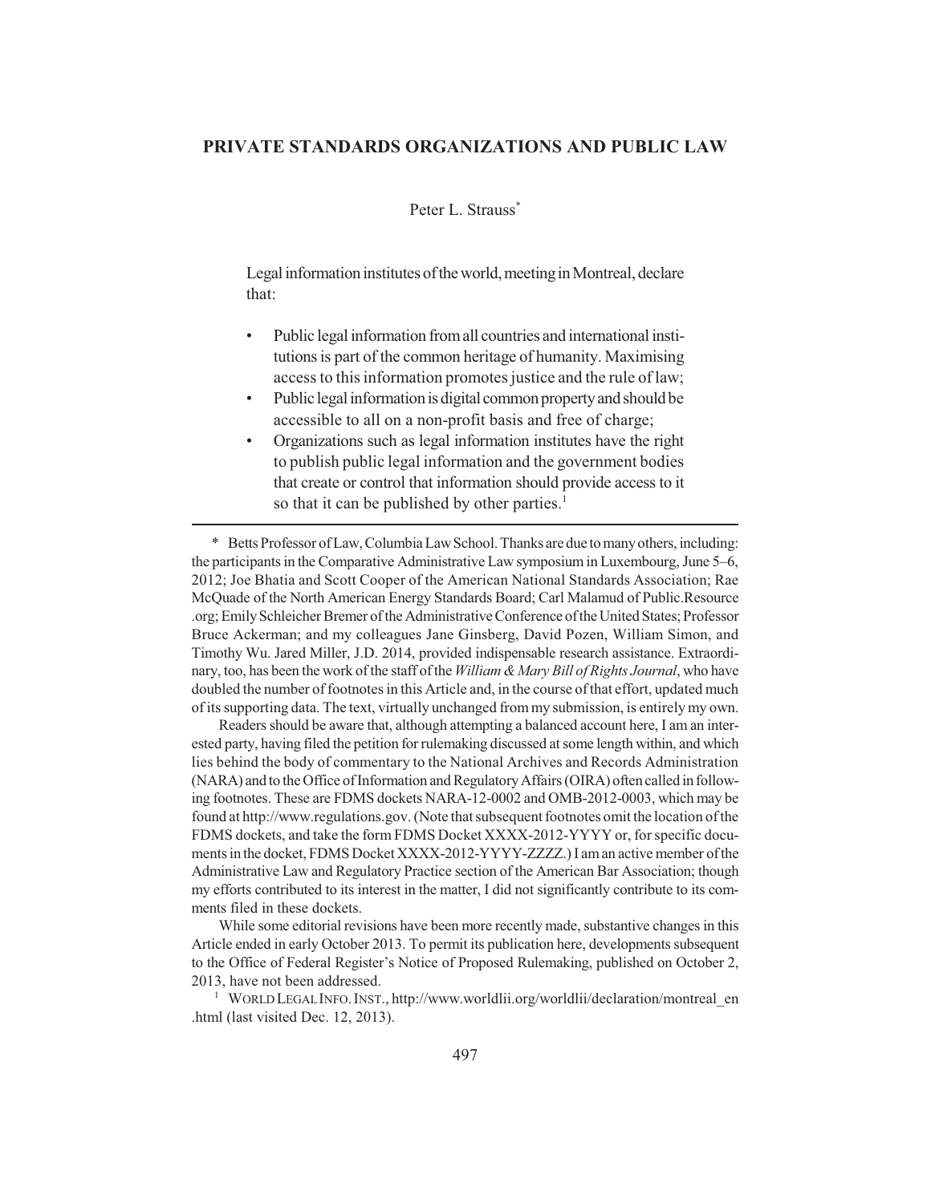# PRIVATE STANDARDS ORGANIZATIONS AND PUBLIC LAW

Peter L. Strauss*

> Legal information institutes of the world, meeting in Montreal, declare that:
>
> - Public legal information from all countries and international institutions is part of the common heritage of humanity. Maximising access to this information promotes justice and the rule of law;
> - Public legal information is digital common property and should be accessible to all on a non-profit basis and free of charge;
> - Organizations such as legal information institutes have the right to publish public legal information and the government bodies that create or control that information should provide access to it so that it can be published by other parties.[1]

---

\* Betts Professor of Law, Columbia Law School. Thanks are due to many others, including: the participants in the Comparative Administrative Law symposium in Luxembourg, June 5–6, 2012; Joe Bhatia and Scott Cooper of the American National Standards Association; Rae McQuade of the North American Energy Standards Board; Carl Malamud of Public.Resource .org; Emily Schleicher Bremer of the Administrative Conference of the United States; Professor Bruce Ackerman; and my colleagues Jane Ginsberg, David Pozen, William Simon, and Timothy Wu. Jared Miller, J.D. 2014, provided indispensable research assistance. Extraordinary, too, has been the work of the staff of the *William & Mary Bill of Rights Journal*, who have doubled the number of footnotes in this Article and, in the course of that effort, updated much of its supporting data. The text, virtually unchanged from my submission, is entirely my own.

Readers should be aware that, although attempting a balanced account here, I am an interested party, having filed the petition for rulemaking discussed at some length within, and which lies behind the body of commentary to the National Archives and Records Administration (NARA) and to the Office of Information and Regulatory Affairs (OIRA) often called in following footnotes. These are FDMS dockets NARA-12-0002 and OMB-2012-0003, which may be found at http://www.regulations.gov. (Note that subsequent footnotes omit the location of the FDMS dockets, and take the form FDMS Docket XXXX-2012-YYYY or, for specific documents in the docket, FDMS Docket XXXX-2012-YYYY-ZZZZ.) I am an active member of the Administrative Law and Regulatory Practice section of the American Bar Association; though my efforts contributed to its interest in the matter, I did not significantly contribute to its comments filed in these dockets.

While some editorial revisions have been more recently made, substantive changes in this Article ended in early October 2013. To permit its publication here, developments subsequent to the Office of Federal Register's Notice of Proposed Rulemaking, published on October 2, 2013, have not been addressed.

[1] WORLD LEGAL INFO. INST., http://www.worldlii.org/worldlii/declaration/montreal_en .html (last visited Dec. 12, 2013).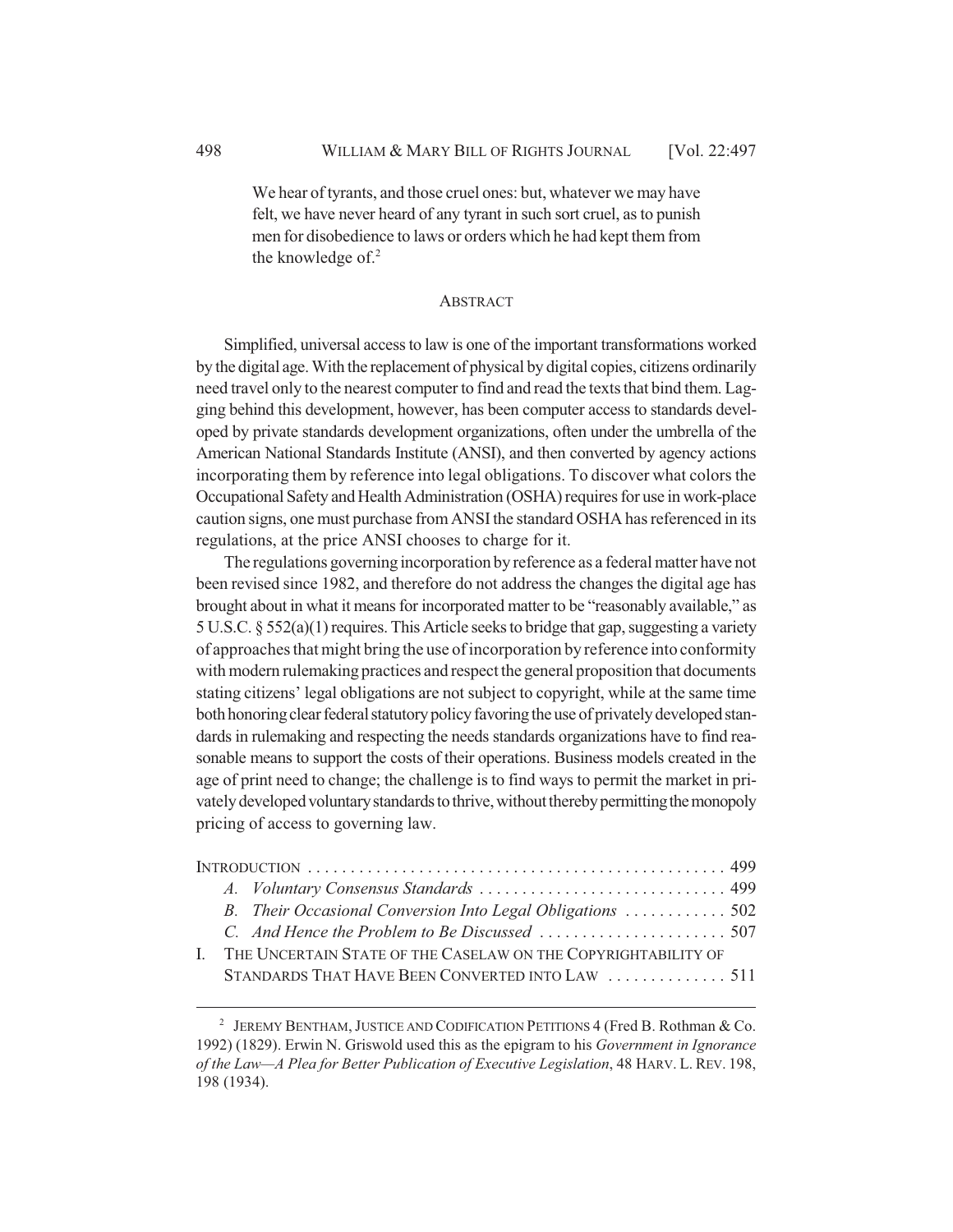> We hear of tyrants, and those cruel ones: but, whatever we may have felt, we have never heard of any tyrant in such sort cruel, as to punish men for disobedience to laws or orders which he had kept them from the knowledge of.[2]

## ABSTRACT

Simplified, universal access to law is one of the important transformations worked by the digital age. With the replacement of physical by digital copies, citizens ordinarily need travel only to the nearest computer to find and read the texts that bind them. Lagging behind this development, however, has been computer access to standards developed by private standards development organizations, often under the umbrella of the American National Standards Institute (ANSI), and then converted by agency actions incorporating them by reference into legal obligations. To discover what colors the Occupational Safety and Health Administration (OSHA) requires for use in work-place caution signs, one must purchase from ANSI the standard OSHA has referenced in its regulations, at the price ANSI chooses to charge for it.

The regulations governing incorporation by reference as a federal matter have not been revised since 1982, and therefore do not address the changes the digital age has brought about in what it means for incorporated matter to be "reasonably available," as 5 U.S.C. § 552(a)(1) requires. This Article seeks to bridge that gap, suggesting a variety of approaches that might bring the use of incorporation by reference into conformity with modern rulemaking practices and respect the general proposition that documents stating citizens' legal obligations are not subject to copyright, while at the same time both honoring clear federal statutory policy favoring the use of privately developed standards in rulemaking and respecting the needs standards organizations have to find reasonable means to support the costs of their operations. Business models created in the age of print need to change; the challenge is to find ways to permit the market in privately developed voluntary standards to thrive, without thereby permitting the monopoly pricing of access to governing law.

INTRODUCTION . . . . . . . . . . 499
- *A. Voluntary Consensus Standards* . . . . . . . . . . 499
- *B. Their Occasional Conversion Into Legal Obligations* . . . . . . . . . . 502
- *C. And Hence the Problem to Be Discussed* . . . . . . . . . . 507

I. THE UNCERTAIN STATE OF THE CASELAW ON THE COPYRIGHTABILITY OF STANDARDS THAT HAVE BEEN CONVERTED INTO LAW . . . . . . . . . . 511

---

[2] JEREMY BENTHAM, JUSTICE AND CODIFICATION PETITIONS 4 (Fred B. Rothman & Co. 1992) (1829). Erwin N. Griswold used this as the epigram to his *Government in Ignorance of the Law—A Plea for Better Publication of Executive Legislation*, 48 HARV. L. REV. 198, 198 (1934).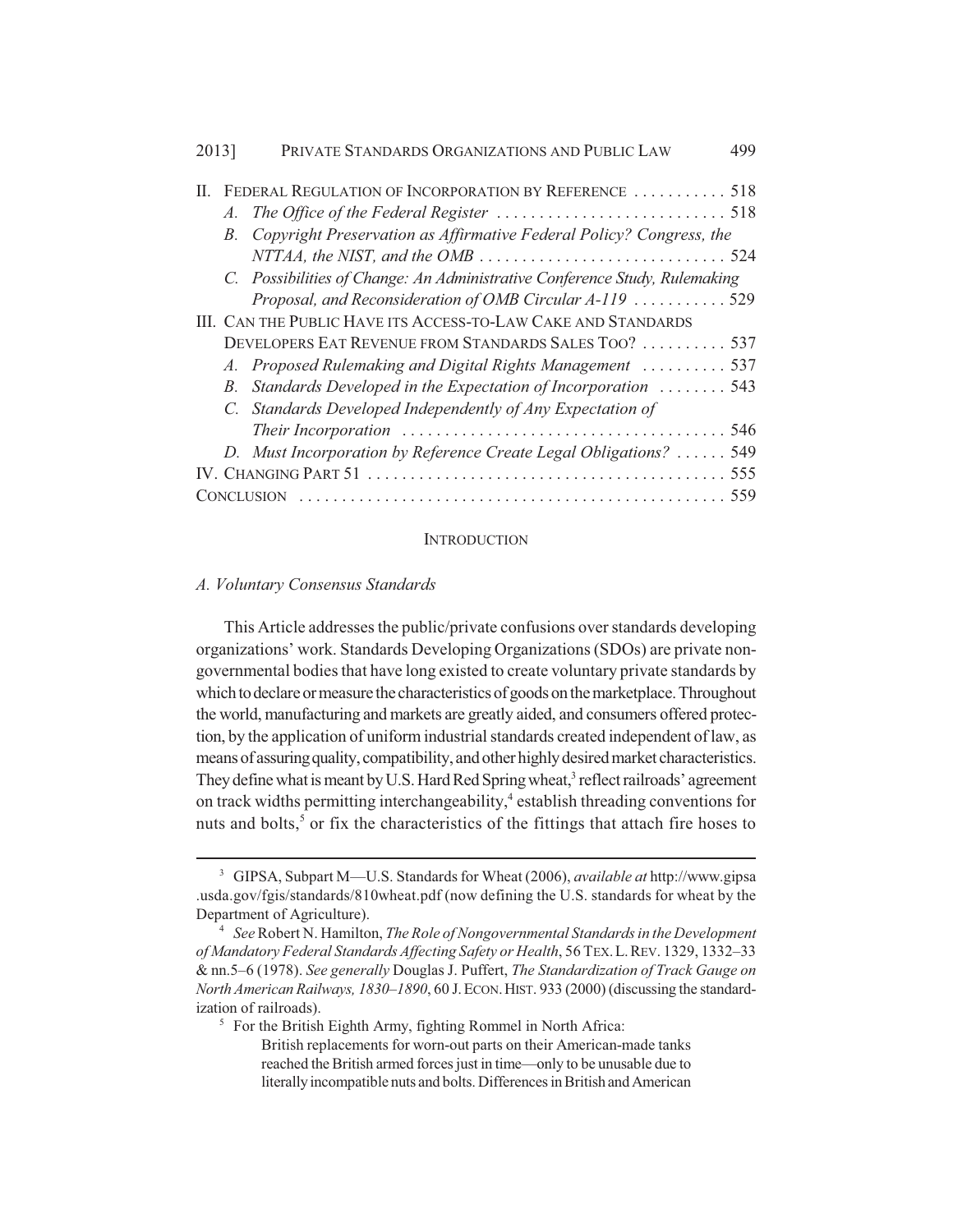II. FEDERAL REGULATION OF INCORPORATION BY REFERENCE . . . . . . . . . . . 518
  - A. *The Office of the Federal Register* . . . . . . . . . . . . . . . . . . . . . . . . . . . 518
  - B. *Copyright Preservation as Affirmative Federal Policy? Congress, the NTTAA, the NIST, and the OMB* . . . . . . . . . . . . . . . . . . . . . . . . . . . . 524
  - C. *Possibilities of Change: An Administrative Conference Study, Rulemaking Proposal, and Reconsideration of OMB Circular A-119* . . . . . . . . . . . 529

III. CAN THE PUBLIC HAVE ITS ACCESS-TO-LAW CAKE AND STANDARDS DEVELOPERS EAT REVENUE FROM STANDARDS SALES TOO? . . . . . . . . . . 537
  - A. *Proposed Rulemaking and Digital Rights Management* . . . . . . . . . . 537
  - B. *Standards Developed in the Expectation of Incorporation* . . . . . . . . 543
  - C. *Standards Developed Independently of Any Expectation of Their Incorporation* . . . . . . . . . . . . . . . . . . . . . . . . . . . . . . . . . . . . . 546
  - D. *Must Incorporation by Reference Create Legal Obligations?* . . . . . . 549

IV. CHANGING PART 51 . . . . . . . . . . . . . . . . . . . . . . . . . . . . . . . . . . . . . . . . . 555

CONCLUSION . . . . . . . . . . . . . . . . . . . . . . . . . . . . . . . . . . . . . . . . . . . . . . . . 559

## INTRODUCTION

### *A. Voluntary Consensus Standards*

This Article addresses the public/private confusions over standards developing organizations' work. Standards Developing Organizations (SDOs) are private non-governmental bodies that have long existed to create voluntary private standards by which to declare or measure the characteristics of goods on the marketplace. Throughout the world, manufacturing and markets are greatly aided, and consumers offered protection, by the application of uniform industrial standards created independent of law, as means of assuring quality, compatibility, and other highly desired market characteristics. They define what is meant by U.S. Hard Red Spring wheat,[3] reflect railroads' agreement on track widths permitting interchangeability,[4] establish threading conventions for nuts and bolts,[5] or fix the characteristics of the fittings that attach fire hoses to

---

[3] GIPSA, Subpart M—U.S. Standards for Wheat (2006), *available at* http://www.gipsa.usda.gov/fgis/standards/810wheat.pdf (now defining the U.S. standards for wheat by the Department of Agriculture).

[4] *See* Robert N. Hamilton, *The Role of Nongovernmental Standards in the Development of Mandatory Federal Standards Affecting Safety or Health*, 56 TEX. L. REV. 1329, 1332–33 & nn.5–6 (1978). *See generally* Douglas J. Puffert, *The Standardization of Track Gauge on North American Railways, 1830–1890*, 60 J. ECON. HIST. 933 (2000) (discussing the standardization of railroads).

[5] For the British Eighth Army, fighting Rommel in North Africa:

> British replacements for worn-out parts on their American-made tanks reached the British armed forces just in time—only to be unusable due to literally incompatible nuts and bolts. Differences in British and American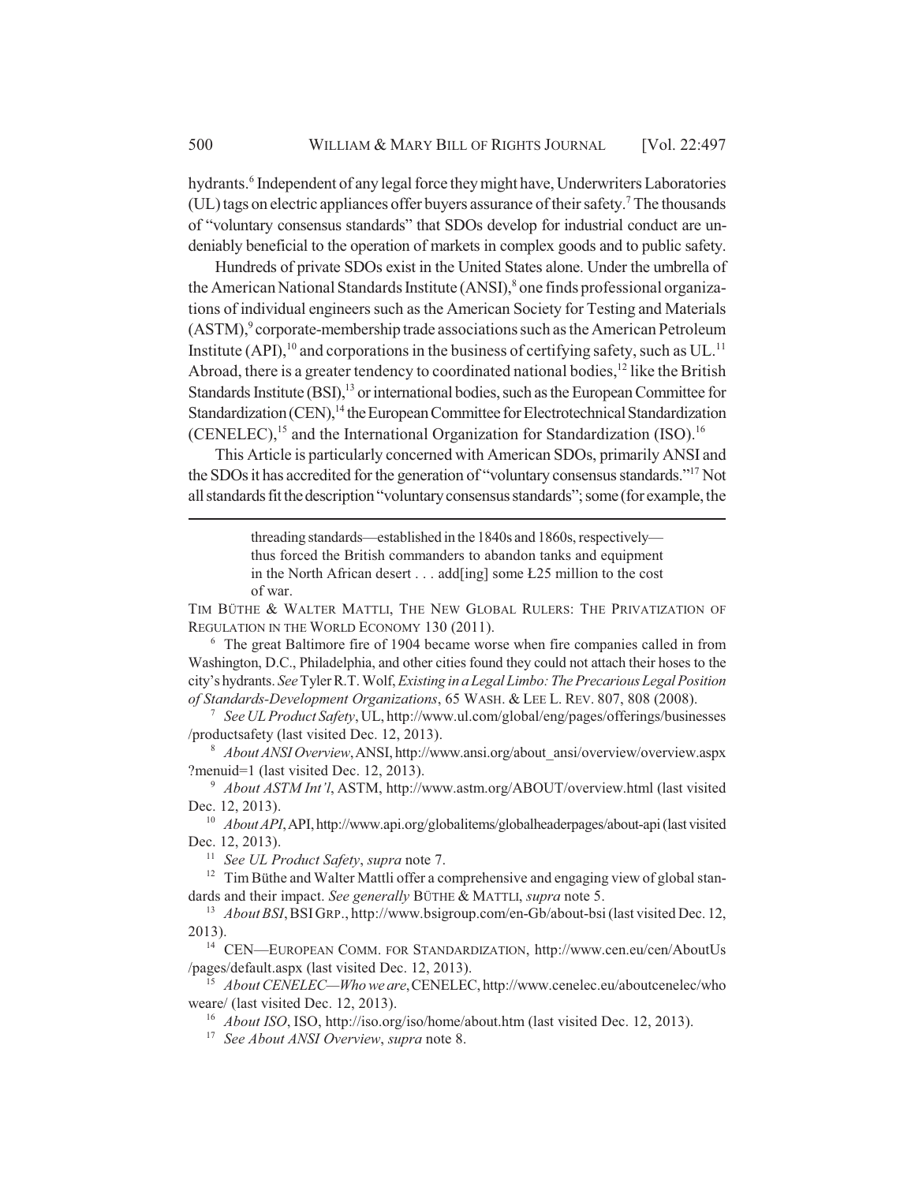hydrants.[6] Independent of any legal force they might have, Underwriters Laboratories (UL) tags on electric appliances offer buyers assurance of their safety.[7] The thousands of "voluntary consensus standards" that SDOs develop for industrial conduct are undeniably beneficial to the operation of markets in complex goods and to public safety.

Hundreds of private SDOs exist in the United States alone. Under the umbrella of the American National Standards Institute (ANSI),[8] one finds professional organizations of individual engineers such as the American Society for Testing and Materials (ASTM),[9] corporate-membership trade associations such as the American Petroleum Institute (API),[10] and corporations in the business of certifying safety, such as UL.[11] Abroad, there is a greater tendency to coordinated national bodies,[12] like the British Standards Institute (BSI),[13] or international bodies, such as the European Committee for Standardization (CEN),[14] the European Committee for Electrotechnical Standardization (CENELEC),[15] and the International Organization for Standardization (ISO).[16]

This Article is particularly concerned with American SDOs, primarily ANSI and the SDOs it has accredited for the generation of "voluntary consensus standards."[17] Not all standards fit the description "voluntary consensus standards"; some (for example, the

---

> threading standards—established in the 1840s and 1860s, respectively—thus forced the British commanders to abandon tanks and equipment in the North African desert . . . add[ing] some Ł25 million to the cost of war.

TIM BÜTHE & WALTER MATTLI, THE NEW GLOBAL RULERS: THE PRIVATIZATION OF REGULATION IN THE WORLD ECONOMY 130 (2011).

[6] The great Baltimore fire of 1904 became worse when fire companies called in from Washington, D.C., Philadelphia, and other cities found they could not attach their hoses to the city's hydrants. *See* Tyler R.T. Wolf, *Existing in a Legal Limbo: The Precarious Legal Position of Standards-Development Organizations*, 65 WASH. & LEE L. REV. 807, 808 (2008).

[7] *See UL Product Safety*, UL, http://www.ul.com/global/eng/pages/offerings/businesses/productsafety (last visited Dec. 12, 2013).

[8] *About ANSI Overview*, ANSI, http://www.ansi.org/about_ansi/overview/overview.aspx?menuid=1 (last visited Dec. 12, 2013).

[9] *About ASTM Int'l*, ASTM, http://www.astm.org/ABOUT/overview.html (last visited Dec. 12, 2013).

[10] *About API*, API, http://www.api.org/globalitems/globalheaderpages/about-api (last visited Dec. 12, 2013).

[11] *See UL Product Safety*, *supra* note 7.

[12] Tim Büthe and Walter Mattli offer a comprehensive and engaging view of global standards and their impact. *See generally* BÜTHE & MATTLI, *supra* note 5.

[13] *About BSI*, BSI GRP., http://www.bsigroup.com/en-Gb/about-bsi (last visited Dec. 12, 2013).

[14] CEN—EUROPEAN COMM. FOR STANDARDIZATION, http://www.cen.eu/cen/AboutUs/pages/default.aspx (last visited Dec. 12, 2013).

[15] *About CENELEC—Who we are*, CENELEC, http://www.cenelec.eu/aboutcenelec/whoweare/ (last visited Dec. 12, 2013).

[16] *About ISO*, ISO, http://iso.org/iso/home/about.htm (last visited Dec. 12, 2013).

[17] *See About ANSI Overview*, *supra* note 8.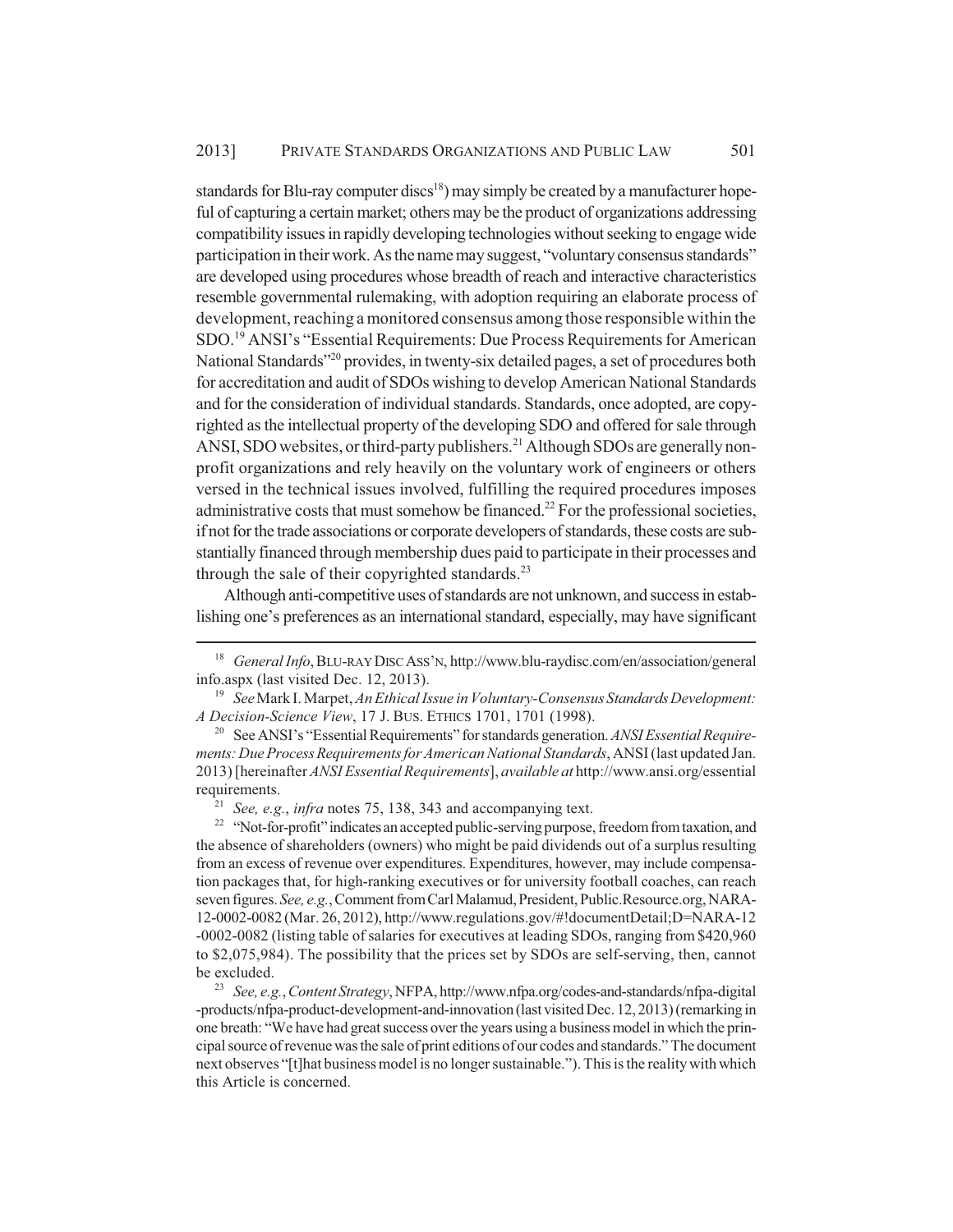standards for Blu-ray computer discs[18]) may simply be created by a manufacturer hopeful of capturing a certain market; others may be the product of organizations addressing compatibility issues in rapidly developing technologies without seeking to engage wide participation in their work. As the name may suggest, "voluntary consensus standards" are developed using procedures whose breadth of reach and interactive characteristics resemble governmental rulemaking, with adoption requiring an elaborate process of development, reaching a monitored consensus among those responsible within the SDO.[19] ANSI's "Essential Requirements: Due Process Requirements for American National Standards"[20] provides, in twenty-six detailed pages, a set of procedures both for accreditation and audit of SDOs wishing to develop American National Standards and for the consideration of individual standards. Standards, once adopted, are copyrighted as the intellectual property of the developing SDO and offered for sale through ANSI, SDO websites, or third-party publishers.[21] Although SDOs are generally nonprofit organizations and rely heavily on the voluntary work of engineers or others versed in the technical issues involved, fulfilling the required procedures imposes administrative costs that must somehow be financed.[22] For the professional societies, if not for the trade associations or corporate developers of standards, these costs are substantially financed through membership dues paid to participate in their processes and through the sale of their copyrighted standards.[23]

Although anti-competitive uses of standards are not unknown, and success in establishing one's preferences as an international standard, especially, may have significant

---

[18] *General Info*, BLU-RAY DISC ASS'N, http://www.blu-raydisc.com/en/association/general info.aspx (last visited Dec. 12, 2013).

[19] *See* Mark I. Marpet, *An Ethical Issue in Voluntary-Consensus Standards Development: A Decision-Science View*, 17 J. BUS. ETHICS 1701, 1701 (1998).

[20] See ANSI's "Essential Requirements" for standards generation. *ANSI Essential Requirements: Due Process Requirements for American National Standards*, ANSI (last updated Jan. 2013) [hereinafter *ANSI Essential Requirements*], *available at* http://www.ansi.org/essential requirements.

[21] *See, e.g.*, *infra* notes 75, 138, 343 and accompanying text.

[22] "Not-for-profit" indicates an accepted public-serving purpose, freedom from taxation, and the absence of shareholders (owners) who might be paid dividends out of a surplus resulting from an excess of revenue over expenditures. Expenditures, however, may include compensation packages that, for high-ranking executives or for university football coaches, can reach seven figures. *See, e.g.*, Comment from Carl Malamud, President, Public.Resource.org, NARA-12-0002-0082 (Mar. 26, 2012), http://www.regulations.gov/#!documentDetail;D=NARA-12-0002-0082 (listing table of salaries for executives at leading SDOs, ranging from $420,960 to $2,075,984). The possibility that the prices set by SDOs are self-serving, then, cannot be excluded.

[23] *See, e.g.*, *Content Strategy*, NFPA, http://www.nfpa.org/codes-and-standards/nfpa-digital-products/nfpa-product-development-and-innovation (last visited Dec. 12, 2013) (remarking in one breath: "We have had great success over the years using a business model in which the principal source of revenue was the sale of print editions of our codes and standards." The document next observes "[t]hat business model is no longer sustainable."). This is the reality with which this Article is concerned.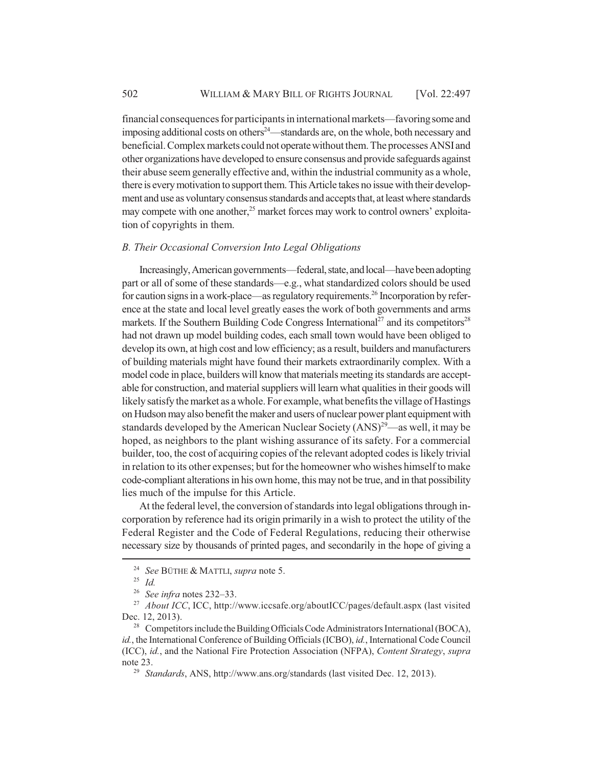financial consequences for participants in international markets—favoring some and imposing additional costs on others[24]—standards are, on the whole, both necessary and beneficial. Complex markets could not operate without them. The processes ANSI and other organizations have developed to ensure consensus and provide safeguards against their abuse seem generally effective and, within the industrial community as a whole, there is every motivation to support them. This Article takes no issue with their development and use as voluntary consensus standards and accepts that, at least where standards may compete with one another,[25] market forces may work to control owners' exploitation of copyrights in them.

### *B. Their Occasional Conversion Into Legal Obligations*

Increasingly, American governments—federal, state, and local—have been adopting part or all of some of these standards—e.g., what standardized colors should be used for caution signs in a work-place—as regulatory requirements.[26] Incorporation by reference at the state and local level greatly eases the work of both governments and arms markets. If the Southern Building Code Congress International[27] and its competitors[28] had not drawn up model building codes, each small town would have been obliged to develop its own, at high cost and low efficiency; as a result, builders and manufacturers of building materials might have found their markets extraordinarily complex. With a model code in place, builders will know that materials meeting its standards are acceptable for construction, and material suppliers will learn what qualities in their goods will likely satisfy the market as a whole. For example, what benefits the village of Hastings on Hudson may also benefit the maker and users of nuclear power plant equipment with standards developed by the American Nuclear Society (ANS)[29]—as well, it may be hoped, as neighbors to the plant wishing assurance of its safety. For a commercial builder, too, the cost of acquiring copies of the relevant adopted codes is likely trivial in relation to its other expenses; but for the homeowner who wishes himself to make code-compliant alterations in his own home, this may not be true, and in that possibility lies much of the impulse for this Article.

At the federal level, the conversion of standards into legal obligations through incorporation by reference had its origin primarily in a wish to protect the utility of the Federal Register and the Code of Federal Regulations, reducing their otherwise necessary size by thousands of printed pages, and secondarily in the hope of giving a

---

[24] *See* BÜTHE & MATTLI, *supra* note 5.

[25] *Id.*

[26] *See infra* notes 232–33.

[27] *About ICC*, ICC, http://www.iccsafe.org/aboutICC/pages/default.aspx (last visited Dec. 12, 2013).

[28] Competitors include the Building Officials Code Administrators International (BOCA), *id.*, the International Conference of Building Officials (ICBO), *id.*, International Code Council (ICC), *id.*, and the National Fire Protection Association (NFPA), *Content Strategy*, *supra* note 23.

[29] *Standards*, ANS, http://www.ans.org/standards (last visited Dec. 12, 2013).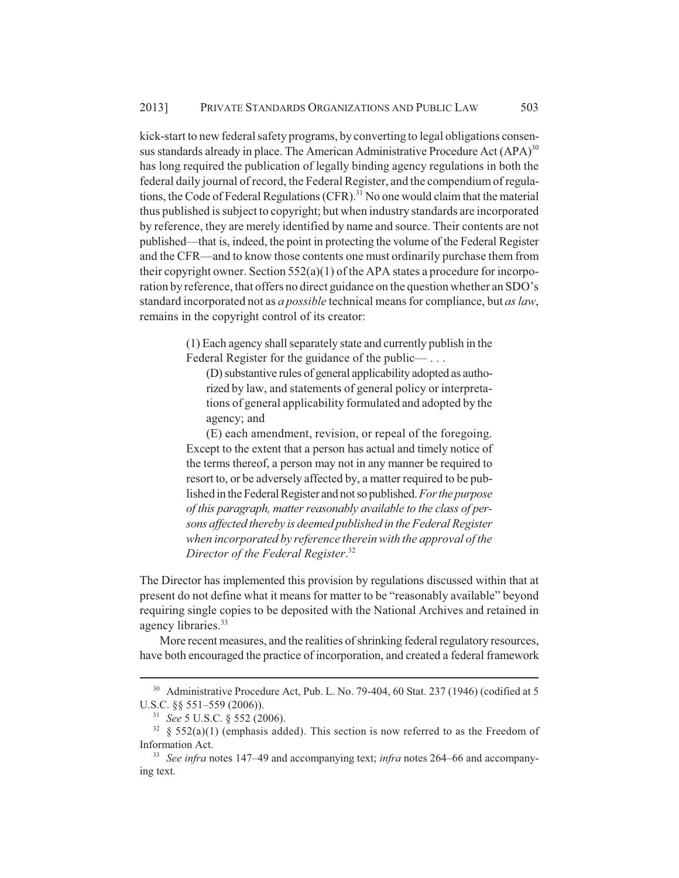kick-start to new federal safety programs, by converting to legal obligations consensus standards already in place. The American Administrative Procedure Act (APA)[30] has long required the publication of legally binding agency regulations in both the federal daily journal of record, the Federal Register, and the compendium of regulations, the Code of Federal Regulations (CFR).[31] No one would claim that the material thus published is subject to copyright; but when industry standards are incorporated by reference, they are merely identified by name and source. Their contents are not published—that is, indeed, the point in protecting the volume of the Federal Register and the CFR—and to know those contents one must ordinarily purchase them from their copyright owner. Section 552(a)(1) of the APA states a procedure for incorporation by reference, that offers no direct guidance on the question whether an SDO's standard incorporated not as *a possible* technical means for compliance, but *as law*, remains in the copyright control of its creator:

> (1) Each agency shall separately state and currently publish in the Federal Register for the guidance of the public— . . .
>
> (D) substantive rules of general applicability adopted as authorized by law, and statements of general policy or interpretations of general applicability formulated and adopted by the agency; and
>
> (E) each amendment, revision, or repeal of the foregoing. Except to the extent that a person has actual and timely notice of the terms thereof, a person may not in any manner be required to resort to, or be adversely affected by, a matter required to be published in the Federal Register and not so published. *For the purpose of this paragraph, matter reasonably available to the class of persons affected thereby is deemed published in the Federal Register when incorporated by reference therein with the approval of the Director of the Federal Register*.[32]

The Director has implemented this provision by regulations discussed within that at present do not define what it means for matter to be "reasonably available" beyond requiring single copies to be deposited with the National Archives and retained in agency libraries.[33]

More recent measures, and the realities of shrinking federal regulatory resources, have both encouraged the practice of incorporation, and created a federal framework

---

[30] Administrative Procedure Act, Pub. L. No. 79-404, 60 Stat. 237 (1946) (codified at 5 U.S.C. §§ 551–559 (2006)).

[31] *See* 5 U.S.C. § 552 (2006).

[32] § 552(a)(1) (emphasis added). This section is now referred to as the Freedom of Information Act.

[33] *See infra* notes 147–49 and accompanying text; *infra* notes 264–66 and accompanying text.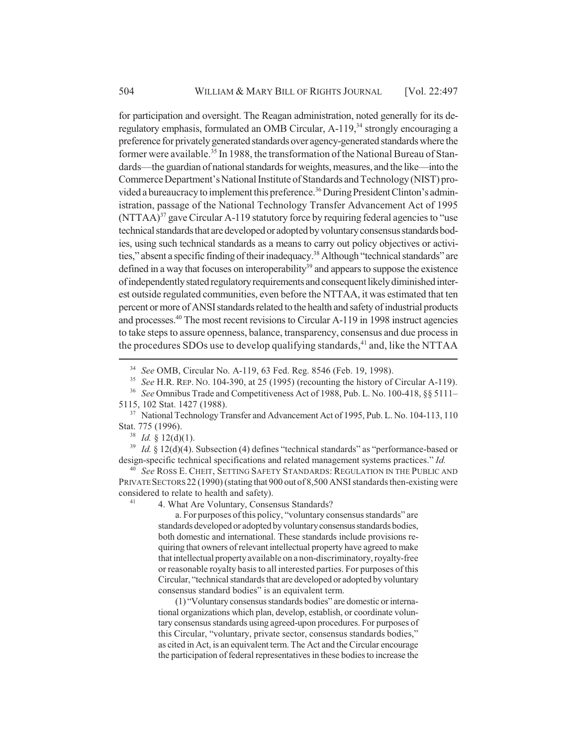for participation and oversight. The Reagan administration, noted generally for its deregulatory emphasis, formulated an OMB Circular, A-119,[34] strongly encouraging a preference for privately generated standards over agency-generated standards where the former were available.[35] In 1988, the transformation of the National Bureau of Standards—the guardian of national standards for weights, measures, and the like—into the Commerce Department's National Institute of Standards and Technology (NIST) provided a bureaucracy to implement this preference.[36] During President Clinton's administration, passage of the National Technology Transfer Advancement Act of 1995 (NTTAA)[37] gave Circular A-119 statutory force by requiring federal agencies to "use technical standards that are developed or adopted by voluntary consensus standards bodies, using such technical standards as a means to carry out policy objectives or activities," absent a specific finding of their inadequacy.[38] Although "technical standards" are defined in a way that focuses on interoperability[39] and appears to suppose the existence of independently stated regulatory requirements and consequent likely diminished interest outside regulated communities, even before the NTTAA, it was estimated that ten percent or more of ANSI standards related to the health and safety of industrial products and processes.[40] The most recent revisions to Circular A-119 in 1998 instruct agencies to take steps to assure openness, balance, transparency, consensus and due process in the procedures SDOs use to develop qualifying standards,[41] and, like the NTTAA

---

[34] *See* OMB, Circular No. A-119, 63 Fed. Reg. 8546 (Feb. 19, 1998).

[35] *See* H.R. REP. NO. 104-390, at 25 (1995) (recounting the history of Circular A-119).

[36] *See* Omnibus Trade and Competitiveness Act of 1988, Pub. L. No. 100-418, §§ 5111–5115, 102 Stat. 1427 (1988).

[37] National Technology Transfer and Advancement Act of 1995, Pub. L. No. 104-113, 110 Stat. 775 (1996).

[38] *Id.* § 12(d)(1).

[39] *Id.* § 12(d)(4). Subsection (4) defines "technical standards" as "performance-based or design-specific technical specifications and related management systems practices." *Id.*

[40] *See* ROSS E. CHEIT, SETTING SAFETY STANDARDS: REGULATION IN THE PUBLIC AND PRIVATE SECTORS 22 (1990) (stating that 900 out of 8,500 ANSI standards then-existing were considered to relate to health and safety).

[41] 4. What Are Voluntary, Consensus Standards?

> a. For purposes of this policy, "voluntary consensus standards" are standards developed or adopted by voluntary consensus standards bodies, both domestic and international. These standards include provisions requiring that owners of relevant intellectual property have agreed to make that intellectual property available on a non-discriminatory, royalty-free or reasonable royalty basis to all interested parties. For purposes of this Circular, "technical standards that are developed or adopted by voluntary consensus standard bodies" is an equivalent term.
>
> (1) "Voluntary consensus standards bodies" are domestic or international organizations which plan, develop, establish, or coordinate voluntary consensus standards using agreed-upon procedures. For purposes of this Circular, "voluntary, private sector, consensus standards bodies," as cited in Act, is an equivalent term. The Act and the Circular encourage the participation of federal representatives in these bodies to increase the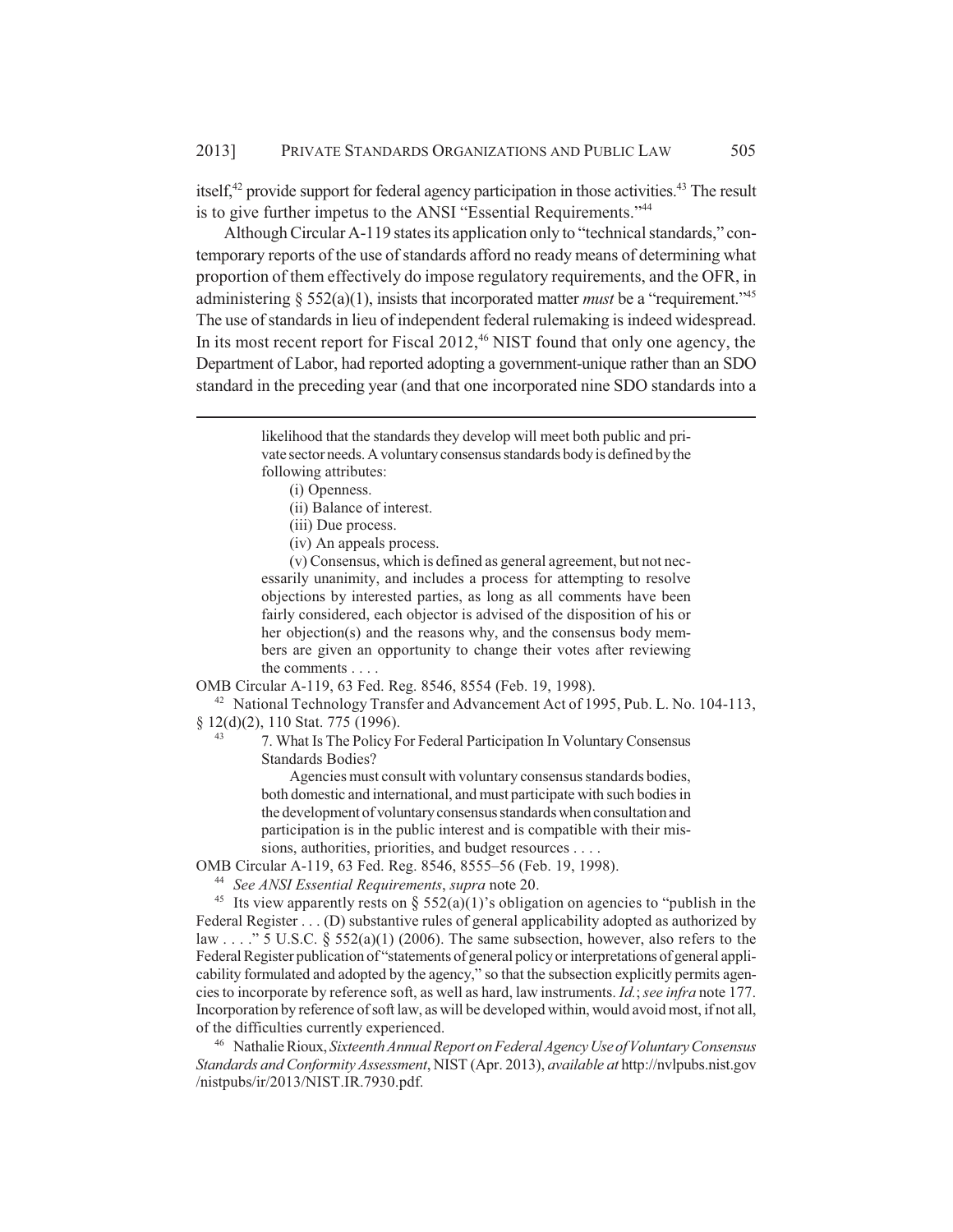itself,[42] provide support for federal agency participation in those activities.[43] The result is to give further impetus to the ANSI "Essential Requirements."[44]

Although Circular A-119 states its application only to "technical standards," contemporary reports of the use of standards afford no ready means of determining what proportion of them effectively do impose regulatory requirements, and the OFR, in administering § 552(a)(1), insists that incorporated matter *must* be a "requirement."[45] The use of standards in lieu of independent federal rulemaking is indeed widespread. In its most recent report for Fiscal 2012,[46] NIST found that only one agency, the Department of Labor, had reported adopting a government-unique rather than an SDO standard in the preceding year (and that one incorporated nine SDO standards into a

---

> likelihood that the standards they develop will meet both public and private sector needs. A voluntary consensus standards body is defined by the following attributes:
>
> (i) Openness.
>
> (ii) Balance of interest.
>
> (iii) Due process.
>
> (iv) An appeals process.
>
> (v) Consensus, which is defined as general agreement, but not necessarily unanimity, and includes a process for attempting to resolve objections by interested parties, as long as all comments have been fairly considered, each objector is advised of the disposition of his or her objection(s) and the reasons why, and the consensus body members are given an opportunity to change their votes after reviewing the comments . . . .

OMB Circular A-119, 63 Fed. Reg. 8546, 8554 (Feb. 19, 1998).

[42] National Technology Transfer and Advancement Act of 1995, Pub. L. No. 104-113, § 12(d)(2), 110 Stat. 775 (1996).

[43]
> 7. What Is The Policy For Federal Participation In Voluntary Consensus Standards Bodies?
>
> Agencies must consult with voluntary consensus standards bodies, both domestic and international, and must participate with such bodies in the development of voluntary consensus standards when consultation and participation is in the public interest and is compatible with their missions, authorities, priorities, and budget resources . . . .

OMB Circular A-119, 63 Fed. Reg. 8546, 8555–56 (Feb. 19, 1998).

[44] *See ANSI Essential Requirements*, *supra* note 20.

[45] Its view apparently rests on § 552(a)(1)'s obligation on agencies to "publish in the Federal Register . . . (D) substantive rules of general applicability adopted as authorized by law . . . ." 5 U.S.C. § 552(a)(1) (2006). The same subsection, however, also refers to the Federal Register publication of "statements of general policy or interpretations of general applicability formulated and adopted by the agency," so that the subsection explicitly permits agencies to incorporate by reference soft, as well as hard, law instruments. *Id.*; *see infra* note 177. Incorporation by reference of soft law, as will be developed within, would avoid most, if not all, of the difficulties currently experienced.

[46] Nathalie Rioux, *Sixteenth Annual Report on Federal Agency Use of Voluntary Consensus Standards and Conformity Assessment*, NIST (Apr. 2013), *available at* http://nvlpubs.nist.gov/nistpubs/ir/2013/NIST.IR.7930.pdf.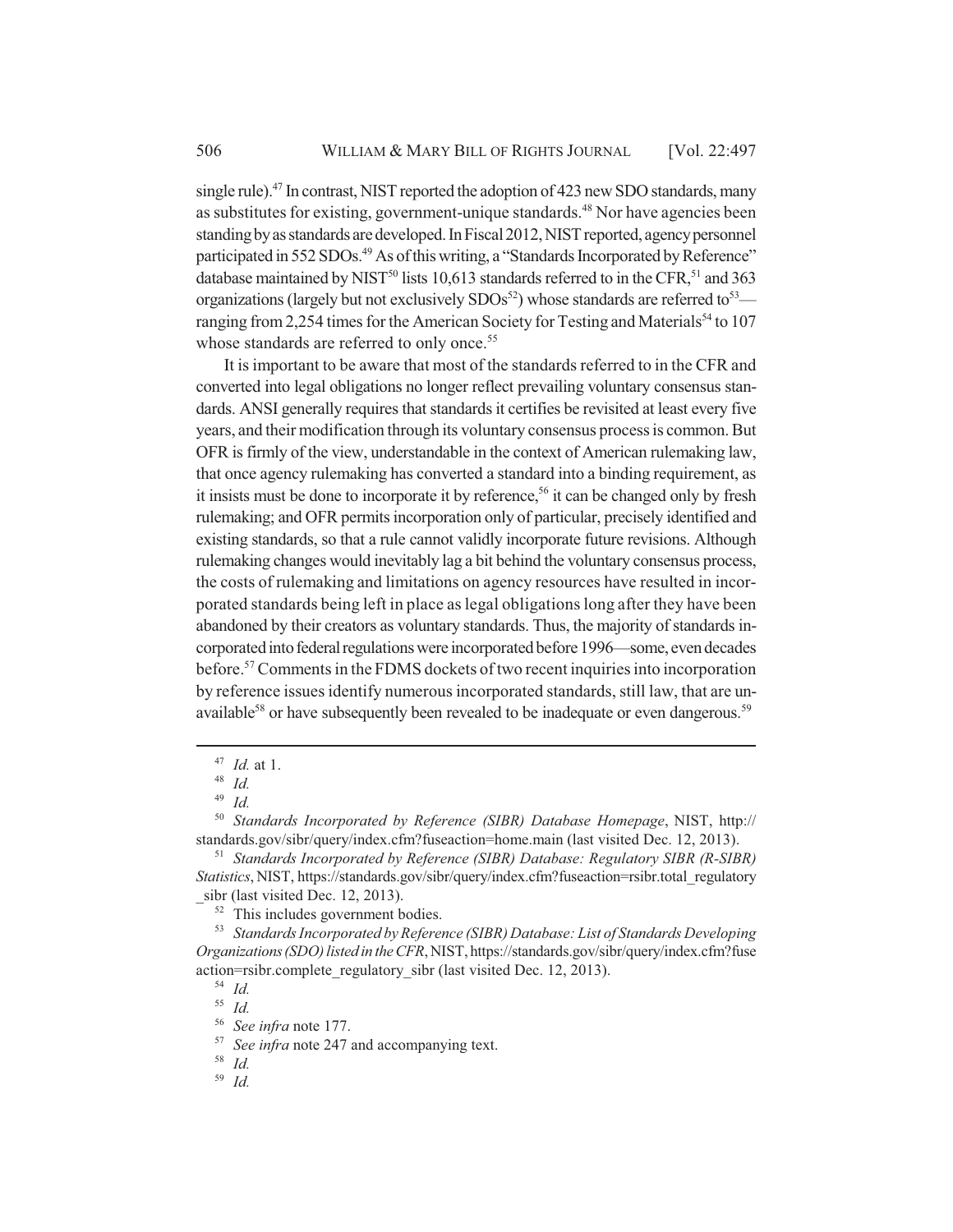single rule).[47] In contrast, NIST reported the adoption of 423 new SDO standards, many as substitutes for existing, government-unique standards.[48] Nor have agencies been standing by as standards are developed. In Fiscal 2012, NIST reported, agency personnel participated in 552 SDOs.[49] As of this writing, a "Standards Incorporated by Reference" database maintained by NIST[50] lists 10,613 standards referred to in the CFR,[51] and 363 organizations (largely but not exclusively SDOs[52]) whose standards are referred to[53]—ranging from 2,254 times for the American Society for Testing and Materials[54] to 107 whose standards are referred to only once.[55]

It is important to be aware that most of the standards referred to in the CFR and converted into legal obligations no longer reflect prevailing voluntary consensus standards. ANSI generally requires that standards it certifies be revisited at least every five years, and their modification through its voluntary consensus process is common. But OFR is firmly of the view, understandable in the context of American rulemaking law, that once agency rulemaking has converted a standard into a binding requirement, as it insists must be done to incorporate it by reference,[56] it can be changed only by fresh rulemaking; and OFR permits incorporation only of particular, precisely identified and existing standards, so that a rule cannot validly incorporate future revisions. Although rulemaking changes would inevitably lag a bit behind the voluntary consensus process, the costs of rulemaking and limitations on agency resources have resulted in incorporated standards being left in place as legal obligations long after they have been abandoned by their creators as voluntary standards. Thus, the majority of standards incorporated into federal regulations were incorporated before 1996—some, even decades before.[57] Comments in the FDMS dockets of two recent inquiries into incorporation by reference issues identify numerous incorporated standards, still law, that are unavailable[58] or have subsequently been revealed to be inadequate or even dangerous.[59]

---

[47] *Id.* at 1.

[48] *Id.*

[49] *Id.*

[50] *Standards Incorporated by Reference (SIBR) Database Homepage*, NIST, http://standards.gov/sibr/query/index.cfm?fuseaction=home.main (last visited Dec. 12, 2013).

[51] *Standards Incorporated by Reference (SIBR) Database: Regulatory SIBR (R-SIBR) Statistics*, NIST, https://standards.gov/sibr/query/index.cfm?fuseaction=rsibr.total_regulatory_sibr (last visited Dec. 12, 2013).

[52] This includes government bodies.

[53] *Standards Incorporated by Reference (SIBR) Database: List of Standards Developing Organizations (SDO) listed in the CFR*, NIST, https://standards.gov/sibr/query/index.cfm?fuseaction=rsibr.complete_regulatory_sibr (last visited Dec. 12, 2013).

[54] *Id.*

[55] *Id.*

[56] *See infra* note 177.

[57] *See infra* note 247 and accompanying text.

[58] *Id.*

[59] *Id.*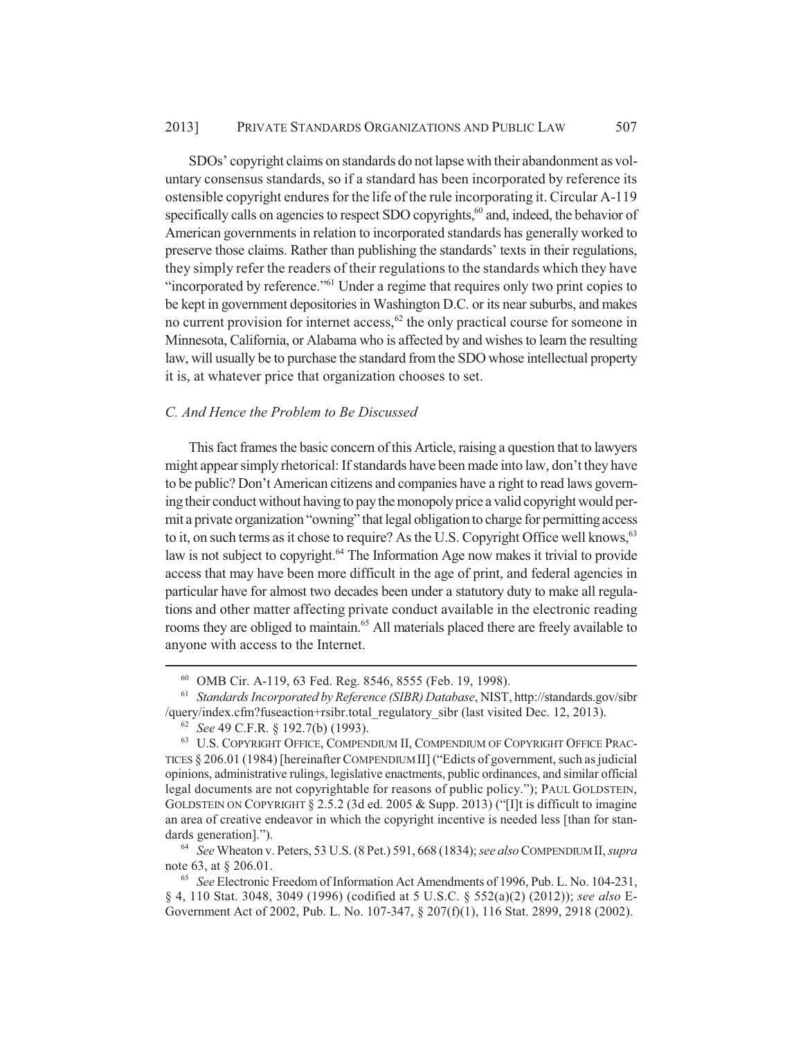SDOs' copyright claims on standards do not lapse with their abandonment as voluntary consensus standards, so if a standard has been incorporated by reference its ostensible copyright endures for the life of the rule incorporating it. Circular A-119 specifically calls on agencies to respect SDO copyrights,[60] and, indeed, the behavior of American governments in relation to incorporated standards has generally worked to preserve those claims. Rather than publishing the standards' texts in their regulations, they simply refer the readers of their regulations to the standards which they have "incorporated by reference."[61] Under a regime that requires only two print copies to be kept in government depositories in Washington D.C. or its near suburbs, and makes no current provision for internet access,[62] the only practical course for someone in Minnesota, California, or Alabama who is affected by and wishes to learn the resulting law, will usually be to purchase the standard from the SDO whose intellectual property it is, at whatever price that organization chooses to set.

### *C. And Hence the Problem to Be Discussed*

This fact frames the basic concern of this Article, raising a question that to lawyers might appear simply rhetorical: If standards have been made into law, don't they have to be public? Don't American citizens and companies have a right to read laws governing their conduct without having to pay the monopoly price a valid copyright would permit a private organization "owning" that legal obligation to charge for permitting access to it, on such terms as it chose to require? As the U.S. Copyright Office well knows,[63] law is not subject to copyright.[64] The Information Age now makes it trivial to provide access that may have been more difficult in the age of print, and federal agencies in particular have for almost two decades been under a statutory duty to make all regulations and other matter affecting private conduct available in the electronic reading rooms they are obliged to maintain.[65] All materials placed there are freely available to anyone with access to the Internet.

---

[60] OMB Cir. A-119, 63 Fed. Reg. 8546, 8555 (Feb. 19, 1998).

[61] *Standards Incorporated by Reference (SIBR) Database*, NIST, http://standards.gov/sibr/query/index.cfm?fuseaction+rsibr.total_regulatory_sibr (last visited Dec. 12, 2013).

[62] *See* 49 C.F.R. § 192.7(b) (1993).

[63] U.S. COPYRIGHT OFFICE, COMPENDIUM II, COMPENDIUM OF COPYRIGHT OFFICE PRACTICES § 206.01 (1984) [hereinafter COMPENDIUM II] ("Edicts of government, such as judicial opinions, administrative rulings, legislative enactments, public ordinances, and similar official legal documents are not copyrightable for reasons of public policy."); PAUL GOLDSTEIN, GOLDSTEIN ON COPYRIGHT § 2.5.2 (3d ed. 2005 & Supp. 2013) ("[I]t is difficult to imagine an area of creative endeavor in which the copyright incentive is needed less [than for standards generation].").

[64] *See* Wheaton v. Peters, 53 U.S. (8 Pet.) 591, 668 (1834); *see also* COMPENDIUM II, *supra* note 63, at § 206.01.

[65] *See* Electronic Freedom of Information Act Amendments of 1996, Pub. L. No. 104-231, § 4, 110 Stat. 3048, 3049 (1996) (codified at 5 U.S.C. § 552(a)(2) (2012)); *see also* E-Government Act of 2002, Pub. L. No. 107-347, § 207(f)(1), 116 Stat. 2899, 2918 (2002).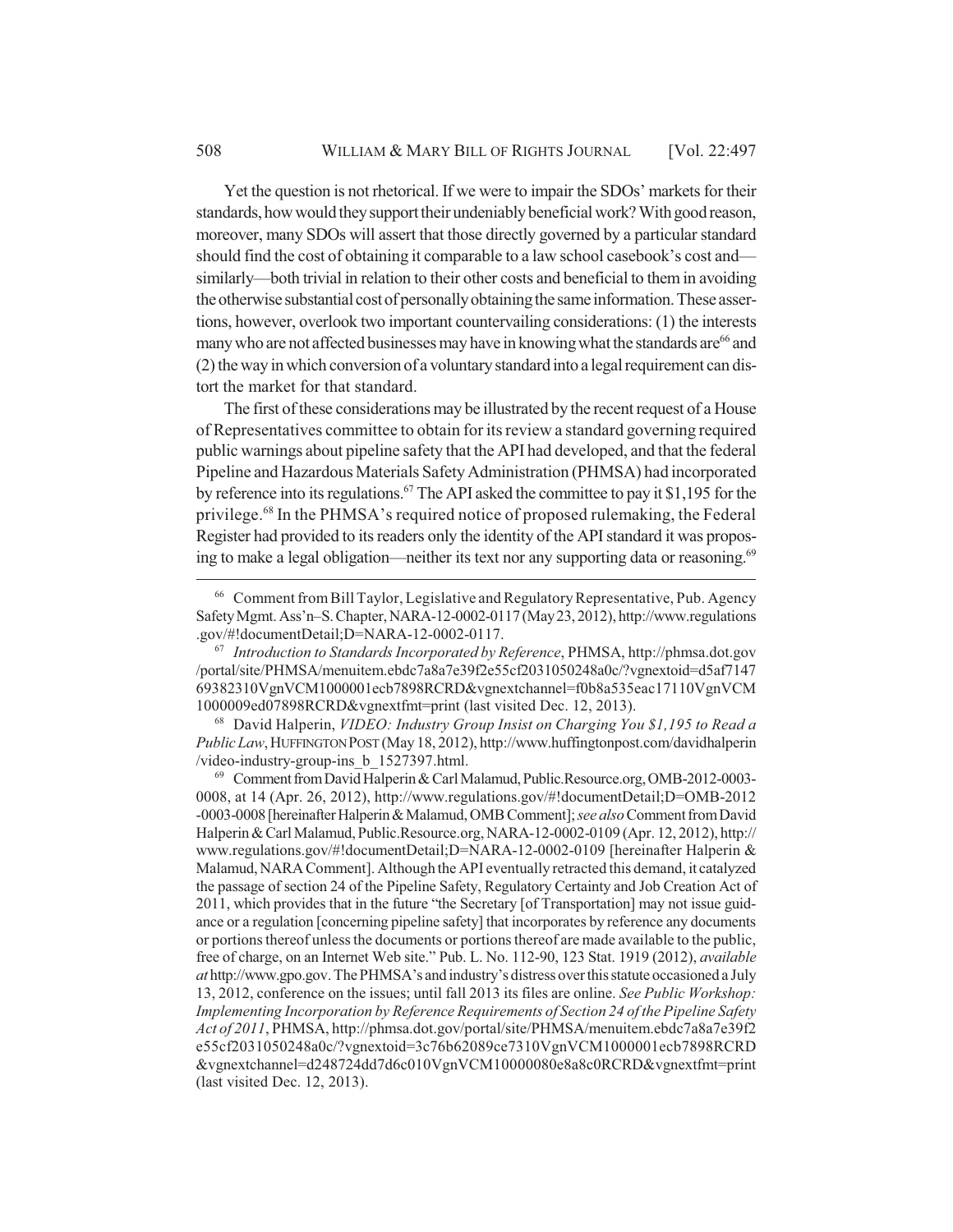Yet the question is not rhetorical. If we were to impair the SDOs' markets for their standards, how would they support their undeniably beneficial work? With good reason, moreover, many SDOs will assert that those directly governed by a particular standard should find the cost of obtaining it comparable to a law school casebook's cost and—similarly—both trivial in relation to their other costs and beneficial to them in avoiding the otherwise substantial cost of personally obtaining the same information. These assertions, however, overlook two important countervailing considerations: (1) the interests many who are not affected businesses may have in knowing what the standards are[66] and (2) the way in which conversion of a voluntary standard into a legal requirement can distort the market for that standard.

The first of these considerations may be illustrated by the recent request of a House of Representatives committee to obtain for its review a standard governing required public warnings about pipeline safety that the API had developed, and that the federal Pipeline and Hazardous Materials Safety Administration (PHMSA) had incorporated by reference into its regulations.[67] The API asked the committee to pay it $1,195 for the privilege.[68] In the PHMSA's required notice of proposed rulemaking, the Federal Register had provided to its readers only the identity of the API standard it was proposing to make a legal obligation—neither its text nor any supporting data or reasoning.[69]

---

[66] Comment from Bill Taylor, Legislative and Regulatory Representative, Pub. Agency Safety Mgmt. Ass'n–S. Chapter, NARA-12-0002-0117 (May 23, 2012), http://www.regulations.gov/#!documentDetail;D=NARA-12-0002-0117.

[67] *Introduction to Standards Incorporated by Reference*, PHMSA, http://phmsa.dot.gov/portal/site/PHMSA/menuitem.ebdc7a8a7e39f2e55cf2031050248a0c/?vgnextoid=d5af714769382310VgnVCM1000001ecb7898RCRD&vgnextchannel=f0b8a535eac17110VgnVCM1000009ed07898RCRD&vgnextfmt=print (last visited Dec. 12, 2013).

[68] David Halperin, *VIDEO: Industry Group Insist on Charging You $1,195 to Read a Public Law*, HUFFINGTON POST (May 18, 2012), http://www.huffingtonpost.com/davidhalperin/video-industry-group-ins_b_1527397.html.

[69] Comment from David Halperin & Carl Malamud, Public.Resource.org, OMB-2012-0003-0008, at 14 (Apr. 26, 2012), http://www.regulations.gov/#!documentDetail;D=OMB-2012-0003-0008 [hereinafter Halperin & Malamud, OMB Comment]; *see also* Comment from David Halperin & Carl Malamud, Public.Resource.org, NARA-12-0002-0109 (Apr. 12, 2012), http://www.regulations.gov/#!documentDetail;D=NARA-12-0002-0109 [hereinafter Halperin & Malamud, NARA Comment]. Although the API eventually retracted this demand, it catalyzed the passage of section 24 of the Pipeline Safety, Regulatory Certainty and Job Creation Act of 2011, which provides that in the future "the Secretary [of Transportation] may not issue guidance or a regulation [concerning pipeline safety] that incorporates by reference any documents or portions thereof unless the documents or portions thereof are made available to the public, free of charge, on an Internet Web site." Pub. L. No. 112-90, 123 Stat. 1919 (2012), *available at* http://www.gpo.gov. The PHMSA's and industry's distress over this statute occasioned a July 13, 2012, conference on the issues; until fall 2013 its files are online. *See Public Workshop: Implementing Incorporation by Reference Requirements of Section 24 of the Pipeline Safety Act of 2011*, PHMSA, http://phmsa.dot.gov/portal/site/PHMSA/menuitem.ebdc7a8a7e39f2e55cf2031050248a0c/?vgnextoid=3c76b62089ce7310VgnVCM1000001ecb7898RCRD&vgnextchannel=d248724dd7d6c010VgnVCM10000080e8a8c0RCRD&vgnextfmt=print (last visited Dec. 12, 2013).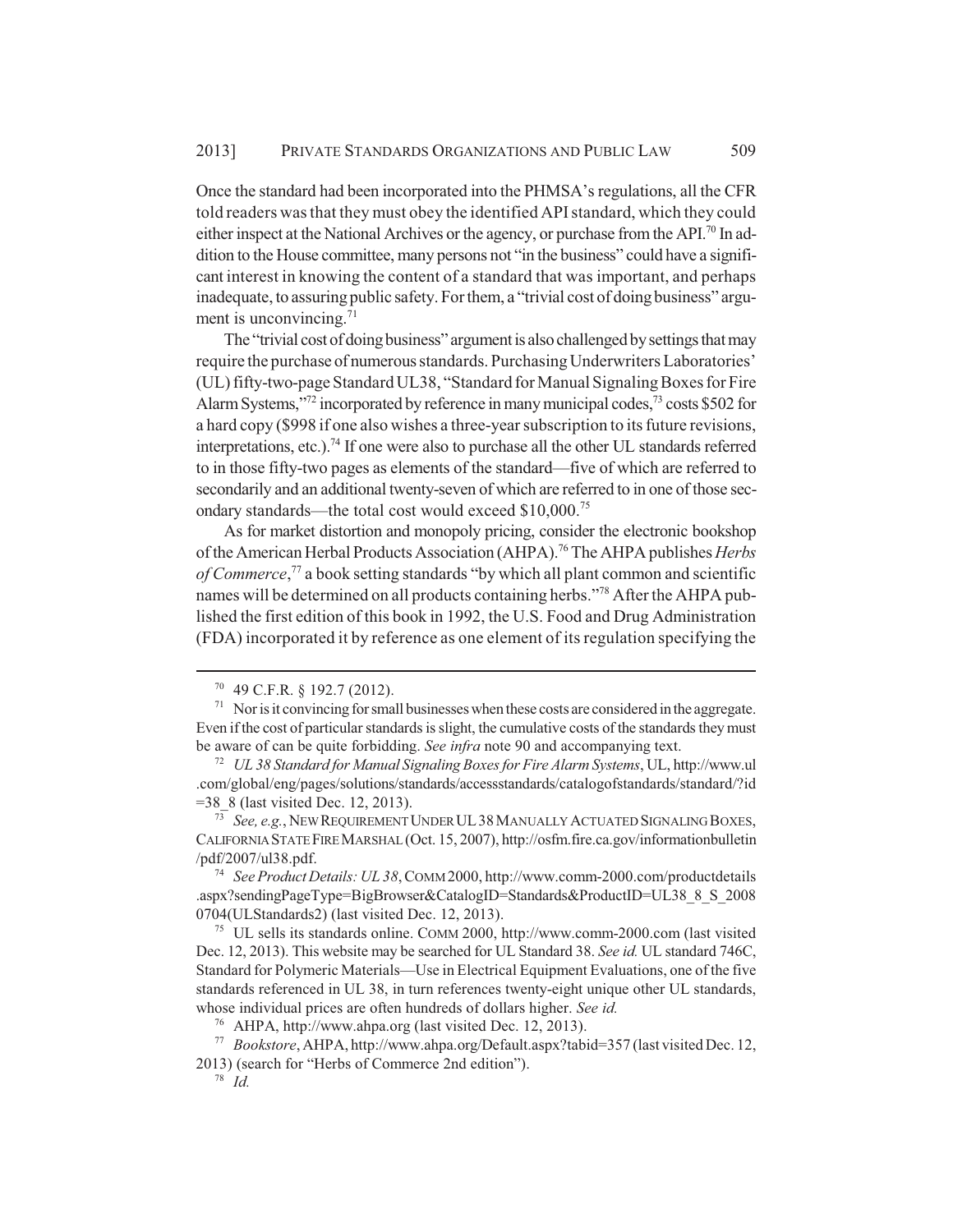Once the standard had been incorporated into the PHMSA's regulations, all the CFR told readers was that they must obey the identified API standard, which they could either inspect at the National Archives or the agency, or purchase from the API.[70] In addition to the House committee, many persons not "in the business" could have a significant interest in knowing the content of a standard that was important, and perhaps inadequate, to assuring public safety. For them, a "trivial cost of doing business" argument is unconvincing.[71]

The "trivial cost of doing business" argument is also challenged by settings that may require the purchase of numerous standards. Purchasing Underwriters Laboratories' (UL) fifty-two-page Standard UL38, "Standard for Manual Signaling Boxes for Fire Alarm Systems,"[72] incorporated by reference in many municipal codes,[73] costs $502 for a hard copy ($998 if one also wishes a three-year subscription to its future revisions, interpretations, etc.).[74] If one were also to purchase all the other UL standards referred to in those fifty-two pages as elements of the standard—five of which are referred to secondarily and an additional twenty-seven of which are referred to in one of those secondary standards—the total cost would exceed $10,000.[75]

As for market distortion and monopoly pricing, consider the electronic bookshop of the American Herbal Products Association (AHPA).[76] The AHPA publishes *Herbs of Commerce*,[77] a book setting standards "by which all plant common and scientific names will be determined on all products containing herbs."[78] After the AHPA published the first edition of this book in 1992, the U.S. Food and Drug Administration (FDA) incorporated it by reference as one element of its regulation specifying the

---

[70] 49 C.F.R. § 192.7 (2012).

[71] Nor is it convincing for small businesses when these costs are considered in the aggregate. Even if the cost of particular standards is slight, the cumulative costs of the standards they must be aware of can be quite forbidding. *See infra* note 90 and accompanying text.

[72] *UL 38 Standard for Manual Signaling Boxes for Fire Alarm Systems*, UL, http://www.ul.com/global/eng/pages/solutions/standards/accessstandards/catalogofstandards/standard/?id=38_8 (last visited Dec. 12, 2013).

[73] *See, e.g.*, NEW REQUIREMENT UNDER UL 38 MANUALLY ACTUATED SIGNALING BOXES, CALIFORNIA STATE FIRE MARSHAL (Oct. 15, 2007), http://osfm.fire.ca.gov/informationbulletin/pdf/2007/ul38.pdf.

[74] *See Product Details: UL 38*, COMM 2000, http://www.comm-2000.com/productdetails.aspx?sendingPageType=BigBrowser&CatalogID=Standards&ProductID=UL38_8_S_20080704(ULStandards2) (last visited Dec. 12, 2013).

[75] UL sells its standards online. COMM 2000, http://www.comm-2000.com (last visited Dec. 12, 2013). This website may be searched for UL Standard 38. *See id.* UL standard 746C, Standard for Polymeric Materials—Use in Electrical Equipment Evaluations, one of the five standards referenced in UL 38, in turn references twenty-eight unique other UL standards, whose individual prices are often hundreds of dollars higher. *See id.*

[76] AHPA, http://www.ahpa.org (last visited Dec. 12, 2013).

[77] *Bookstore*, AHPA, http://www.ahpa.org/Default.aspx?tabid=357 (last visited Dec. 12, 2013) (search for "Herbs of Commerce 2nd edition").

[78] *Id.*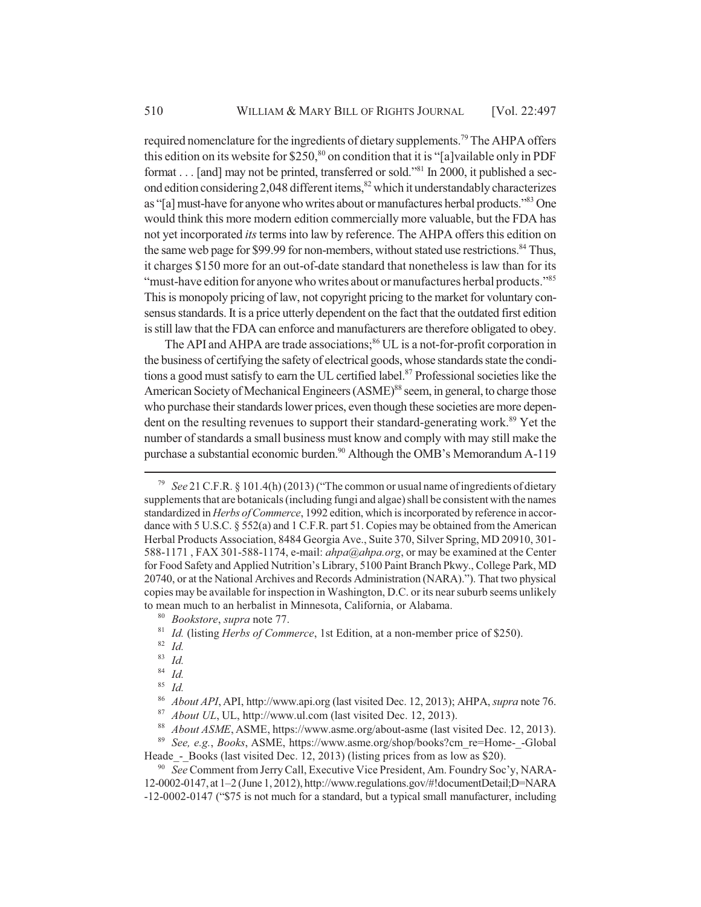required nomenclature for the ingredients of dietary supplements.[79] The AHPA offers this edition on its website for $250,[80] on condition that it is "[a]vailable only in PDF format . . . [and] may not be printed, transferred or sold."[81] In 2000, it published a second edition considering 2,048 different items,[82] which it understandably characterizes as "[a] must-have for anyone who writes about or manufactures herbal products."[83] One would think this more modern edition commercially more valuable, but the FDA has not yet incorporated *its* terms into law by reference. The AHPA offers this edition on the same web page for $99.99 for non-members, without stated use restrictions.[84] Thus, it charges $150 more for an out-of-date standard that nonetheless is law than for its "must-have edition for anyone who writes about or manufactures herbal products."[85] This is monopoly pricing of law, not copyright pricing to the market for voluntary consensus standards. It is a price utterly dependent on the fact that the outdated first edition is still law that the FDA can enforce and manufacturers are therefore obligated to obey.

The API and AHPA are trade associations;[86] UL is a not-for-profit corporation in the business of certifying the safety of electrical goods, whose standards state the conditions a good must satisfy to earn the UL certified label.[87] Professional societies like the American Society of Mechanical Engineers (ASME)[88] seem, in general, to charge those who purchase their standards lower prices, even though these societies are more dependent on the resulting revenues to support their standard-generating work.[89] Yet the number of standards a small business must know and comply with may still make the purchase a substantial economic burden.[90] Although the OMB's Memorandum A-119

---

[79] *See* 21 C.F.R. § 101.4(h) (2013) ("The common or usual name of ingredients of dietary supplements that are botanicals (including fungi and algae) shall be consistent with the names standardized in *Herbs of Commerce*, 1992 edition, which is incorporated by reference in accordance with 5 U.S.C. § 552(a) and 1 C.F.R. part 51. Copies may be obtained from the American Herbal Products Association, 8484 Georgia Ave., Suite 370, Silver Spring, MD 20910, 301-588-1171 , FAX 301-588-1174, e-mail: *ahpa@ahpa.org*, or may be examined at the Center for Food Safety and Applied Nutrition's Library, 5100 Paint Branch Pkwy., College Park, MD 20740, or at the National Archives and Records Administration (NARA)."). That two physical copies may be available for inspection in Washington, D.C. or its near suburb seems unlikely to mean much to an herbalist in Minnesota, California, or Alabama.

[80] *Bookstore*, *supra* note 77.

[81] *Id.* (listing *Herbs of Commerce*, 1st Edition, at a non-member price of $250).

[82] *Id.*

[83] *Id.*

[84] *Id.*

[85] *Id.*

[86] *About API*, API, http://www.api.org (last visited Dec. 12, 2013); AHPA, *supra* note 76.

[87] *About UL*, UL, http://www.ul.com (last visited Dec. 12, 2013).

[88] *About ASME*, ASME, https://www.asme.org/about-asme (last visited Dec. 12, 2013).

[89] *See, e.g.*, *Books*, ASME, https://www.asme.org/shop/books?cm_re=Home-_-Global Heade_-_Books (last visited Dec. 12, 2013) (listing prices from as low as $20).

[90] *See* Comment from Jerry Call, Executive Vice President, Am. Foundry Soc'y, NARA-12-0002-0147, at 1–2 (June 1, 2012), http://www.regulations.gov/#!documentDetail;D=NARA-12-0002-0147 ("$75 is not much for a standard, but a typical small manufacturer, including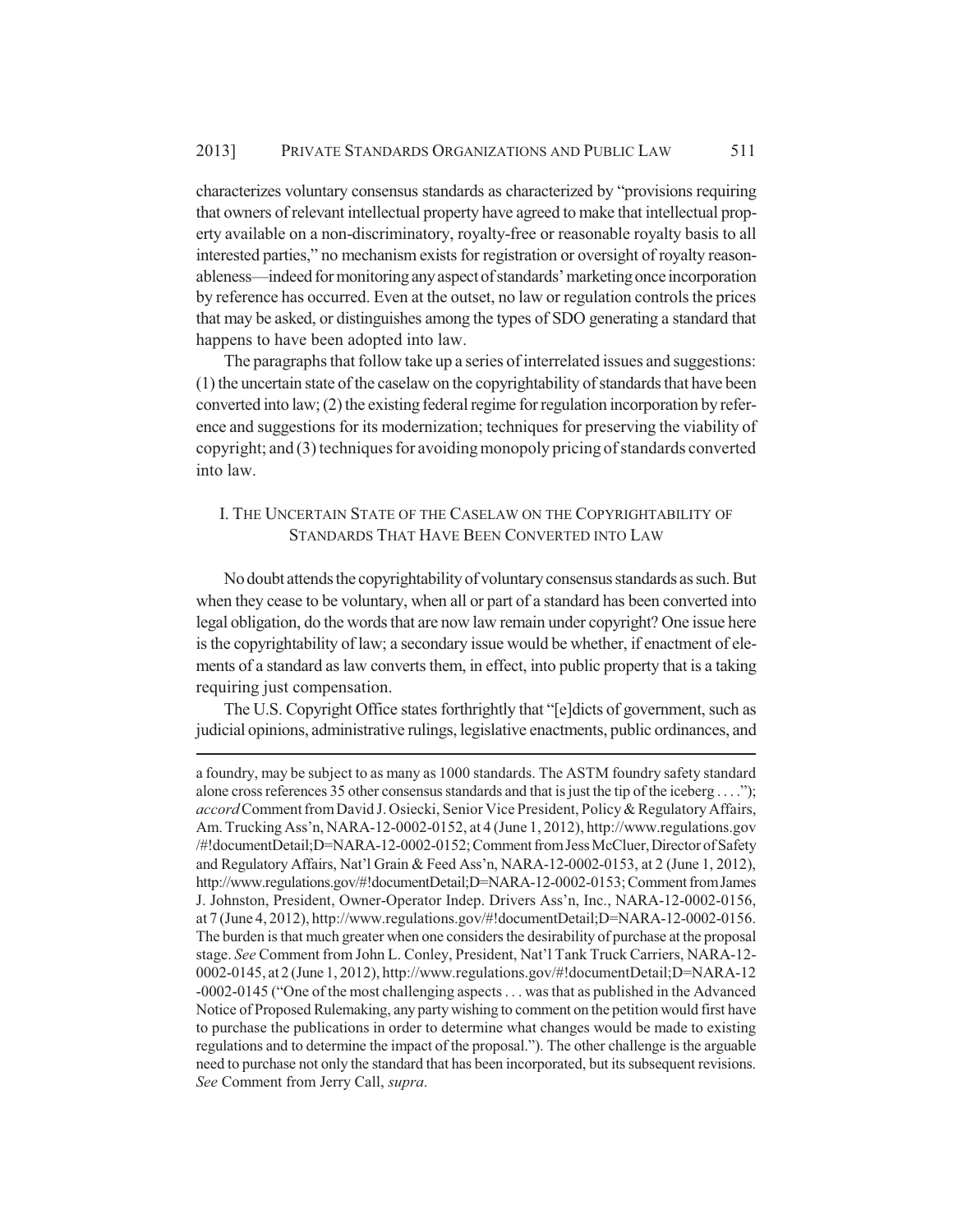characterizes voluntary consensus standards as characterized by "provisions requiring that owners of relevant intellectual property have agreed to make that intellectual property available on a non-discriminatory, royalty-free or reasonable royalty basis to all interested parties," no mechanism exists for registration or oversight of royalty reasonableness—indeed for monitoring any aspect of standards' marketing once incorporation by reference has occurred. Even at the outset, no law or regulation controls the prices that may be asked, or distinguishes among the types of SDO generating a standard that happens to have been adopted into law.

The paragraphs that follow take up a series of interrelated issues and suggestions: (1) the uncertain state of the caselaw on the copyrightability of standards that have been converted into law; (2) the existing federal regime for regulation incorporation by reference and suggestions for its modernization; techniques for preserving the viability of copyright; and (3) techniques for avoiding monopoly pricing of standards converted into law.

## I. The Uncertain State of the Caselaw on the Copyrightability of Standards That Have Been Converted into Law

No doubt attends the copyrightability of voluntary consensus standards as such. But when they cease to be voluntary, when all or part of a standard has been converted into legal obligation, do the words that are now law remain under copyright? One issue here is the copyrightability of law; a secondary issue would be whether, if enactment of elements of a standard as law converts them, in effect, into public property that is a taking requiring just compensation.

The U.S. Copyright Office states forthrightly that "[e]dicts of government, such as judicial opinions, administrative rulings, legislative enactments, public ordinances, and

---

a foundry, may be subject to as many as 1000 standards. The ASTM foundry safety standard alone cross references 35 other consensus standards and that is just the tip of the iceberg . . . ."); *accord* Comment from David J. Osiecki, Senior Vice President, Policy & Regulatory Affairs, Am. Trucking Ass'n, NARA-12-0002-0152, at 4 (June 1, 2012), http://www.regulations.gov/#!documentDetail;D=NARA-12-0002-0152; Comment from Jess McCluer, Director of Safety and Regulatory Affairs, Nat'l Grain & Feed Ass'n, NARA-12-0002-0153, at 2 (June 1, 2012), http://www.regulations.gov/#!documentDetail;D=NARA-12-0002-0153; Comment from James J. Johnston, President, Owner-Operator Indep. Drivers Ass'n, Inc., NARA-12-0002-0156, at 7 (June 4, 2012), http://www.regulations.gov/#!documentDetail;D=NARA-12-0002-0156. The burden is that much greater when one considers the desirability of purchase at the proposal stage. *See* Comment from John L. Conley, President, Nat'l Tank Truck Carriers, NARA-12-0002-0145, at 2 (June 1, 2012), http://www.regulations.gov/#!documentDetail;D=NARA-12-0002-0145 ("One of the most challenging aspects . . . was that as published in the Advanced Notice of Proposed Rulemaking, any party wishing to comment on the petition would first have to purchase the publications in order to determine what changes would be made to existing regulations and to determine the impact of the proposal."). The other challenge is the arguable need to purchase not only the standard that has been incorporated, but its subsequent revisions. *See* Comment from Jerry Call, *supra*.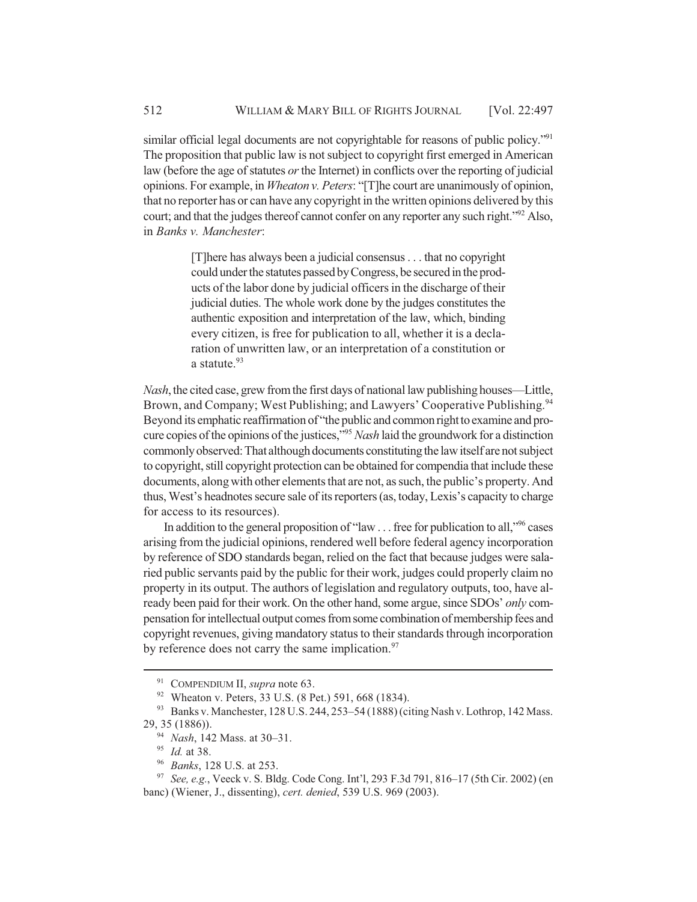similar official legal documents are not copyrightable for reasons of public policy."[91] The proposition that public law is not subject to copyright first emerged in American law (before the age of statutes *or* the Internet) in conflicts over the reporting of judicial opinions. For example, in *Wheaton v. Peters*: "[T]he court are unanimously of opinion, that no reporter has or can have any copyright in the written opinions delivered by this court; and that the judges thereof cannot confer on any reporter any such right."[92] Also, in *Banks v. Manchester*:

> [T]here has always been a judicial consensus . . . that no copyright could under the statutes passed by Congress, be secured in the products of the labor done by judicial officers in the discharge of their judicial duties. The whole work done by the judges constitutes the authentic exposition and interpretation of the law, which, binding every citizen, is free for publication to all, whether it is a declaration of unwritten law, or an interpretation of a constitution or a statute.[93]

*Nash*, the cited case, grew from the first days of national law publishing houses—Little, Brown, and Company; West Publishing; and Lawyers' Cooperative Publishing.[94] Beyond its emphatic reaffirmation of "the public and common right to examine and procure copies of the opinions of the justices,"[95] *Nash* laid the groundwork for a distinction commonly observed: That although documents constituting the law itself are not subject to copyright, still copyright protection can be obtained for compendia that include these documents, along with other elements that are not, as such, the public's property. And thus, West's headnotes secure sale of its reporters (as, today, Lexis's capacity to charge for access to its resources).

In addition to the general proposition of "law . . . free for publication to all,"[96] cases arising from the judicial opinions, rendered well before federal agency incorporation by reference of SDO standards began, relied on the fact that because judges were salaried public servants paid by the public for their work, judges could properly claim no property in its output. The authors of legislation and regulatory outputs, too, have already been paid for their work. On the other hand, some argue, since SDOs' *only* compensation for intellectual output comes from some combination of membership fees and copyright revenues, giving mandatory status to their standards through incorporation by reference does not carry the same implication.[97]

---

[91] COMPENDIUM II, *supra* note 63.

[92] Wheaton v. Peters, 33 U.S. (8 Pet.) 591, 668 (1834).

[93] Banks v. Manchester, 128 U.S. 244, 253–54 (1888) (citing Nash v. Lothrop, 142 Mass. 29, 35 (1886)).

[94] *Nash*, 142 Mass. at 30–31.

[95] *Id.* at 38.

[96] *Banks*, 128 U.S. at 253.

[97] *See, e.g.*, Veeck v. S. Bldg. Code Cong. Int'l, 293 F.3d 791, 816–17 (5th Cir. 2002) (en banc) (Wiener, J., dissenting), *cert. denied*, 539 U.S. 969 (2003).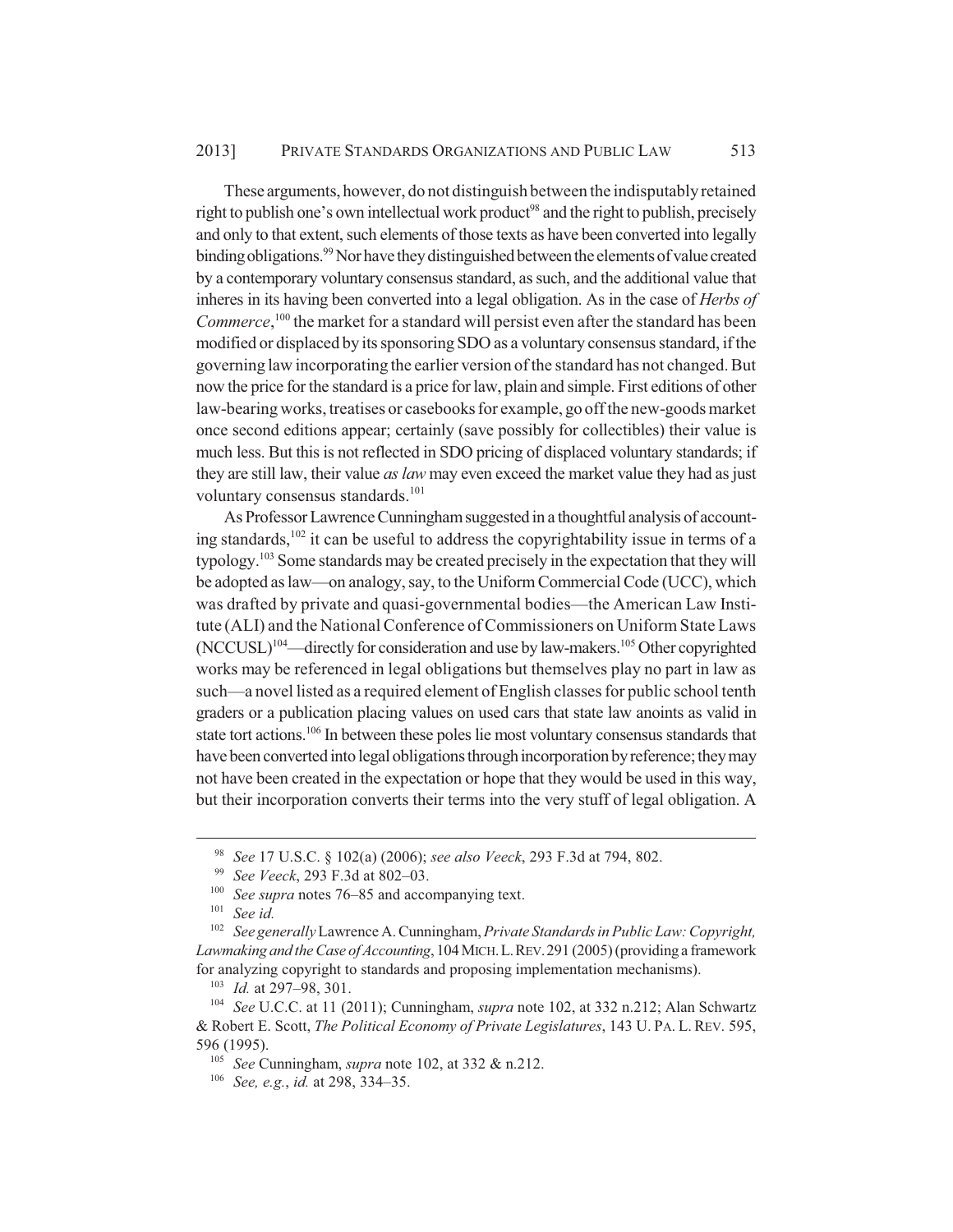These arguments, however, do not distinguish between the indisputably retained right to publish one's own intellectual work product[98] and the right to publish, precisely and only to that extent, such elements of those texts as have been converted into legally binding obligations.[99] Nor have they distinguished between the elements of value created by a contemporary voluntary consensus standard, as such, and the additional value that inheres in its having been converted into a legal obligation. As in the case of *Herbs of Commerce*,[100] the market for a standard will persist even after the standard has been modified or displaced by its sponsoring SDO as a voluntary consensus standard, if the governing law incorporating the earlier version of the standard has not changed. But now the price for the standard is a price for law, plain and simple. First editions of other law-bearing works, treatises or casebooks for example, go off the new-goods market once second editions appear; certainly (save possibly for collectibles) their value is much less. But this is not reflected in SDO pricing of displaced voluntary standards; if they are still law, their value *as law* may even exceed the market value they had as just voluntary consensus standards.[101]

As Professor Lawrence Cunningham suggested in a thoughtful analysis of accounting standards,[102] it can be useful to address the copyrightability issue in terms of a typology.[103] Some standards may be created precisely in the expectation that they will be adopted as law—on analogy, say, to the Uniform Commercial Code (UCC), which was drafted by private and quasi-governmental bodies—the American Law Institute (ALI) and the National Conference of Commissioners on Uniform State Laws (NCCUSL)[104]—directly for consideration and use by law-makers.[105] Other copyrighted works may be referenced in legal obligations but themselves play no part in law as such—a novel listed as a required element of English classes for public school tenth graders or a publication placing values on used cars that state law anoints as valid in state tort actions.[106] In between these poles lie most voluntary consensus standards that have been converted into legal obligations through incorporation by reference; they may not have been created in the expectation or hope that they would be used in this way, but their incorporation converts their terms into the very stuff of legal obligation. A

---

[98] *See* 17 U.S.C. § 102(a) (2006); *see also Veeck*, 293 F.3d at 794, 802.

[99] *See Veeck*, 293 F.3d at 802–03.

[100] *See supra* notes 76–85 and accompanying text.

[101] *See id.*

[102] *See generally* Lawrence A. Cunningham, *Private Standards in Public Law: Copyright, Lawmaking and the Case of Accounting*, 104 MICH. L. REV. 291 (2005) (providing a framework for analyzing copyright to standards and proposing implementation mechanisms).

[103] *Id.* at 297–98, 301.

[104] *See* U.C.C. at 11 (2011); Cunningham, *supra* note 102, at 332 n.212; Alan Schwartz & Robert E. Scott, *The Political Economy of Private Legislatures*, 143 U. PA. L. REV. 595, 596 (1995).

[105] *See* Cunningham, *supra* note 102, at 332 & n.212.

[106] *See, e.g.*, *id.* at 298, 334–35.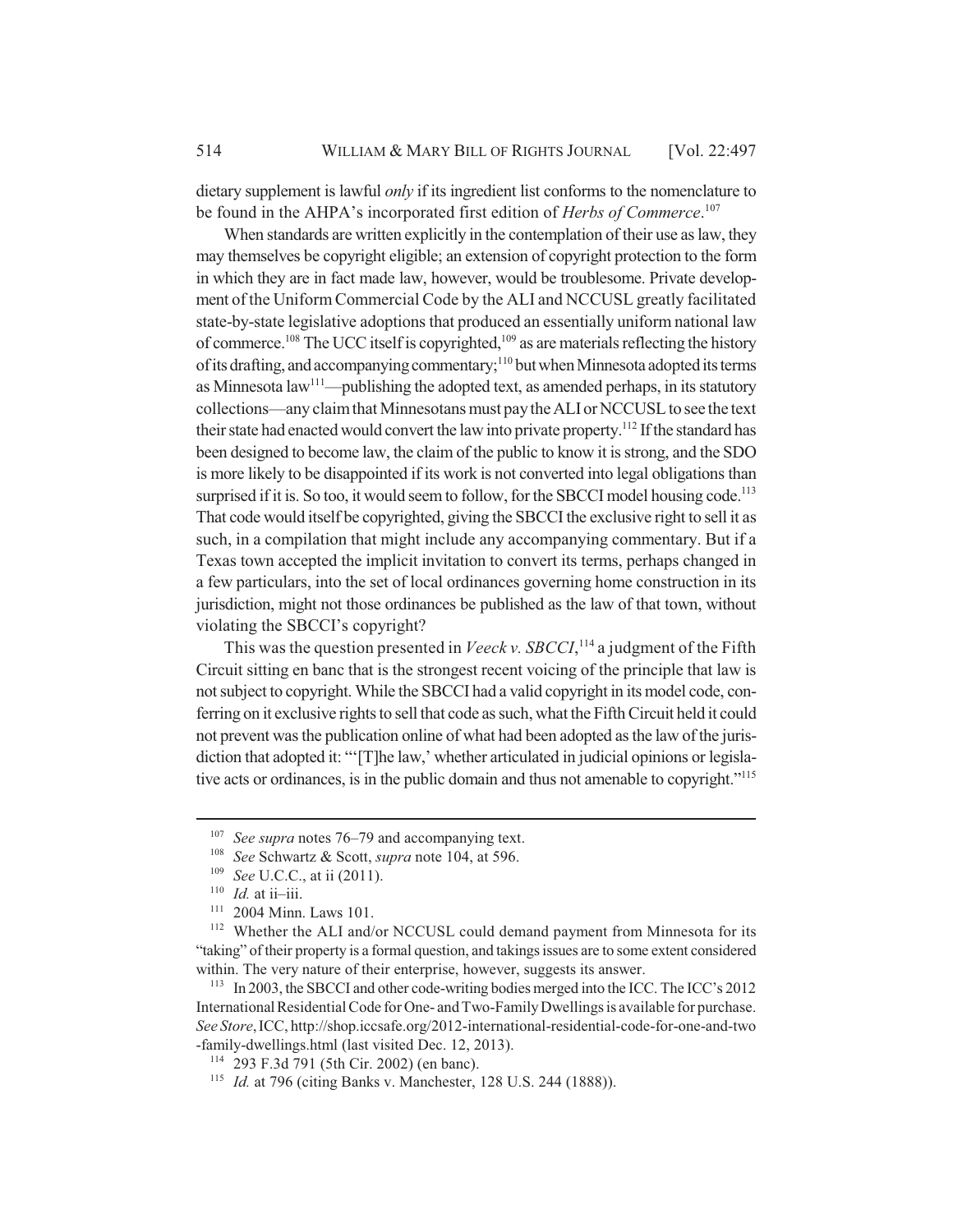dietary supplement is lawful *only* if its ingredient list conforms to the nomenclature to be found in the AHPA's incorporated first edition of *Herbs of Commerce*.[107]

When standards are written explicitly in the contemplation of their use as law, they may themselves be copyright eligible; an extension of copyright protection to the form in which they are in fact made law, however, would be troublesome. Private development of the Uniform Commercial Code by the ALI and NCCUSL greatly facilitated state-by-state legislative adoptions that produced an essentially uniform national law of commerce.[108] The UCC itself is copyrighted,[109] as are materials reflecting the history of its drafting, and accompanying commentary;[110] but when Minnesota adopted its terms as Minnesota law[111]—publishing the adopted text, as amended perhaps, in its statutory collections—any claim that Minnesotans must pay the ALI or NCCUSL to see the text their state had enacted would convert the law into private property.[112] If the standard has been designed to become law, the claim of the public to know it is strong, and the SDO is more likely to be disappointed if its work is not converted into legal obligations than surprised if it is. So too, it would seem to follow, for the SBCCI model housing code.[113] That code would itself be copyrighted, giving the SBCCI the exclusive right to sell it as such, in a compilation that might include any accompanying commentary. But if a Texas town accepted the implicit invitation to convert its terms, perhaps changed in a few particulars, into the set of local ordinances governing home construction in its jurisdiction, might not those ordinances be published as the law of that town, without violating the SBCCI's copyright?

This was the question presented in *Veeck v. SBCCI*,[114] a judgment of the Fifth Circuit sitting en banc that is the strongest recent voicing of the principle that law is not subject to copyright. While the SBCCI had a valid copyright in its model code, conferring on it exclusive rights to sell that code as such, what the Fifth Circuit held it could not prevent was the publication online of what had been adopted as the law of the jurisdiction that adopted it: "'[T]he law,' whether articulated in judicial opinions or legislative acts or ordinances, is in the public domain and thus not amenable to copyright."[115]

---

[107] *See supra* notes 76–79 and accompanying text.

[108] *See* Schwartz & Scott, *supra* note 104, at 596.

[109] *See* U.C.C., at ii (2011).

[110] *Id.* at ii–iii.

[111] 2004 Minn. Laws 101.

[112] Whether the ALI and/or NCCUSL could demand payment from Minnesota for its "taking" of their property is a formal question, and takings issues are to some extent considered within. The very nature of their enterprise, however, suggests its answer.

[113] In 2003, the SBCCI and other code-writing bodies merged into the ICC. The ICC's 2012 International Residential Code for One- and Two-Family Dwellings is available for purchase. *See Store*, ICC, http://shop.iccsafe.org/2012-international-residential-code-for-one-and-two-family-dwellings.html (last visited Dec. 12, 2013).

[114] 293 F.3d 791 (5th Cir. 2002) (en banc).

[115] *Id.* at 796 (citing Banks v. Manchester, 128 U.S. 244 (1888)).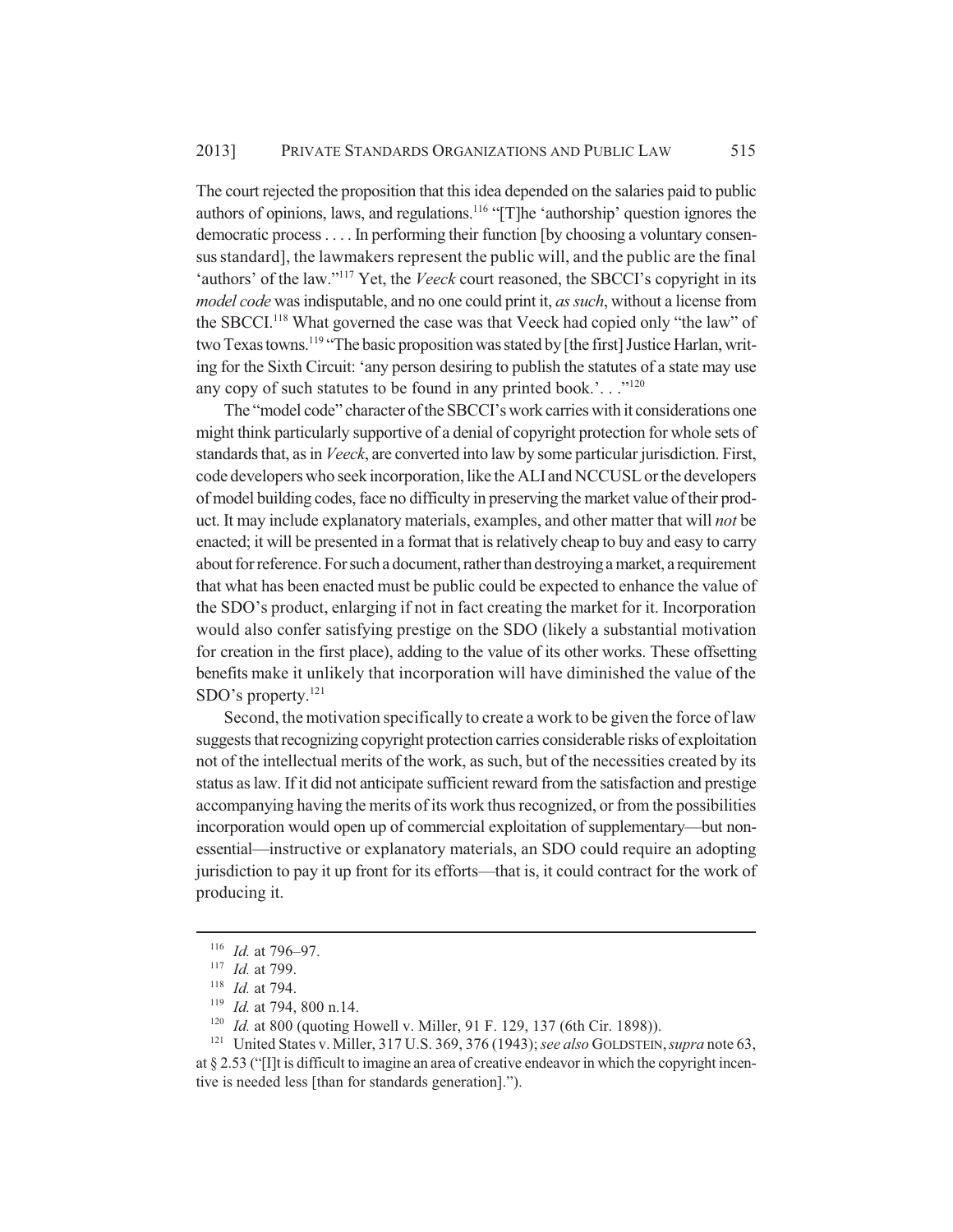The court rejected the proposition that this idea depended on the salaries paid to public authors of opinions, laws, and regulations.[116] "[T]he 'authorship' question ignores the democratic process . . . . In performing their function [by choosing a voluntary consensus standard], the lawmakers represent the public will, and the public are the final 'authors' of the law."[117] Yet, the *Veeck* court reasoned, the SBCCI's copyright in its *model code* was indisputable, and no one could print it, *as such*, without a license from the SBCCI.[118] What governed the case was that Veeck had copied only "the law" of two Texas towns.[119] "The basic proposition was stated by [the first] Justice Harlan, writing for the Sixth Circuit: 'any person desiring to publish the statutes of a state may use any copy of such statutes to be found in any printed book.'. . ."[120]

The "model code" character of the SBCCI's work carries with it considerations one might think particularly supportive of a denial of copyright protection for whole sets of standards that, as in *Veeck*, are converted into law by some particular jurisdiction. First, code developers who seek incorporation, like the ALI and NCCUSL or the developers of model building codes, face no difficulty in preserving the market value of their product. It may include explanatory materials, examples, and other matter that will *not* be enacted; it will be presented in a format that is relatively cheap to buy and easy to carry about for reference. For such a document, rather than destroying a market, a requirement that what has been enacted must be public could be expected to enhance the value of the SDO's product, enlarging if not in fact creating the market for it. Incorporation would also confer satisfying prestige on the SDO (likely a substantial motivation for creation in the first place), adding to the value of its other works. These offsetting benefits make it unlikely that incorporation will have diminished the value of the SDO's property.[121]

Second, the motivation specifically to create a work to be given the force of law suggests that recognizing copyright protection carries considerable risks of exploitation not of the intellectual merits of the work, as such, but of the necessities created by its status as law. If it did not anticipate sufficient reward from the satisfaction and prestige accompanying having the merits of its work thus recognized, or from the possibilities incorporation would open up of commercial exploitation of supplementary—but non-essential—instructive or explanatory materials, an SDO could require an adopting jurisdiction to pay it up front for its efforts—that is, it could contract for the work of producing it.

---

[116] *Id.* at 796–97.

[117] *Id.* at 799.

[118] *Id.* at 794.

[119] *Id.* at 794, 800 n.14.

[120] *Id.* at 800 (quoting Howell v. Miller, 91 F. 129, 137 (6th Cir. 1898)).

[121] United States v. Miller, 317 U.S. 369, 376 (1943); *see also* GOLDSTEIN, *supra* note 63, at § 2.53 ("[I]t is difficult to imagine an area of creative endeavor in which the copyright incentive is needed less [than for standards generation].").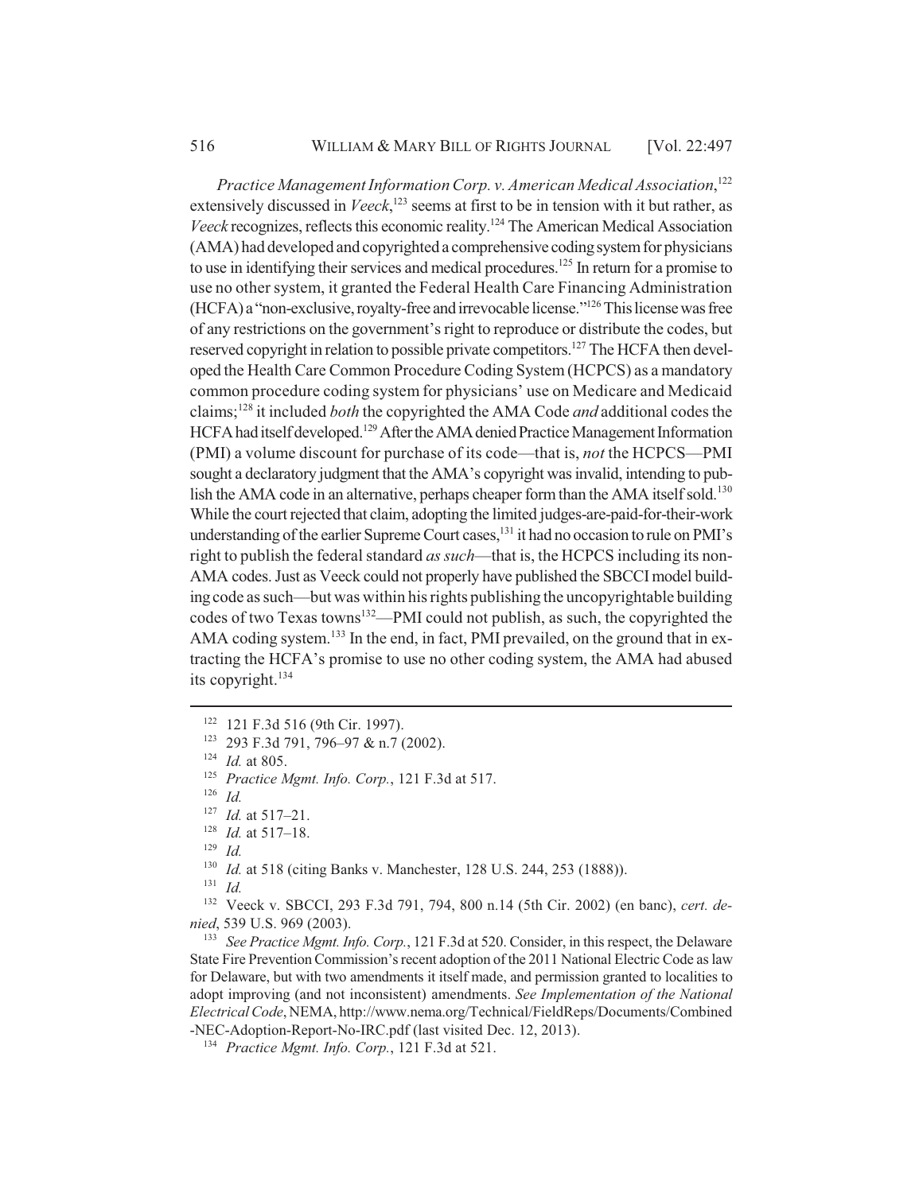*Practice Management Information Corp. v. American Medical Association*,[122] extensively discussed in *Veeck*,[123] seems at first to be in tension with it but rather, as *Veeck* recognizes, reflects this economic reality.[124] The American Medical Association (AMA) had developed and copyrighted a comprehensive coding system for physicians to use in identifying their services and medical procedures.[125] In return for a promise to use no other system, it granted the Federal Health Care Financing Administration (HCFA) a "non-exclusive, royalty-free and irrevocable license."[126] This license was free of any restrictions on the government's right to reproduce or distribute the codes, but reserved copyright in relation to possible private competitors.[127] The HCFA then developed the Health Care Common Procedure Coding System (HCPCS) as a mandatory common procedure coding system for physicians' use on Medicare and Medicaid claims;[128] it included *both* the copyrighted the AMA Code *and* additional codes the HCFA had itself developed.[129] After the AMA denied Practice Management Information (PMI) a volume discount for purchase of its code—that is, *not* the HCPCS—PMI sought a declaratory judgment that the AMA's copyright was invalid, intending to publish the AMA code in an alternative, perhaps cheaper form than the AMA itself sold.[130] While the court rejected that claim, adopting the limited judges-are-paid-for-their-work understanding of the earlier Supreme Court cases,[131] it had no occasion to rule on PMI's right to publish the federal standard *as such*—that is, the HCPCS including its non-AMA codes. Just as Veeck could not properly have published the SBCCI model building code as such—but was within his rights publishing the uncopyrightable building codes of two Texas towns[132]—PMI could not publish, as such, the copyrighted the AMA coding system.[133] In the end, in fact, PMI prevailed, on the ground that in extracting the HCFA's promise to use no other coding system, the AMA had abused its copyright.[134]

---

[122] 121 F.3d 516 (9th Cir. 1997).

[123] 293 F.3d 791, 796–97 & n.7 (2002).

[124] *Id.* at 805.

[125] *Practice Mgmt. Info. Corp.*, 121 F.3d at 517.

[126] *Id.*

[127] *Id.* at 517–21.

[128] *Id.* at 517–18.

[129] *Id.*

[130] *Id.* at 518 (citing Banks v. Manchester, 128 U.S. 244, 253 (1888)).

[131] *Id.*

[132] Veeck v. SBCCI, 293 F.3d 791, 794, 800 n.14 (5th Cir. 2002) (en banc), *cert. denied*, 539 U.S. 969 (2003).

[133] *See Practice Mgmt. Info. Corp.*, 121 F.3d at 520. Consider, in this respect, the Delaware State Fire Prevention Commission's recent adoption of the 2011 National Electric Code as law for Delaware, but with two amendments it itself made, and permission granted to localities to adopt improving (and not inconsistent) amendments. *See Implementation of the National Electrical Code*, NEMA, http://www.nema.org/Technical/FieldReps/Documents/Combined-NEC-Adoption-Report-No-IRC.pdf (last visited Dec. 12, 2013).

[134] *Practice Mgmt. Info. Corp.*, 121 F.3d at 521.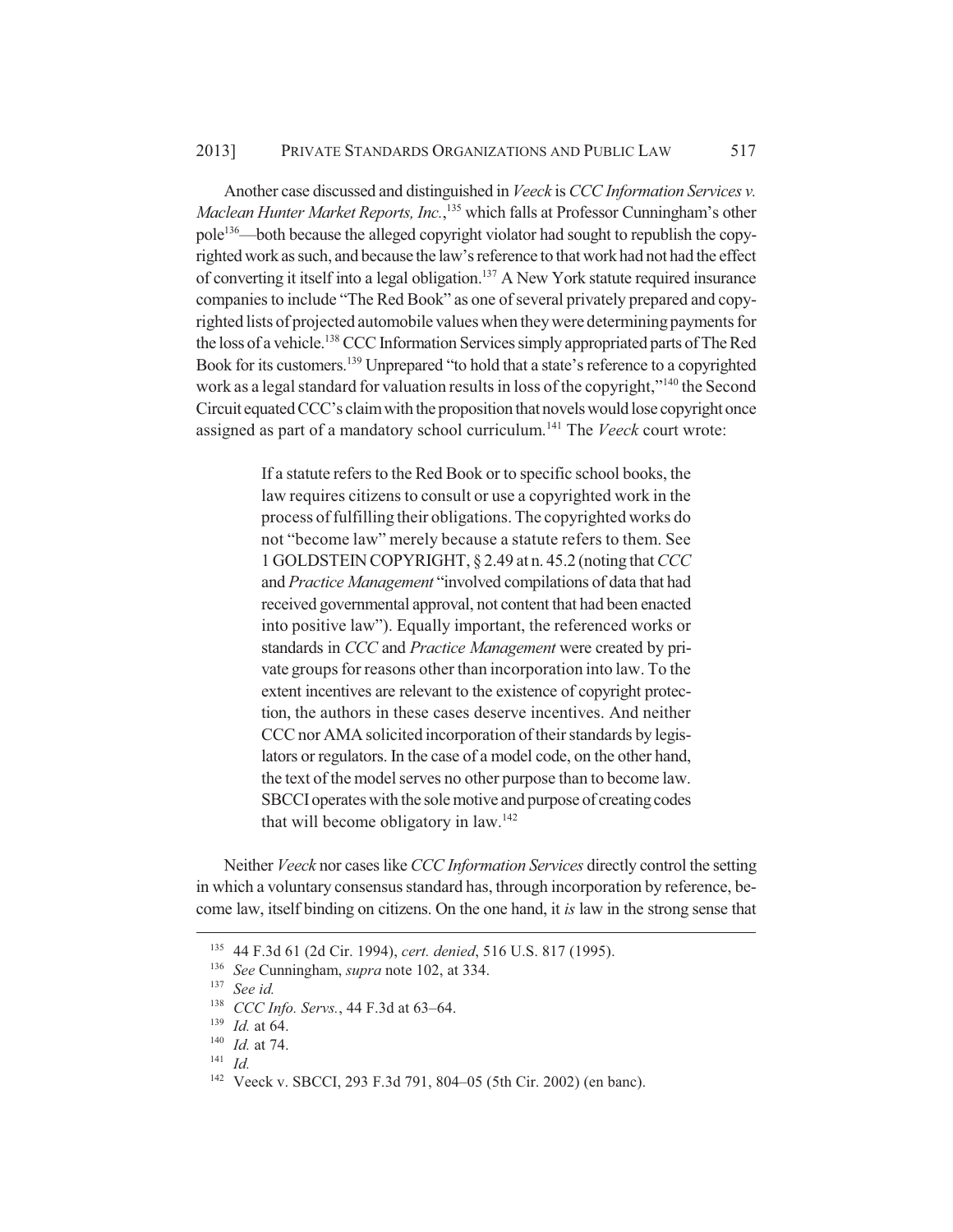Another case discussed and distinguished in *Veeck* is *CCC Information Services v. Maclean Hunter Market Reports, Inc.*,[135] which falls at Professor Cunningham's other pole[136]—both because the alleged copyright violator had sought to republish the copyrighted work as such, and because the law's reference to that work had not had the effect of converting it itself into a legal obligation.[137] A New York statute required insurance companies to include "The Red Book" as one of several privately prepared and copyrighted lists of projected automobile values when they were determining payments for the loss of a vehicle.[138] CCC Information Services simply appropriated parts of The Red Book for its customers.[139] Unprepared "to hold that a state's reference to a copyrighted work as a legal standard for valuation results in loss of the copyright,"[140] the Second Circuit equated CCC's claim with the proposition that novels would lose copyright once assigned as part of a mandatory school curriculum.[141] The *Veeck* court wrote:

> If a statute refers to the Red Book or to specific school books, the law requires citizens to consult or use a copyrighted work in the process of fulfilling their obligations. The copyrighted works do not "become law" merely because a statute refers to them. See 1 GOLDSTEIN COPYRIGHT, § 2.49 at n. 45.2 (noting that *CCC* and *Practice Management* "involved compilations of data that had received governmental approval, not content that had been enacted into positive law"). Equally important, the referenced works or standards in *CCC* and *Practice Management* were created by private groups for reasons other than incorporation into law. To the extent incentives are relevant to the existence of copyright protection, the authors in these cases deserve incentives. And neither CCC nor AMA solicited incorporation of their standards by legislators or regulators. In the case of a model code, on the other hand, the text of the model serves no other purpose than to become law. SBCCI operates with the sole motive and purpose of creating codes that will become obligatory in law.[142]

Neither *Veeck* nor cases like *CCC Information Services* directly control the setting in which a voluntary consensus standard has, through incorporation by reference, become law, itself binding on citizens. On the one hand, it *is* law in the strong sense that

---

[135] 44 F.3d 61 (2d Cir. 1994), *cert. denied*, 516 U.S. 817 (1995).

[136] *See* Cunningham, *supra* note 102, at 334.

[137] *See id.*

[138] *CCC Info. Servs.*, 44 F.3d at 63–64.

[139] *Id.* at 64.

[140] *Id.* at 74.

[141] *Id.*

[142] Veeck v. SBCCI, 293 F.3d 791, 804–05 (5th Cir. 2002) (en banc).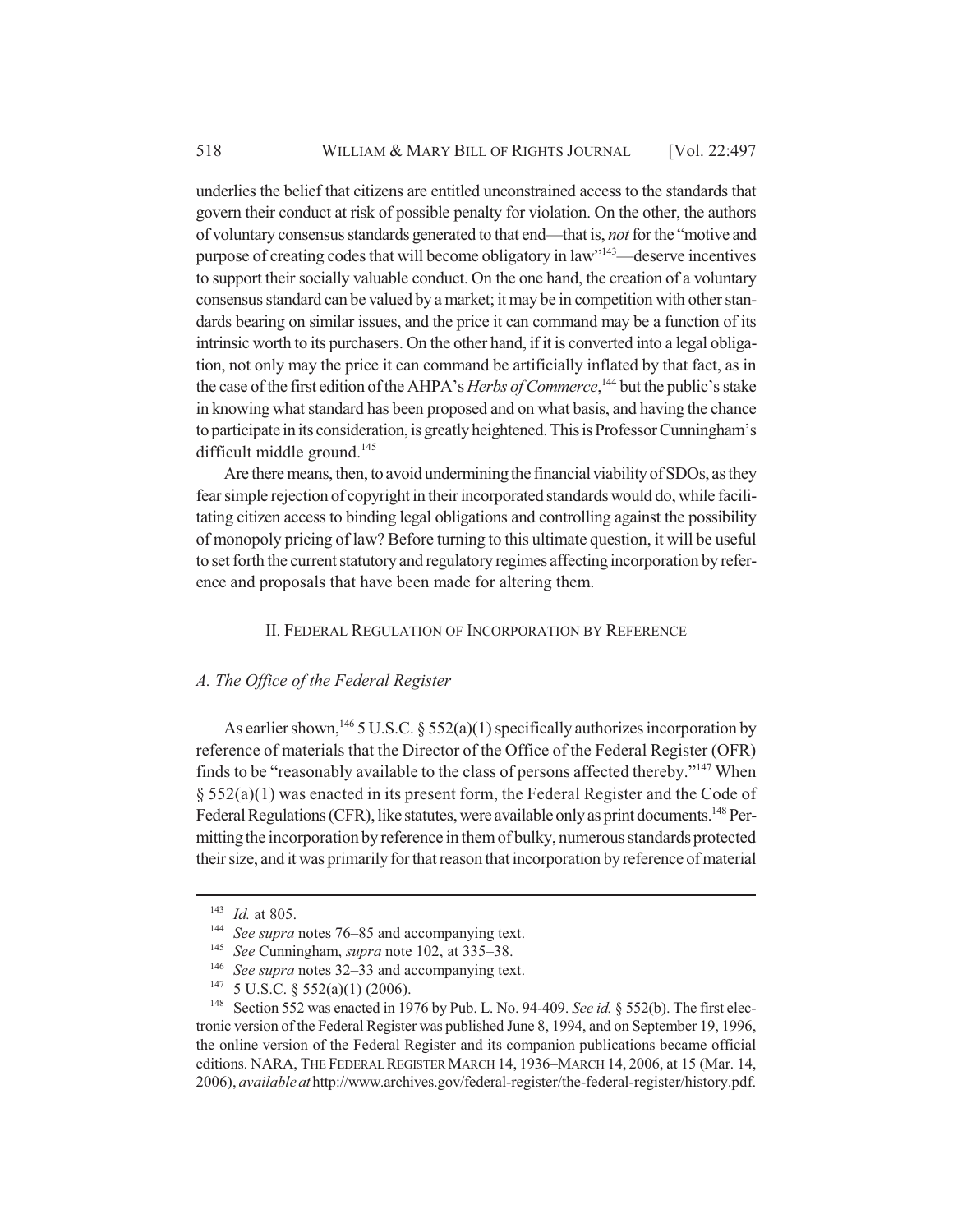underlies the belief that citizens are entitled unconstrained access to the standards that govern their conduct at risk of possible penalty for violation. On the other, the authors of voluntary consensus standards generated to that end—that is, *not* for the "motive and purpose of creating codes that will become obligatory in law"[143]—deserve incentives to support their socially valuable conduct. On the one hand, the creation of a voluntary consensus standard can be valued by a market; it may be in competition with other standards bearing on similar issues, and the price it can command may be a function of its intrinsic worth to its purchasers. On the other hand, if it is converted into a legal obligation, not only may the price it can command be artificially inflated by that fact, as in the case of the first edition of the AHPA's *Herbs of Commerce*,[144] but the public's stake in knowing what standard has been proposed and on what basis, and having the chance to participate in its consideration, is greatly heightened. This is Professor Cunningham's difficult middle ground.[145]

Are there means, then, to avoid undermining the financial viability of SDOs, as they fear simple rejection of copyright in their incorporated standards would do, while facilitating citizen access to binding legal obligations and controlling against the possibility of monopoly pricing of law? Before turning to this ultimate question, it will be useful to set forth the current statutory and regulatory regimes affecting incorporation by reference and proposals that have been made for altering them.

## II. Federal Regulation of Incorporation by Reference

### *A. The Office of the Federal Register*

As earlier shown,[146] 5 U.S.C. § 552(a)(1) specifically authorizes incorporation by reference of materials that the Director of the Office of the Federal Register (OFR) finds to be "reasonably available to the class of persons affected thereby."[147] When § 552(a)(1) was enacted in its present form, the Federal Register and the Code of Federal Regulations (CFR), like statutes, were available only as print documents.[148] Permitting the incorporation by reference in them of bulky, numerous standards protected their size, and it was primarily for that reason that incorporation by reference of material

---

[143] *Id.* at 805.

[144] *See supra* notes 76–85 and accompanying text.

[145] *See* Cunningham, *supra* note 102, at 335–38.

[146] *See supra* notes 32–33 and accompanying text.

[147] 5 U.S.C. § 552(a)(1) (2006).

[148] Section 552 was enacted in 1976 by Pub. L. No. 94-409. *See id.* § 552(b). The first electronic version of the Federal Register was published June 8, 1994, and on September 19, 1996, the online version of the Federal Register and its companion publications became official editions. NARA, THE FEDERAL REGISTER MARCH 14, 1936–MARCH 14, 2006, at 15 (Mar. 14, 2006), *available at* http://www.archives.gov/federal-register/the-federal-register/history.pdf.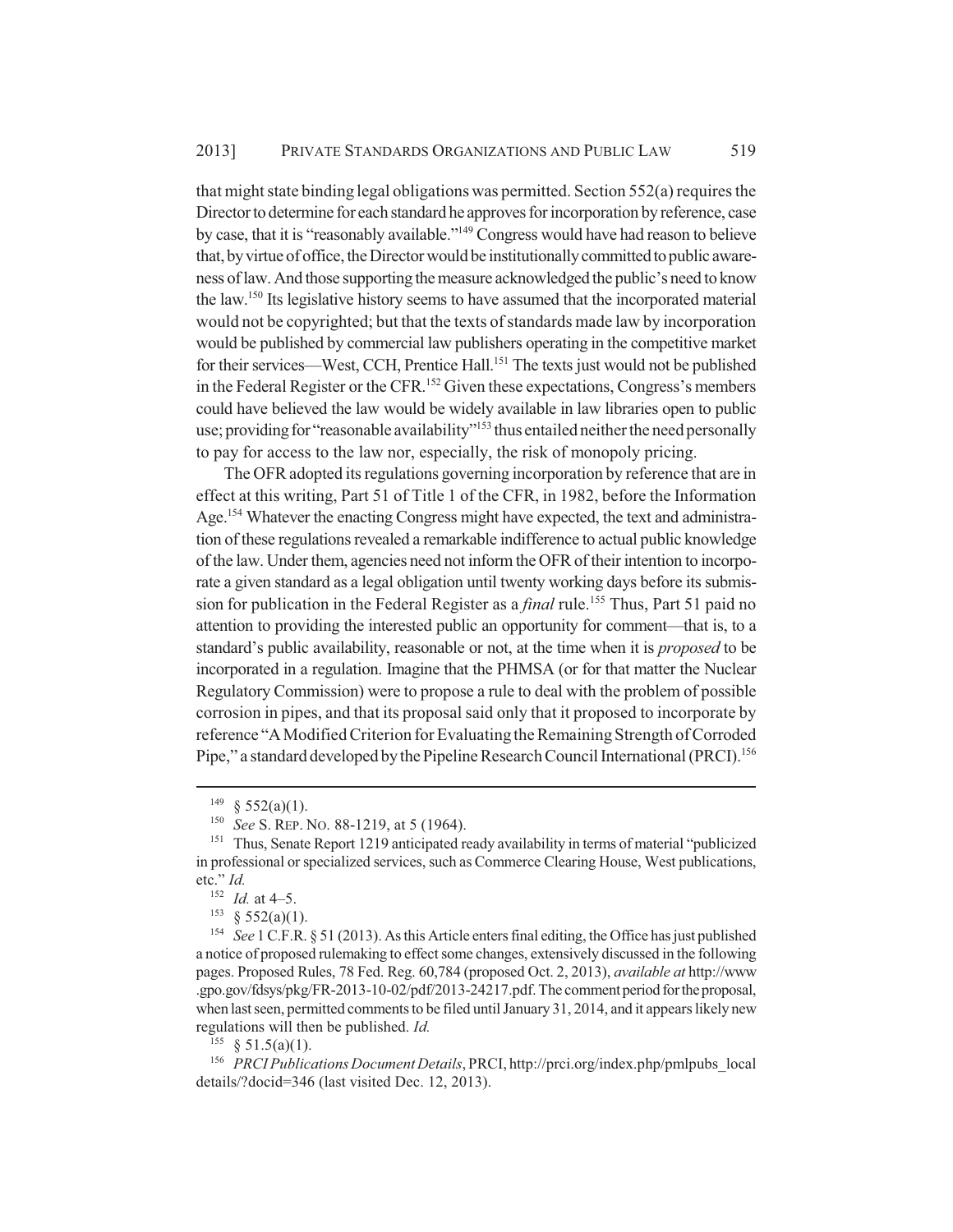that might state binding legal obligations was permitted. Section 552(a) requires the Director to determine for each standard he approves for incorporation by reference, case by case, that it is "reasonably available."[149] Congress would have had reason to believe that, by virtue of office, the Director would be institutionally committed to public awareness of law. And those supporting the measure acknowledged the public's need to know the law.[150] Its legislative history seems to have assumed that the incorporated material would not be copyrighted; but that the texts of standards made law by incorporation would be published by commercial law publishers operating in the competitive market for their services—West, CCH, Prentice Hall.[151] The texts just would not be published in the Federal Register or the CFR.[152] Given these expectations, Congress's members could have believed the law would be widely available in law libraries open to public use; providing for "reasonable availability"[153] thus entailed neither the need personally to pay for access to the law nor, especially, the risk of monopoly pricing.

The OFR adopted its regulations governing incorporation by reference that are in effect at this writing, Part 51 of Title 1 of the CFR, in 1982, before the Information Age.[154] Whatever the enacting Congress might have expected, the text and administration of these regulations revealed a remarkable indifference to actual public knowledge of the law. Under them, agencies need not inform the OFR of their intention to incorporate a given standard as a legal obligation until twenty working days before its submission for publication in the Federal Register as a *final* rule.[155] Thus, Part 51 paid no attention to providing the interested public an opportunity for comment—that is, to a standard's public availability, reasonable or not, at the time when it is *proposed* to be incorporated in a regulation. Imagine that the PHMSA (or for that matter the Nuclear Regulatory Commission) were to propose a rule to deal with the problem of possible corrosion in pipes, and that its proposal said only that it proposed to incorporate by reference "A Modified Criterion for Evaluating the Remaining Strength of Corroded Pipe," a standard developed by the Pipeline Research Council International (PRCI).[156]

---

[149] § 552(a)(1).

[150] *See* S. REP. NO. 88-1219, at 5 (1964).

[151] Thus, Senate Report 1219 anticipated ready availability in terms of material "publicized in professional or specialized services, such as Commerce Clearing House, West publications, etc." *Id.*

[152] *Id.* at 4–5.

[153] § 552(a)(1).

[154] *See* 1 C.F.R. § 51 (2013). As this Article enters final editing, the Office has just published a notice of proposed rulemaking to effect some changes, extensively discussed in the following pages. Proposed Rules, 78 Fed. Reg. 60,784 (proposed Oct. 2, 2013), *available at* http://www.gpo.gov/fdsys/pkg/FR-2013-10-02/pdf/2013-24217.pdf. The comment period for the proposal, when last seen, permitted comments to be filed until January 31, 2014, and it appears likely new regulations will then be published. *Id.*

[155] § 51.5(a)(1).

[156] *PRCI Publications Document Details*, PRCI, http://prci.org/index.php/pmlpubs_local details/?docid=346 (last visited Dec. 12, 2013).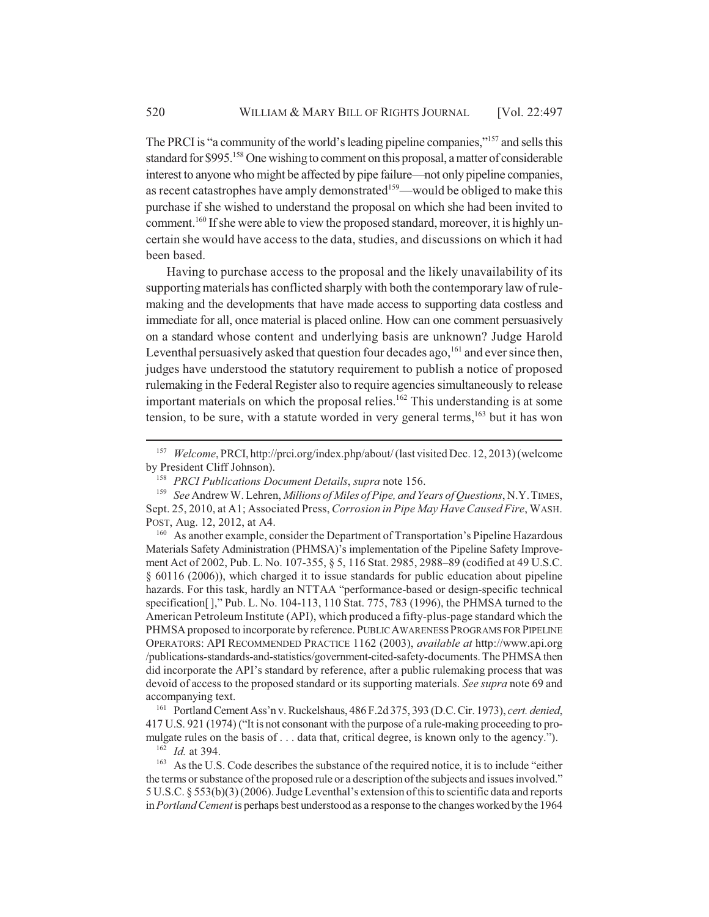The PRCI is "a community of the world's leading pipeline companies,"[157] and sells this standard for $995.[158] One wishing to comment on this proposal, a matter of considerable interest to anyone who might be affected by pipe failure—not only pipeline companies, as recent catastrophes have amply demonstrated[159]—would be obliged to make this purchase if she wished to understand the proposal on which she had been invited to comment.[160] If she were able to view the proposed standard, moreover, it is highly uncertain she would have access to the data, studies, and discussions on which it had been based.

Having to purchase access to the proposal and the likely unavailability of its supporting materials has conflicted sharply with both the contemporary law of rulemaking and the developments that have made access to supporting data costless and immediate for all, once material is placed online. How can one comment persuasively on a standard whose content and underlying basis are unknown? Judge Harold Leventhal persuasively asked that question four decades ago,[161] and ever since then, judges have understood the statutory requirement to publish a notice of proposed rulemaking in the Federal Register also to require agencies simultaneously to release important materials on which the proposal relies.[162] This understanding is at some tension, to be sure, with a statute worded in very general terms,[163] but it has won

---

[157] *Welcome*, PRCI, http://prci.org/index.php/about/ (last visited Dec. 12, 2013) (welcome by President Cliff Johnson).

[158] *PRCI Publications Document Details*, *supra* note 156.

[159] *See* Andrew W. Lehren, *Millions of Miles of Pipe, and Years of Questions*, N.Y. TIMES, Sept. 25, 2010, at A1; Associated Press, *Corrosion in Pipe May Have Caused Fire*, WASH. POST, Aug. 12, 2012, at A4.

[160] As another example, consider the Department of Transportation's Pipeline Hazardous Materials Safety Administration (PHMSA)'s implementation of the Pipeline Safety Improvement Act of 2002, Pub. L. No. 107-355, § 5, 116 Stat. 2985, 2988–89 (codified at 49 U.S.C. § 60116 (2006)), which charged it to issue standards for public education about pipeline hazards. For this task, hardly an NTTAA "performance-based or design-specific technical specification[ ]," Pub. L. No. 104-113, 110 Stat. 775, 783 (1996), the PHMSA turned to the American Petroleum Institute (API), which produced a fifty-plus-page standard which the PHMSA proposed to incorporate by reference. PUBLIC AWARENESS PROGRAMS FOR PIPELINE OPERATORS: API RECOMMENDED PRACTICE 1162 (2003), *available at* http://www.api.org/publications-standards-and-statistics/government-cited-safety-documents. The PHMSA then did incorporate the API's standard by reference, after a public rulemaking process that was devoid of access to the proposed standard or its supporting materials. *See supra* note 69 and accompanying text.

[161] Portland Cement Ass'n v. Ruckelshaus, 486 F.2d 375, 393 (D.C. Cir. 1973), *cert. denied*, 417 U.S. 921 (1974) ("It is not consonant with the purpose of a rule-making proceeding to promulgate rules on the basis of . . . data that, critical degree, is known only to the agency.").

[162] *Id.* at 394.

[163] As the U.S. Code describes the substance of the required notice, it is to include "either the terms or substance of the proposed rule or a description of the subjects and issues involved." 5 U.S.C. § 553(b)(3) (2006). Judge Leventhal's extension of this to scientific data and reports in *Portland Cement* is perhaps best understood as a response to the changes worked by the 1964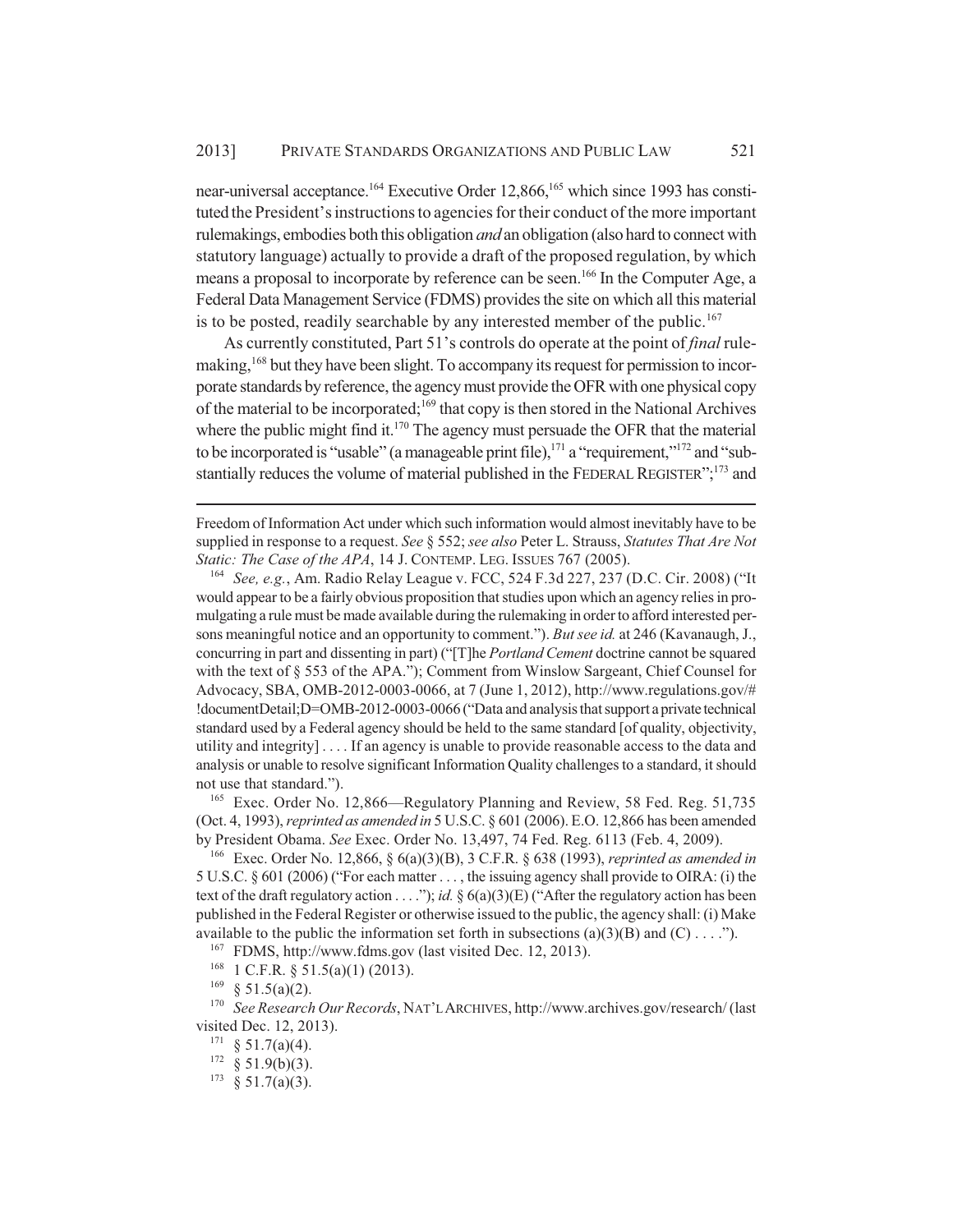near-universal acceptance.[164] Executive Order 12,866,[165] which since 1993 has constituted the President's instructions to agencies for their conduct of the more important rulemakings, embodies both this obligation *and* an obligation (also hard to connect with statutory language) actually to provide a draft of the proposed regulation, by which means a proposal to incorporate by reference can be seen.[166] In the Computer Age, a Federal Data Management Service (FDMS) provides the site on which all this material is to be posted, readily searchable by any interested member of the public.[167]

As currently constituted, Part 51's controls do operate at the point of *final* rulemaking,[168] but they have been slight. To accompany its request for permission to incorporate standards by reference, the agency must provide the OFR with one physical copy of the material to be incorporated;[169] that copy is then stored in the National Archives where the public might find it.[170] The agency must persuade the OFR that the material to be incorporated is "usable" (a manageable print file),[171] a "requirement,"[172] and "substantially reduces the volume of material published in the FEDERAL REGISTER";[173] and

---

Freedom of Information Act under which such information would almost inevitably have to be supplied in response to a request. *See* § 552; *see also* Peter L. Strauss, *Statutes That Are Not Static: The Case of the APA*, 14 J. CONTEMP. LEG. ISSUES 767 (2005).

[164] *See, e.g.*, Am. Radio Relay League v. FCC, 524 F.3d 227, 237 (D.C. Cir. 2008) ("It would appear to be a fairly obvious proposition that studies upon which an agency relies in promulgating a rule must be made available during the rulemaking in order to afford interested persons meaningful notice and an opportunity to comment."). *But see id.* at 246 (Kavanaugh, J., concurring in part and dissenting in part) ("[T]he *Portland Cement* doctrine cannot be squared with the text of § 553 of the APA."); Comment from Winslow Sargeant, Chief Counsel for Advocacy, SBA, OMB-2012-0003-0066, at 7 (June 1, 2012), http://www.regulations.gov/#!documentDetail;D=OMB-2012-0003-0066 ("Data and analysis that support a private technical standard used by a Federal agency should be held to the same standard [of quality, objectivity, utility and integrity] . . . . If an agency is unable to provide reasonable access to the data and analysis or unable to resolve significant Information Quality challenges to a standard, it should not use that standard.").

[165] Exec. Order No. 12,866—Regulatory Planning and Review, 58 Fed. Reg. 51,735 (Oct. 4, 1993), *reprinted as amended in* 5 U.S.C. § 601 (2006). E.O. 12,866 has been amended by President Obama. *See* Exec. Order No. 13,497, 74 Fed. Reg. 6113 (Feb. 4, 2009).

[166] Exec. Order No. 12,866, § 6(a)(3)(B), 3 C.F.R. § 638 (1993), *reprinted as amended in* 5 U.S.C. § 601 (2006) ("For each matter . . . , the issuing agency shall provide to OIRA: (i) the text of the draft regulatory action . . . ."); *id.* § 6(a)(3)(E) ("After the regulatory action has been published in the Federal Register or otherwise issued to the public, the agency shall: (i) Make available to the public the information set forth in subsections (a)(3)(B) and (C) . . . .").

[167] FDMS, http://www.fdms.gov (last visited Dec. 12, 2013).

[168] 1 C.F.R. § 51.5(a)(1) (2013).

[169] § 51.5(a)(2).

[170] *See Research Our Records*, NAT'L ARCHIVES, http://www.archives.gov/research/ (last visited Dec. 12, 2013).

[171] § 51.7(a)(4).

[172] § 51.9(b)(3).

[173] § 51.7(a)(3).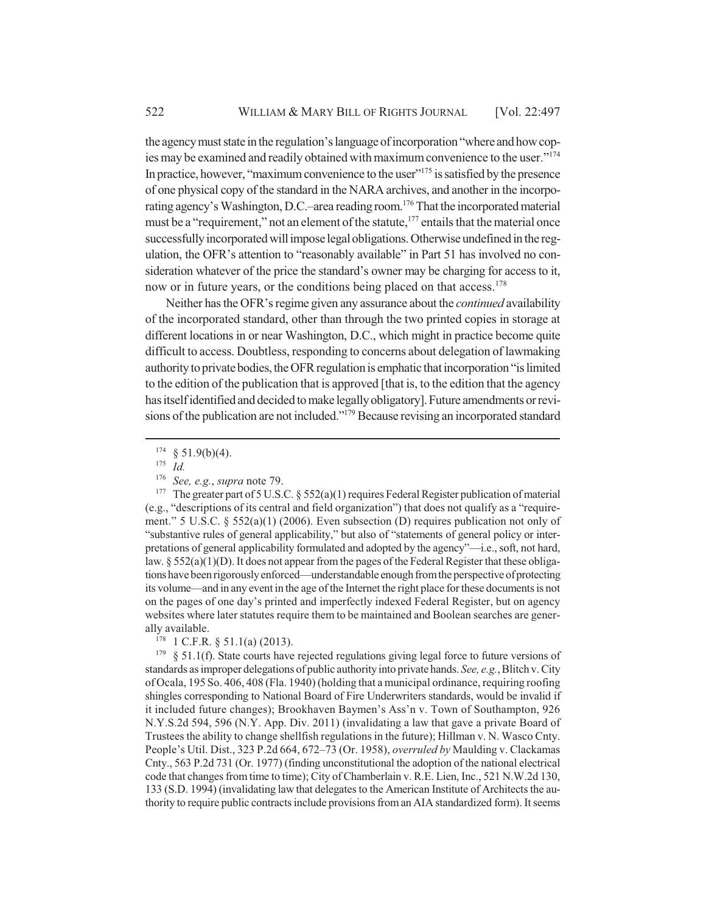the agency must state in the regulation's language of incorporation "where and how copies may be examined and readily obtained with maximum convenience to the user."[174] In practice, however, "maximum convenience to the user"[175] is satisfied by the presence of one physical copy of the standard in the NARA archives, and another in the incorporating agency's Washington, D.C.–area reading room.[176] That the incorporated material must be a "requirement," not an element of the statute,[177] entails that the material once successfully incorporated will impose legal obligations. Otherwise undefined in the regulation, the OFR's attention to "reasonably available" in Part 51 has involved no consideration whatever of the price the standard's owner may be charging for access to it, now or in future years, or the conditions being placed on that access.[178]

Neither has the OFR's regime given any assurance about the *continued* availability of the incorporated standard, other than through the two printed copies in storage at different locations in or near Washington, D.C., which might in practice become quite difficult to access. Doubtless, responding to concerns about delegation of lawmaking authority to private bodies, the OFR regulation is emphatic that incorporation "is limited to the edition of the publication that is approved [that is, to the edition that the agency has itself identified and decided to make legally obligatory]. Future amendments or revisions of the publication are not included."[179] Because revising an incorporated standard

---

[174] § 51.9(b)(4).

[175] *Id.*

[176] *See, e.g.*, *supra* note 79.

[177] The greater part of 5 U.S.C. § 552(a)(1) requires Federal Register publication of material (e.g., "descriptions of its central and field organization") that does not qualify as a "requirement." 5 U.S.C. § 552(a)(1) (2006). Even subsection (D) requires publication not only of "substantive rules of general applicability," but also of "statements of general policy or interpretations of general applicability formulated and adopted by the agency"—i.e., soft, not hard, law. § 552(a)(1)(D). It does not appear from the pages of the Federal Register that these obligations have been rigorously enforced—understandable enough from the perspective of protecting its volume—and in any event in the age of the Internet the right place for these documents is not on the pages of one day's printed and imperfectly indexed Federal Register, but on agency websites where later statutes require them to be maintained and Boolean searches are generally available.

[178] 1 C.F.R. § 51.1(a) (2013).

[179] § 51.1(f). State courts have rejected regulations giving legal force to future versions of standards as improper delegations of public authority into private hands. *See, e.g.*, Blitch v. City of Ocala, 195 So. 406, 408 (Fla. 1940) (holding that a municipal ordinance, requiring roofing shingles corresponding to National Board of Fire Underwriters standards, would be invalid if it included future changes); Brookhaven Baymen's Ass'n v. Town of Southampton, 926 N.Y.S.2d 594, 596 (N.Y. App. Div. 2011) (invalidating a law that gave a private Board of Trustees the ability to change shellfish regulations in the future); Hillman v. N. Wasco Cnty. People's Util. Dist., 323 P.2d 664, 672–73 (Or. 1958), *overruled by* Maulding v. Clackamas Cnty., 563 P.2d 731 (Or. 1977) (finding unconstitutional the adoption of the national electrical code that changes from time to time); City of Chamberlain v. R.E. Lien, Inc., 521 N.W.2d 130, 133 (S.D. 1994) (invalidating law that delegates to the American Institute of Architects the authority to require public contracts include provisions from an AIA standardized form). It seems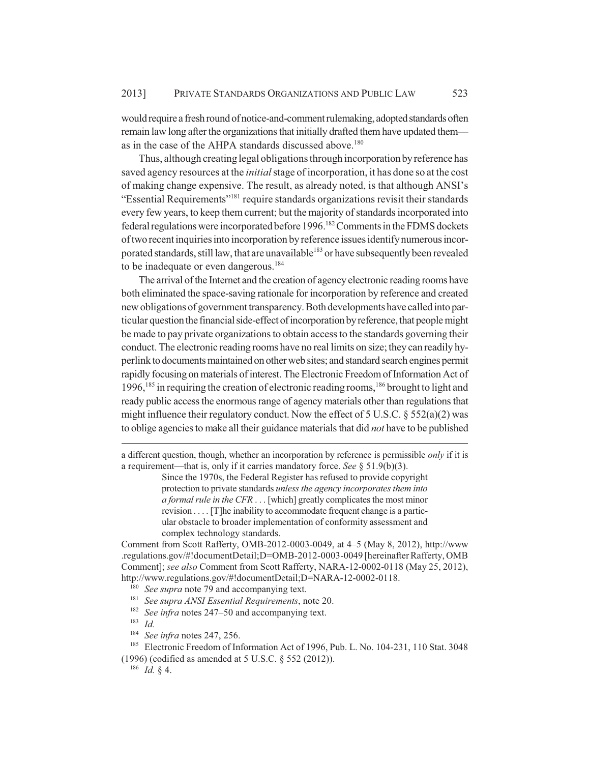would require a fresh round of notice-and-comment rulemaking, adopted standards often remain law long after the organizations that initially drafted them have updated them—as in the case of the AHPA standards discussed above.[180]

Thus, although creating legal obligations through incorporation by reference has saved agency resources at the *initial* stage of incorporation, it has done so at the cost of making change expensive. The result, as already noted, is that although ANSI's "Essential Requirements"[181] require standards organizations revisit their standards every few years, to keep them current; but the majority of standards incorporated into federal regulations were incorporated before 1996.[182] Comments in the FDMS dockets of two recent inquiries into incorporation by reference issues identify numerous incorporated standards, still law, that are unavailable[183] or have subsequently been revealed to be inadequate or even dangerous.[184]

The arrival of the Internet and the creation of agency electronic reading rooms have both eliminated the space-saving rationale for incorporation by reference and created new obligations of government transparency. Both developments have called into particular question the financial side-effect of incorporation by reference, that people might be made to pay private organizations to obtain access to the standards governing their conduct. The electronic reading rooms have no real limits on size; they can readily hyperlink to documents maintained on other web sites; and standard search engines permit rapidly focusing on materials of interest. The Electronic Freedom of Information Act of 1996,[185] in requiring the creation of electronic reading rooms,[186] brought to light and ready public access the enormous range of agency materials other than regulations that might influence their regulatory conduct. Now the effect of 5 U.S.C. § 552(a)(2) was to oblige agencies to make all their guidance materials that did *not* have to be published

---

a different question, though, whether an incorporation by reference is permissible *only* if it is a requirement—that is, only if it carries mandatory force. *See* § 51.9(b)(3).

> Since the 1970s, the Federal Register has refused to provide copyright protection to private standards *unless the agency incorporates them into a formal rule in the CFR* . . . [which] greatly complicates the most minor revision . . . . [T]he inability to accommodate frequent change is a particular obstacle to broader implementation of conformity assessment and complex technology standards.

Comment from Scott Rafferty, OMB-2012-0003-0049, at 4–5 (May 8, 2012), http://www.regulations.gov/#!documentDetail;D=OMB-2012-0003-0049 [hereinafter Rafferty, OMB Comment]; *see also* Comment from Scott Rafferty, NARA-12-0002-0118 (May 25, 2012), http://www.regulations.gov/#!documentDetail;D=NARA-12-0002-0118.

[180] *See supra* note 79 and accompanying text.

[181] *See supra ANSI Essential Requirements*, note 20.

[182] *See infra* notes 247–50 and accompanying text.

[183] *Id.*

[184] *See infra* notes 247, 256.

[185] Electronic Freedom of Information Act of 1996, Pub. L. No. 104-231, 110 Stat. 3048 (1996) (codified as amended at 5 U.S.C. § 552 (2012)).

[186] *Id.* § 4.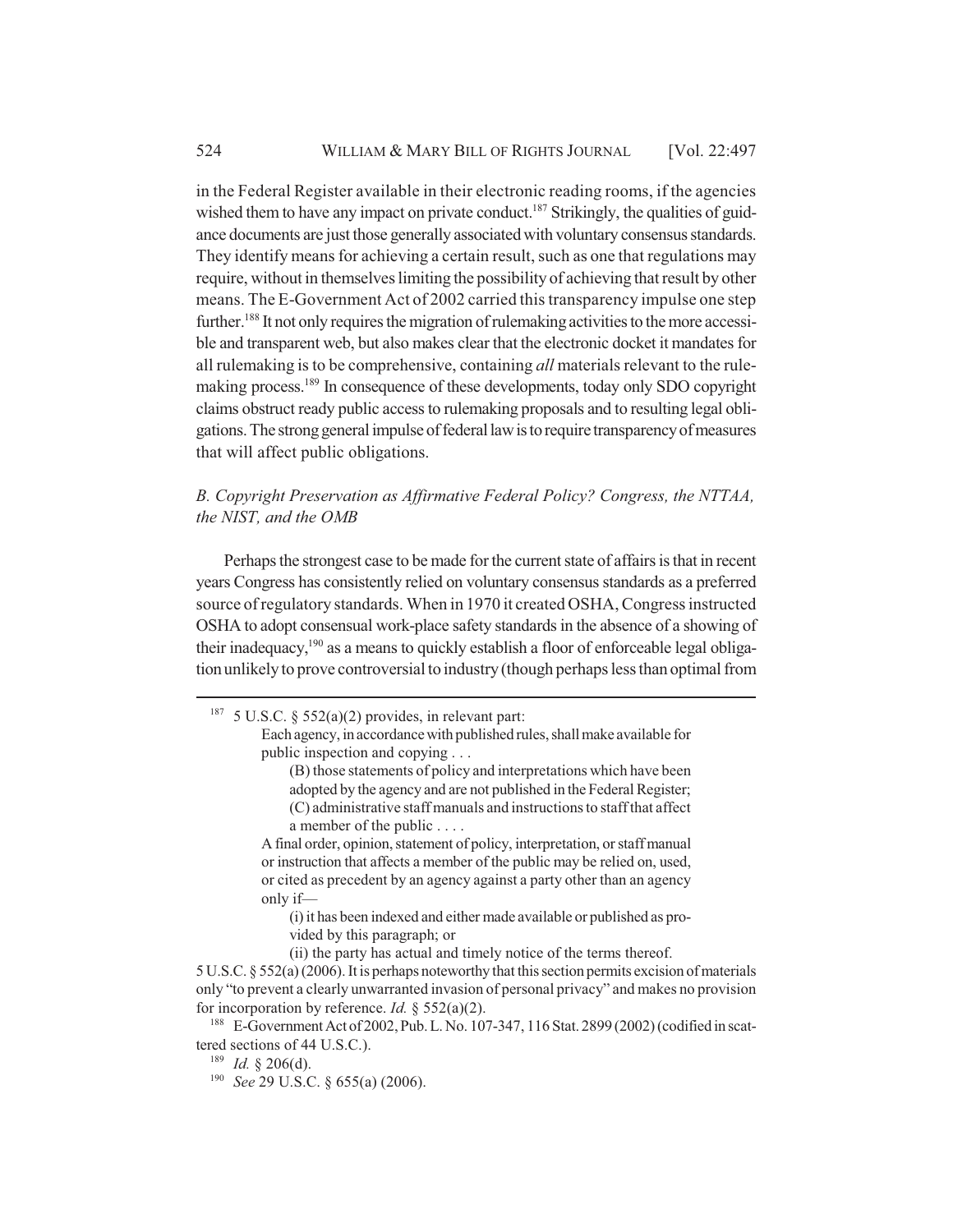in the Federal Register available in their electronic reading rooms, if the agencies wished them to have any impact on private conduct.[187] Strikingly, the qualities of guidance documents are just those generally associated with voluntary consensus standards. They identify means for achieving a certain result, such as one that regulations may require, without in themselves limiting the possibility of achieving that result by other means. The E-Government Act of 2002 carried this transparency impulse one step further.[188] It not only requires the migration of rulemaking activities to the more accessible and transparent web, but also makes clear that the electronic docket it mandates for all rulemaking is to be comprehensive, containing *all* materials relevant to the rulemaking process.[189] In consequence of these developments, today only SDO copyright claims obstruct ready public access to rulemaking proposals and to resulting legal obligations. The strong general impulse of federal law is to require transparency of measures that will affect public obligations.

### *B. Copyright Preservation as Affirmative Federal Policy? Congress, the NTTAA, the NIST, and the OMB*

Perhaps the strongest case to be made for the current state of affairs is that in recent years Congress has consistently relied on voluntary consensus standards as a preferred source of regulatory standards. When in 1970 it created OSHA, Congress instructed OSHA to adopt consensual work-place safety standards in the absence of a showing of their inadequacy,[190] as a means to quickly establish a floor of enforceable legal obligation unlikely to prove controversial to industry (though perhaps less than optimal from

---

[187] 5 U.S.C. § 552(a)(2) provides, in relevant part:

> Each agency, in accordance with published rules, shall make available for public inspection and copying . . .
>
> (B) those statements of policy and interpretations which have been adopted by the agency and are not published in the Federal Register;
> (C) administrative staff manuals and instructions to staff that affect a member of the public . . . .
>
> A final order, opinion, statement of policy, interpretation, or staff manual or instruction that affects a member of the public may be relied on, used, or cited as precedent by an agency against a party other than an agency only if—
>
> (i) it has been indexed and either made available or published as provided by this paragraph; or
> (ii) the party has actual and timely notice of the terms thereof.

5 U.S.C. § 552(a) (2006). It is perhaps noteworthy that this section permits excision of materials only "to prevent a clearly unwarranted invasion of personal privacy" and makes no provision for incorporation by reference. *Id.* § 552(a)(2).

[188] E-Government Act of 2002, Pub. L. No. 107-347, 116 Stat. 2899 (2002) (codified in scattered sections of 44 U.S.C.).

[189] *Id.* § 206(d).

[190] *See* 29 U.S.C. § 655(a) (2006).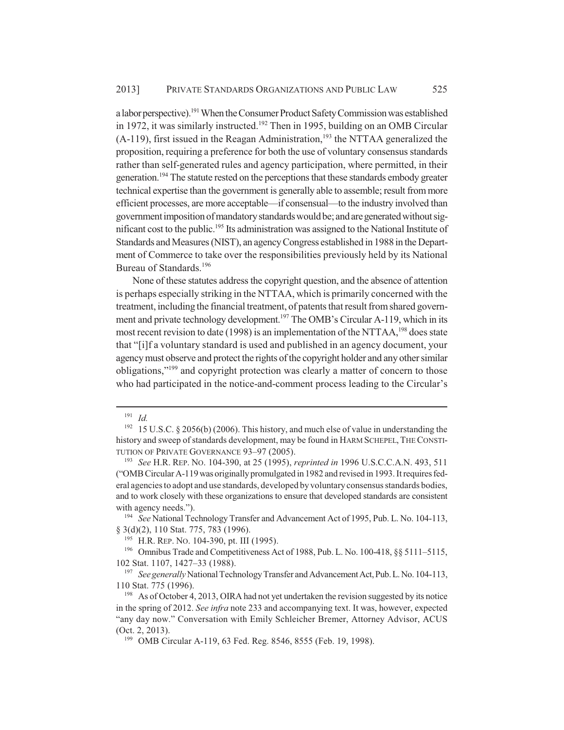a labor perspective).[191] When the Consumer Product Safety Commission was established in 1972, it was similarly instructed.[192] Then in 1995, building on an OMB Circular (A-119), first issued in the Reagan Administration,[193] the NTTAA generalized the proposition, requiring a preference for both the use of voluntary consensus standards rather than self-generated rules and agency participation, where permitted, in their generation.[194] The statute rested on the perceptions that these standards embody greater technical expertise than the government is generally able to assemble; result from more efficient processes, are more acceptable—if consensual—to the industry involved than government imposition of mandatory standards would be; and are generated without significant cost to the public.[195] Its administration was assigned to the National Institute of Standards and Measures (NIST), an agency Congress established in 1988 in the Department of Commerce to take over the responsibilities previously held by its National Bureau of Standards.[196]

None of these statutes address the copyright question, and the absence of attention is perhaps especially striking in the NTTAA, which is primarily concerned with the treatment, including the financial treatment, of patents that result from shared government and private technology development.[197] The OMB's Circular A-119, which in its most recent revision to date (1998) is an implementation of the NTTAA,[198] does state that "[i]f a voluntary standard is used and published in an agency document, your agency must observe and protect the rights of the copyright holder and any other similar obligations,"[199] and copyright protection was clearly a matter of concern to those who had participated in the notice-and-comment process leading to the Circular's

---

[191] *Id.*

[192] 15 U.S.C. § 2056(b) (2006). This history, and much else of value in understanding the history and sweep of standards development, may be found in HARM SCHEPEL, THE CONSTITUTION OF PRIVATE GOVERNANCE 93–97 (2005).

[193] *See* H.R. REP. NO. 104-390, at 25 (1995), *reprinted in* 1996 U.S.C.C.A.N. 493, 511 ("OMB Circular A-119 was originally promulgated in 1982 and revised in 1993. It requires federal agencies to adopt and use standards, developed by voluntary consensus standards bodies, and to work closely with these organizations to ensure that developed standards are consistent with agency needs.").

[194] *See* National Technology Transfer and Advancement Act of 1995, Pub. L. No. 104-113, § 3(d)(2), 110 Stat. 775, 783 (1996).

[195] H.R. REP. NO. 104-390, pt. III (1995).

[196] Omnibus Trade and Competitiveness Act of 1988, Pub. L. No. 100-418, §§ 5111–5115, 102 Stat. 1107, 1427–33 (1988).

[197] *See generally* National Technology Transfer and Advancement Act, Pub. L. No. 104-113, 110 Stat. 775 (1996).

[198] As of October 4, 2013, OIRA had not yet undertaken the revision suggested by its notice in the spring of 2012. *See infra* note 233 and accompanying text. It was, however, expected "any day now." Conversation with Emily Schleicher Bremer, Attorney Advisor, ACUS (Oct. 2, 2013).

[199] OMB Circular A-119, 63 Fed. Reg. 8546, 8555 (Feb. 19, 1998).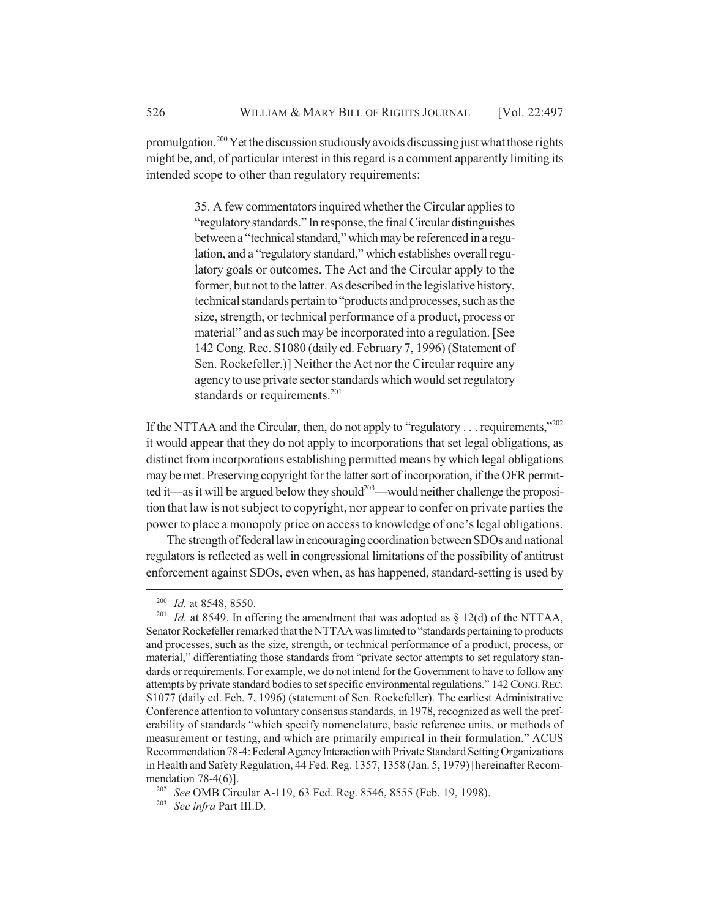promulgation.[200] Yet the discussion studiously avoids discussing just what those rights might be, and, of particular interest in this regard is a comment apparently limiting its intended scope to other than regulatory requirements:

> 35. A few commentators inquired whether the Circular applies to "regulatory standards." In response, the final Circular distinguishes between a "technical standard," which may be referenced in a regulation, and a "regulatory standard," which establishes overall regulatory goals or outcomes. The Act and the Circular apply to the former, but not to the latter. As described in the legislative history, technical standards pertain to "products and processes, such as the size, strength, or technical performance of a product, process or material" and as such may be incorporated into a regulation. [See 142 Cong. Rec. S1080 (daily ed. February 7, 1996) (Statement of Sen. Rockefeller.)] Neither the Act nor the Circular require any agency to use private sector standards which would set regulatory standards or requirements.[201]

If the NTTAA and the Circular, then, do not apply to "regulatory . . . requirements,"[202] it would appear that they do not apply to incorporations that set legal obligations, as distinct from incorporations establishing permitted means by which legal obligations may be met. Preserving copyright for the latter sort of incorporation, if the OFR permitted it—as it will be argued below they should[203]—would neither challenge the proposition that law is not subject to copyright, nor appear to confer on private parties the power to place a monopoly price on access to knowledge of one's legal obligations.

The strength of federal law in encouraging coordination between SDOs and national regulators is reflected as well in congressional limitations of the possibility of antitrust enforcement against SDOs, even when, as has happened, standard-setting is used by

---

[200] *Id.* at 8548, 8550.

[201] *Id.* at 8549. In offering the amendment that was adopted as § 12(d) of the NTTAA, Senator Rockefeller remarked that the NTTAA was limited to "standards pertaining to products and processes, such as the size, strength, or technical performance of a product, process, or material," differentiating those standards from "private sector attempts to set regulatory standards or requirements. For example, we do not intend for the Government to have to follow any attempts by private standard bodies to set specific environmental regulations." 142 CONG. REC. S1077 (daily ed. Feb. 7, 1996) (statement of Sen. Rockefeller). The earliest Administrative Conference attention to voluntary consensus standards, in 1978, recognized as well the preferability of standards "which specify nomenclature, basic reference units, or methods of measurement or testing, and which are primarily empirical in their formulation." ACUS Recommendation 78-4: Federal Agency Interaction with Private Standard Setting Organizations in Health and Safety Regulation, 44 Fed. Reg. 1357, 1358 (Jan. 5, 1979) [hereinafter Recommendation 78-4(6)].

[202] *See* OMB Circular A-119, 63 Fed. Reg. 8546, 8555 (Feb. 19, 1998).

[203] *See infra* Part III.D.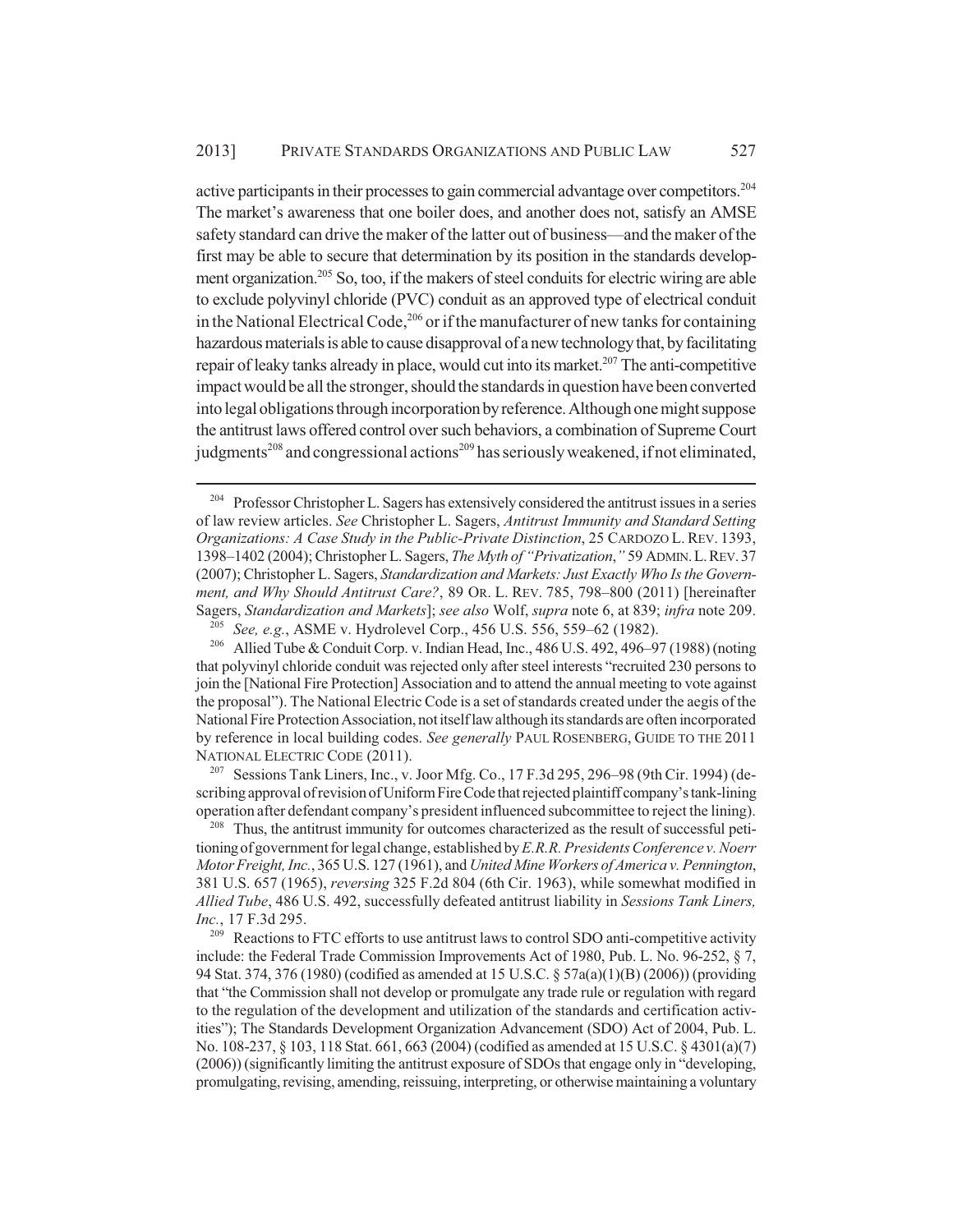active participants in their processes to gain commercial advantage over competitors.[204] The market's awareness that one boiler does, and another does not, satisfy an AMSE safety standard can drive the maker of the latter out of business—and the maker of the first may be able to secure that determination by its position in the standards development organization.[205] So, too, if the makers of steel conduits for electric wiring are able to exclude polyvinyl chloride (PVC) conduit as an approved type of electrical conduit in the National Electrical Code,[206] or if the manufacturer of new tanks for containing hazardous materials is able to cause disapproval of a new technology that, by facilitating repair of leaky tanks already in place, would cut into its market.[207] The anti-competitive impact would be all the stronger, should the standards in question have been converted into legal obligations through incorporation by reference. Although one might suppose the antitrust laws offered control over such behaviors, a combination of Supreme Court judgments[208] and congressional actions[209] has seriously weakened, if not eliminated,

---

[204] Professor Christopher L. Sagers has extensively considered the antitrust issues in a series of law review articles. *See* Christopher L. Sagers, *Antitrust Immunity and Standard Setting Organizations: A Case Study in the Public-Private Distinction*, 25 CARDOZO L. REV. 1393, 1398–1402 (2004); Christopher L. Sagers, *The Myth of "Privatization*,*"* 59 ADMIN. L. REV. 37 (2007); Christopher L. Sagers, *Standardization and Markets: Just Exactly Who Is the Government, and Why Should Antitrust Care?*, 89 OR. L. REV. 785, 798–800 (2011) [hereinafter Sagers, *Standardization and Markets*]; *see also* Wolf, *supra* note 6, at 839; *infra* note 209.

[205] *See, e.g.*, ASME v. Hydrolevel Corp., 456 U.S. 556, 559–62 (1982).

[206] Allied Tube & Conduit Corp. v. Indian Head, Inc., 486 U.S. 492, 496–97 (1988) (noting that polyvinyl chloride conduit was rejected only after steel interests "recruited 230 persons to join the [National Fire Protection] Association and to attend the annual meeting to vote against the proposal"). The National Electric Code is a set of standards created under the aegis of the National Fire Protection Association, not itself law although its standards are often incorporated by reference in local building codes. *See generally* PAUL ROSENBERG, GUIDE TO THE 2011 NATIONAL ELECTRIC CODE (2011).

[207] Sessions Tank Liners, Inc., v. Joor Mfg. Co., 17 F.3d 295, 296–98 (9th Cir. 1994) (describing approval of revision of Uniform Fire Code that rejected plaintiff company's tank-lining operation after defendant company's president influenced subcommittee to reject the lining).

[208] Thus, the antitrust immunity for outcomes characterized as the result of successful petitioning of government for legal change, established by *E.R.R. Presidents Conference v. Noerr Motor Freight, Inc.*, 365 U.S. 127 (1961), and *United Mine Workers of America v. Pennington*, 381 U.S. 657 (1965), *reversing* 325 F.2d 804 (6th Cir. 1963), while somewhat modified in *Allied Tube*, 486 U.S. 492, successfully defeated antitrust liability in *Sessions Tank Liners, Inc.*, 17 F.3d 295.

[209] Reactions to FTC efforts to use antitrust laws to control SDO anti-competitive activity include: the Federal Trade Commission Improvements Act of 1980, Pub. L. No. 96-252, § 7, 94 Stat. 374, 376 (1980) (codified as amended at 15 U.S.C. § 57a(a)(1)(B) (2006)) (providing that "the Commission shall not develop or promulgate any trade rule or regulation with regard to the regulation of the development and utilization of the standards and certification activities"); The Standards Development Organization Advancement (SDO) Act of 2004, Pub. L. No. 108-237, § 103, 118 Stat. 661, 663 (2004) (codified as amended at 15 U.S.C. § 4301(a)(7) (2006)) (significantly limiting the antitrust exposure of SDOs that engage only in "developing, promulgating, revising, amending, reissuing, interpreting, or otherwise maintaining a voluntary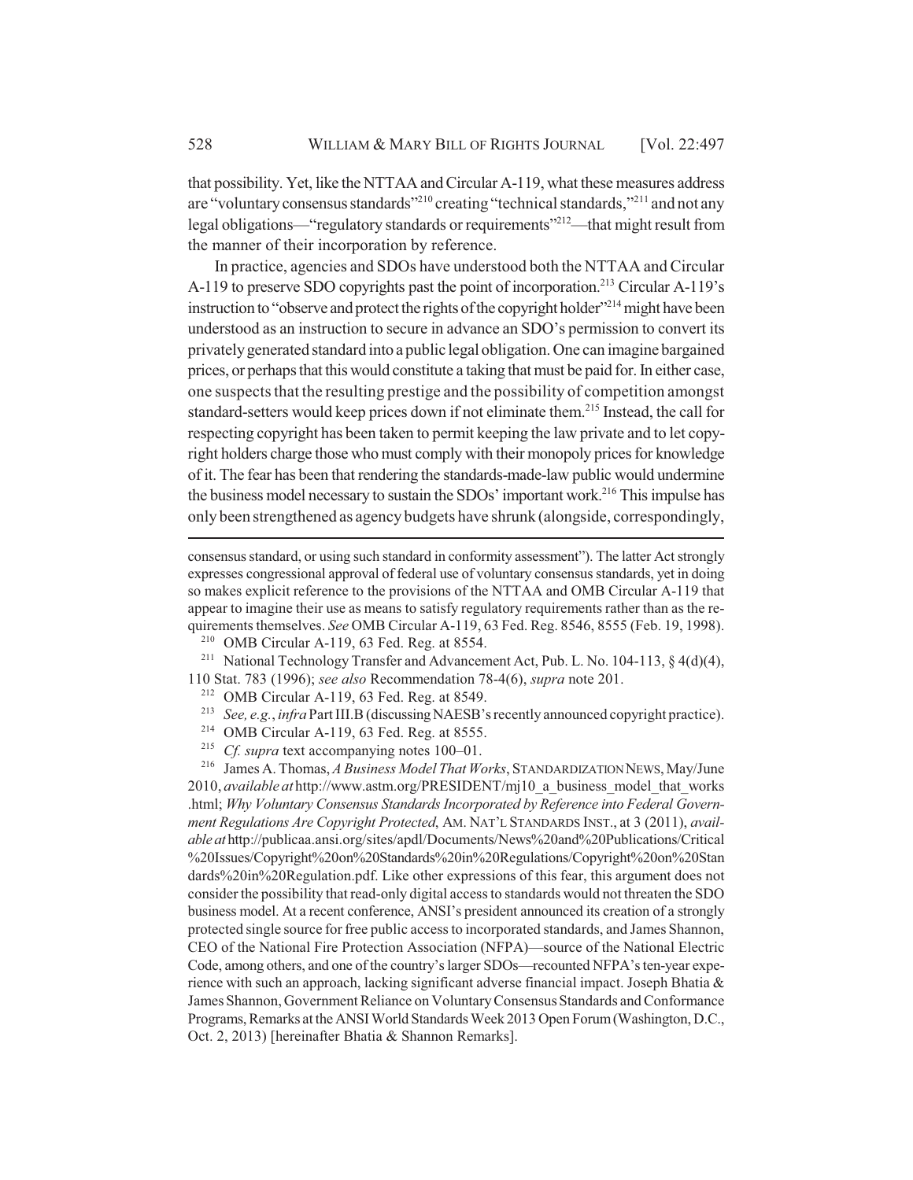that possibility. Yet, like the NTTAA and Circular A-119, what these measures address are "voluntary consensus standards"[210] creating "technical standards,"[211] and not any legal obligations—"regulatory standards or requirements"[212]—that might result from the manner of their incorporation by reference.

In practice, agencies and SDOs have understood both the NTTAA and Circular A-119 to preserve SDO copyrights past the point of incorporation.[213] Circular A-119's instruction to "observe and protect the rights of the copyright holder"[214] might have been understood as an instruction to secure in advance an SDO's permission to convert its privately generated standard into a public legal obligation. One can imagine bargained prices, or perhaps that this would constitute a taking that must be paid for. In either case, one suspects that the resulting prestige and the possibility of competition amongst standard-setters would keep prices down if not eliminate them.[215] Instead, the call for respecting copyright has been taken to permit keeping the law private and to let copyright holders charge those who must comply with their monopoly prices for knowledge of it. The fear has been that rendering the standards-made-law public would undermine the business model necessary to sustain the SDOs' important work.[216] This impulse has only been strengthened as agency budgets have shrunk (alongside, correspondingly,

---

consensus standard, or using such standard in conformity assessment"). The latter Act strongly expresses congressional approval of federal use of voluntary consensus standards, yet in doing so makes explicit reference to the provisions of the NTTAA and OMB Circular A-119 that appear to imagine their use as means to satisfy regulatory requirements rather than as the requirements themselves. *See* OMB Circular A-119, 63 Fed. Reg. 8546, 8555 (Feb. 19, 1998).

[210] OMB Circular A-119, 63 Fed. Reg. at 8554.

[211] National Technology Transfer and Advancement Act, Pub. L. No. 104-113, § 4(d)(4), 110 Stat. 783 (1996); *see also* Recommendation 78-4(6), *supra* note 201.

[212] OMB Circular A-119, 63 Fed. Reg. at 8549.

[213] *See, e.g.*, *infra* Part III.B (discussing NAESB's recently announced copyright practice).

[214] OMB Circular A-119, 63 Fed. Reg. at 8555.

[215] *Cf. supra* text accompanying notes 100–01.

[216] James A. Thomas, *A Business Model That Works*, STANDARDIZATION NEWS, May/June 2010, *available at* http://www.astm.org/PRESIDENT/mj10_a_business_model_that_works.html; *Why Voluntary Consensus Standards Incorporated by Reference into Federal Government Regulations Are Copyright Protected*, AM. NAT'L STANDARDS INST., at 3 (2011), *available at* http://publicaa.ansi.org/sites/apdl/Documents/News%20and%20Publications/Critical%20Issues/Copyright%20on%20Standards%20in%20Regulations/Copyright%20on%20Standards%20in%20Regulation.pdf. Like other expressions of this fear, this argument does not consider the possibility that read-only digital access to standards would not threaten the SDO business model. At a recent conference, ANSI's president announced its creation of a strongly protected single source for free public access to incorporated standards, and James Shannon, CEO of the National Fire Protection Association (NFPA)—source of the National Electric Code, among others, and one of the country's larger SDOs—recounted NFPA's ten-year experience with such an approach, lacking significant adverse financial impact. Joseph Bhatia & James Shannon, Government Reliance on Voluntary Consensus Standards and Conformance Programs, Remarks at the ANSI World Standards Week 2013 Open Forum (Washington, D.C., Oct. 2, 2013) [hereinafter Bhatia & Shannon Remarks].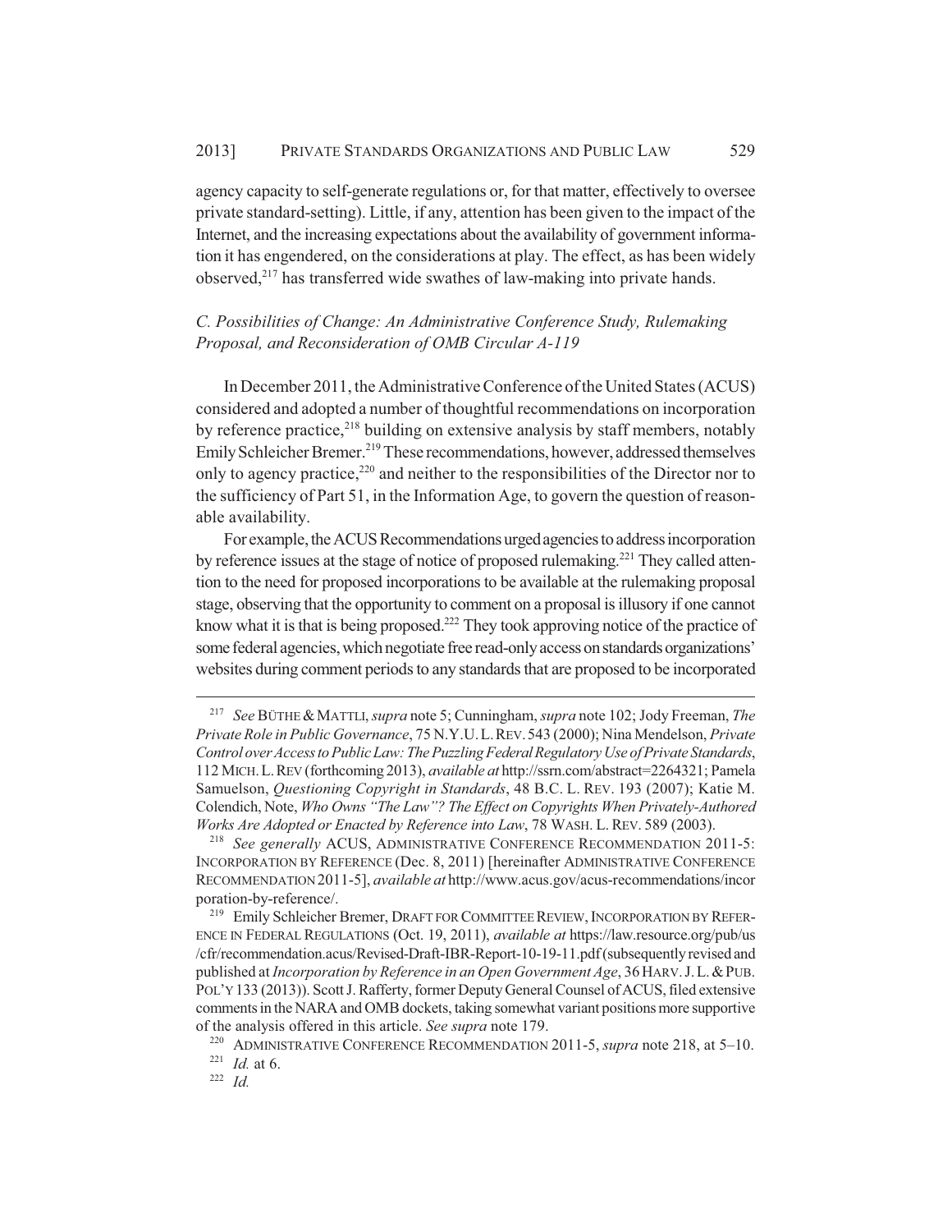agency capacity to self-generate regulations or, for that matter, effectively to oversee private standard-setting). Little, if any, attention has been given to the impact of the Internet, and the increasing expectations about the availability of government information it has engendered, on the considerations at play. The effect, as has been widely observed,[217] has transferred wide swathes of law-making into private hands.

### *C. Possibilities of Change: An Administrative Conference Study, Rulemaking Proposal, and Reconsideration of OMB Circular A-119*

In December 2011, the Administrative Conference of the United States (ACUS) considered and adopted a number of thoughtful recommendations on incorporation by reference practice,[218] building on extensive analysis by staff members, notably Emily Schleicher Bremer.[219] These recommendations, however, addressed themselves only to agency practice,[220] and neither to the responsibilities of the Director nor to the sufficiency of Part 51, in the Information Age, to govern the question of reasonable availability.

For example, the ACUS Recommendations urged agencies to address incorporation by reference issues at the stage of notice of proposed rulemaking.[221] They called attention to the need for proposed incorporations to be available at the rulemaking proposal stage, observing that the opportunity to comment on a proposal is illusory if one cannot know what it is that is being proposed.[222] They took approving notice of the practice of some federal agencies, which negotiate free read-only access on standards organizations' websites during comment periods to any standards that are proposed to be incorporated

---

[217] *See* BÜTHE & MATTLI, *supra* note 5; Cunningham, *supra* note 102; Jody Freeman, *The Private Role in Public Governance*, 75 N.Y.U. L. REV. 543 (2000); Nina Mendelson, *Private Control over Access to Public Law: The Puzzling Federal Regulatory Use of Private Standards*, 112 MICH. L. REV (forthcoming 2013), *available at* http://ssrn.com/abstract=2264321; Pamela Samuelson, *Questioning Copyright in Standards*, 48 B.C. L. REV. 193 (2007); Katie M. Colendich, Note, *Who Owns "The Law"? The Effect on Copyrights When Privately-Authored Works Are Adopted or Enacted by Reference into Law*, 78 WASH. L. REV. 589 (2003).

[218] *See generally* ACUS, ADMINISTRATIVE CONFERENCE RECOMMENDATION 2011-5: INCORPORATION BY REFERENCE (Dec. 8, 2011) [hereinafter ADMINISTRATIVE CONFERENCE RECOMMENDATION 2011-5], *available at* http://www.acus.gov/acus-recommendations/incorporation-by-reference/.

[219] Emily Schleicher Bremer, DRAFT FOR COMMITTEE REVIEW, INCORPORATION BY REFERENCE IN FEDERAL REGULATIONS (Oct. 19, 2011), *available at* https://law.resource.org/pub/us/cfr/recommendation.acus/Revised-Draft-IBR-Report-10-19-11.pdf (subsequently revised and published at *Incorporation by Reference in an Open Government Age*, 36 HARV. J. L. & PUB. POL'Y 133 (2013)). Scott J. Rafferty, former Deputy General Counsel of ACUS, filed extensive comments in the NARA and OMB dockets, taking somewhat variant positions more supportive of the analysis offered in this article. *See supra* note 179.

[220] ADMINISTRATIVE CONFERENCE RECOMMENDATION 2011-5, *supra* note 218, at 5–10.

[221] *Id.* at 6.

[222] *Id.*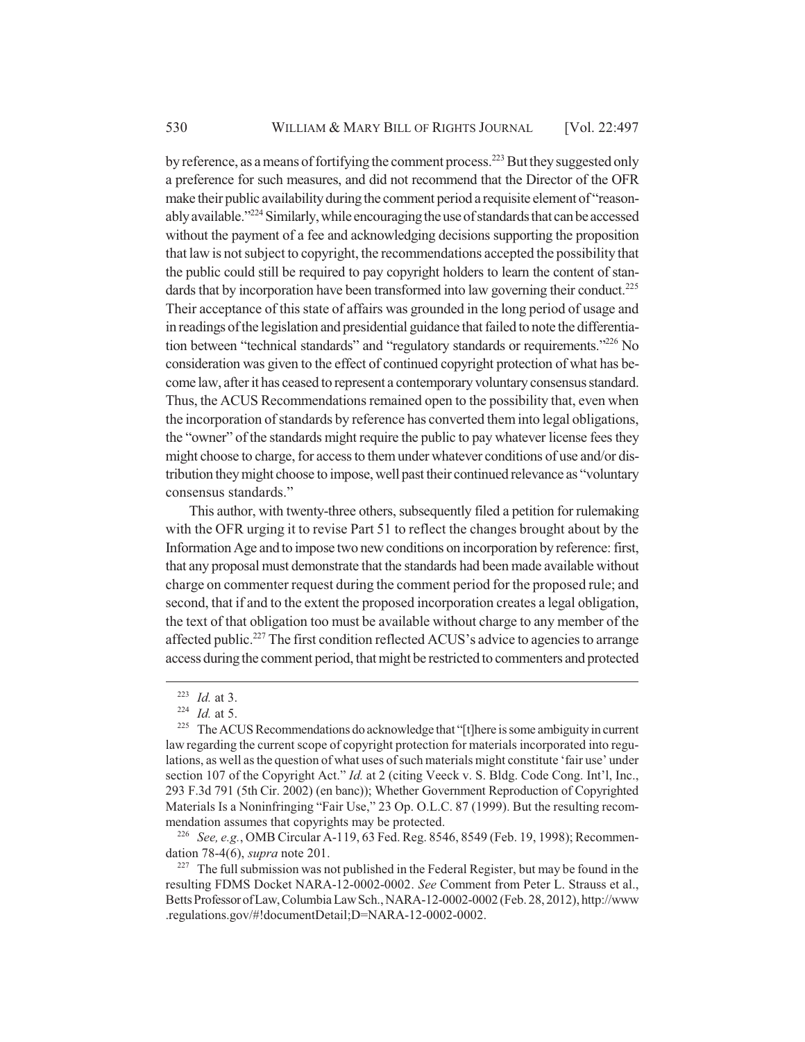by reference, as a means of fortifying the comment process.[223] But they suggested only a preference for such measures, and did not recommend that the Director of the OFR make their public availability during the comment period a requisite element of "reasonably available."[224] Similarly, while encouraging the use of standards that can be accessed without the payment of a fee and acknowledging decisions supporting the proposition that law is not subject to copyright, the recommendations accepted the possibility that the public could still be required to pay copyright holders to learn the content of standards that by incorporation have been transformed into law governing their conduct.[225] Their acceptance of this state of affairs was grounded in the long period of usage and in readings of the legislation and presidential guidance that failed to note the differentiation between "technical standards" and "regulatory standards or requirements."[226] No consideration was given to the effect of continued copyright protection of what has become law, after it has ceased to represent a contemporary voluntary consensus standard. Thus, the ACUS Recommendations remained open to the possibility that, even when the incorporation of standards by reference has converted them into legal obligations, the "owner" of the standards might require the public to pay whatever license fees they might choose to charge, for access to them under whatever conditions of use and/or distribution they might choose to impose, well past their continued relevance as "voluntary consensus standards."

This author, with twenty-three others, subsequently filed a petition for rulemaking with the OFR urging it to revise Part 51 to reflect the changes brought about by the Information Age and to impose two new conditions on incorporation by reference: first, that any proposal must demonstrate that the standards had been made available without charge on commenter request during the comment period for the proposed rule; and second, that if and to the extent the proposed incorporation creates a legal obligation, the text of that obligation too must be available without charge to any member of the affected public.[227] The first condition reflected ACUS's advice to agencies to arrange access during the comment period, that might be restricted to commenters and protected

---

[223] *Id.* at 3.

[224] *Id.* at 5.

[225] The ACUS Recommendations do acknowledge that "[t]here is some ambiguity in current law regarding the current scope of copyright protection for materials incorporated into regulations, as well as the question of what uses of such materials might constitute 'fair use' under section 107 of the Copyright Act." *Id.* at 2 (citing Veeck v. S. Bldg. Code Cong. Int'l, Inc., 293 F.3d 791 (5th Cir. 2002) (en banc)); Whether Government Reproduction of Copyrighted Materials Is a Noninfringing "Fair Use," 23 Op. O.L.C. 87 (1999). But the resulting recommendation assumes that copyrights may be protected.

[226] *See, e.g.*, OMB Circular A-119, 63 Fed. Reg. 8546, 8549 (Feb. 19, 1998); Recommendation 78-4(6), *supra* note 201.

[227] The full submission was not published in the Federal Register, but may be found in the resulting FDMS Docket NARA-12-0002-0002. *See* Comment from Peter L. Strauss et al., Betts Professor of Law, Columbia Law Sch., NARA-12-0002-0002 (Feb. 28, 2012), http://www.regulations.gov/#!documentDetail;D=NARA-12-0002-0002.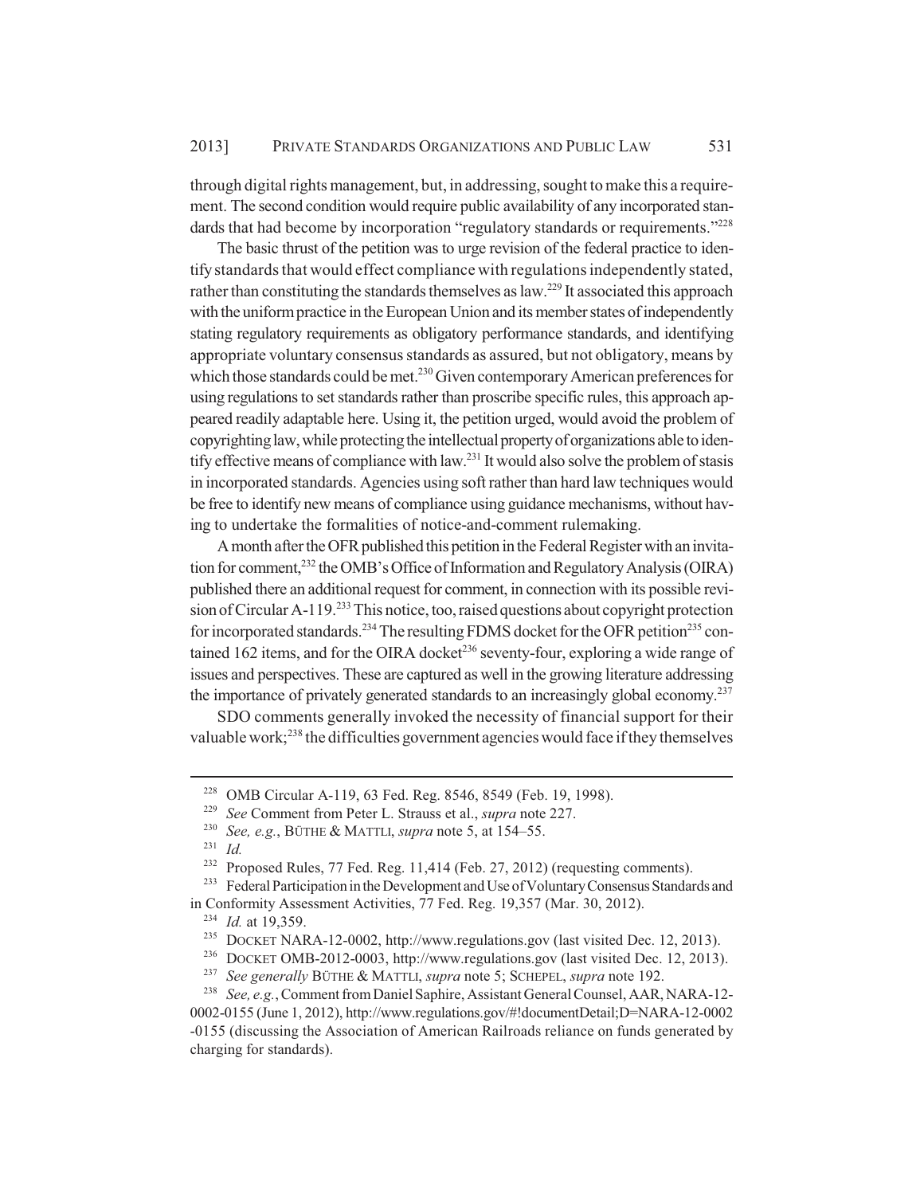through digital rights management, but, in addressing, sought to make this a requirement. The second condition would require public availability of any incorporated standards that had become by incorporation "regulatory standards or requirements."[228]

The basic thrust of the petition was to urge revision of the federal practice to identify standards that would effect compliance with regulations independently stated, rather than constituting the standards themselves as law.[229] It associated this approach with the uniform practice in the European Union and its member states of independently stating regulatory requirements as obligatory performance standards, and identifying appropriate voluntary consensus standards as assured, but not obligatory, means by which those standards could be met.[230] Given contemporary American preferences for using regulations to set standards rather than proscribe specific rules, this approach appeared readily adaptable here. Using it, the petition urged, would avoid the problem of copyrighting law, while protecting the intellectual property of organizations able to identify effective means of compliance with law.[231] It would also solve the problem of stasis in incorporated standards. Agencies using soft rather than hard law techniques would be free to identify new means of compliance using guidance mechanisms, without having to undertake the formalities of notice-and-comment rulemaking.

A month after the OFR published this petition in the Federal Register with an invitation for comment,[232] the OMB's Office of Information and Regulatory Analysis (OIRA) published there an additional request for comment, in connection with its possible revision of Circular A-119.[233] This notice, too, raised questions about copyright protection for incorporated standards.[234] The resulting FDMS docket for the OFR petition[235] contained 162 items, and for the OIRA docket[236] seventy-four, exploring a wide range of issues and perspectives. These are captured as well in the growing literature addressing the importance of privately generated standards to an increasingly global economy.[237]

SDO comments generally invoked the necessity of financial support for their valuable work;[238] the difficulties government agencies would face if they themselves

---

[228] OMB Circular A-119, 63 Fed. Reg. 8546, 8549 (Feb. 19, 1998).

[229] *See* Comment from Peter L. Strauss et al., *supra* note 227.

[230] *See, e.g.*, BÜTHE & MATTLI, *supra* note 5, at 154–55.

[231] *Id.*

[232] Proposed Rules, 77 Fed. Reg. 11,414 (Feb. 27, 2012) (requesting comments).

[233] Federal Participation in the Development and Use of Voluntary Consensus Standards and in Conformity Assessment Activities, 77 Fed. Reg. 19,357 (Mar. 30, 2012).

[234] *Id.* at 19,359.

[235] DOCKET NARA-12-0002, http://www.regulations.gov (last visited Dec. 12, 2013).

[236] DOCKET OMB-2012-0003, http://www.regulations.gov (last visited Dec. 12, 2013).

[237] *See generally* BÜTHE & MATTLI, *supra* note 5; SCHEPEL, *supra* note 192.

[238] *See, e.g.*, Comment from Daniel Saphire, Assistant General Counsel, AAR, NARA-12-0002-0155 (June 1, 2012), http://www.regulations.gov/#!documentDetail;D=NARA-12-0002-0155 (discussing the Association of American Railroads reliance on funds generated by charging for standards).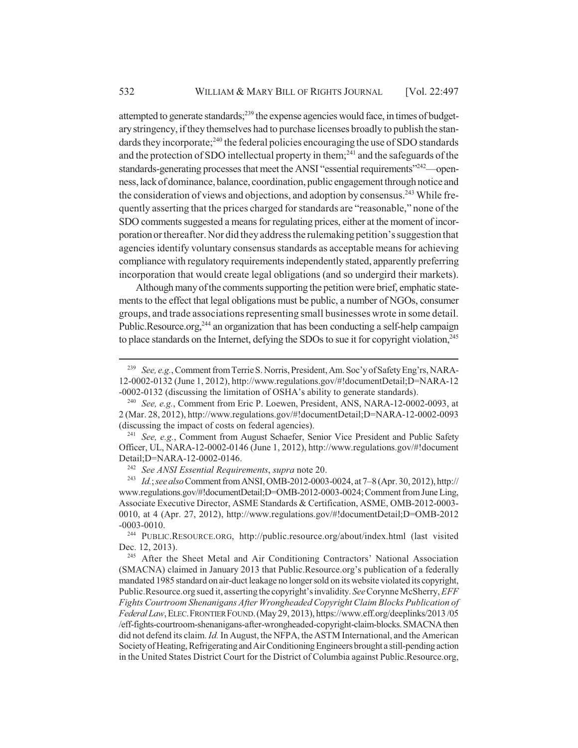attempted to generate standards;[239] the expense agencies would face, in times of budgetary stringency, if they themselves had to purchase licenses broadly to publish the standards they incorporate;[240] the federal policies encouraging the use of SDO standards and the protection of SDO intellectual property in them;[241] and the safeguards of the standards-generating processes that meet the ANSI "essential requirements"[242]—openness, lack of dominance, balance, coordination, public engagement through notice and the consideration of views and objections, and adoption by consensus.[243] While frequently asserting that the prices charged for standards are "reasonable," none of the SDO comments suggested a means for regulating prices, either at the moment of incorporation or thereafter. Nor did they address the rulemaking petition's suggestion that agencies identify voluntary consensus standards as acceptable means for achieving compliance with regulatory requirements independently stated, apparently preferring incorporation that would create legal obligations (and so undergird their markets).

Although many of the comments supporting the petition were brief, emphatic statements to the effect that legal obligations must be public, a number of NGOs, consumer groups, and trade associations representing small businesses wrote in some detail. Public.Resource.org,[244] an organization that has been conducting a self-help campaign to place standards on the Internet, defying the SDOs to sue it for copyright violation,[245]

---

[239] *See, e.g.*, Comment from Terrie S. Norris, President, Am. Soc'y of Safety Eng'rs, NARA-12-0002-0132 (June 1, 2012), http://www.regulations.gov/#!documentDetail;D=NARA-12-0002-0132 (discussing the limitation of OSHA's ability to generate standards).

[240] *See, e.g.*, Comment from Eric P. Loewen, President, ANS, NARA-12-0002-0093, at 2 (Mar. 28, 2012), http://www.regulations.gov/#!documentDetail;D=NARA-12-0002-0093 (discussing the impact of costs on federal agencies).

[241] *See, e.g.*, Comment from August Schaefer, Senior Vice President and Public Safety Officer, UL, NARA-12-0002-0146 (June 1, 2012), http://www.regulations.gov/#!documentDetail;D=NARA-12-0002-0146.

[242] *See ANSI Essential Requirements*, *supra* note 20.

[243] *Id.*; *see also* Comment from ANSI, OMB-2012-0003-0024, at 7–8 (Apr. 30, 2012), http://www.regulations.gov/#!documentDetail;D=OMB-2012-0003-0024; Comment from June Ling, Associate Executive Director, ASME Standards & Certification, ASME, OMB-2012-0003-0010, at 4 (Apr. 27, 2012), http://www.regulations.gov/#!documentDetail;D=OMB-2012-0003-0010.

[244] PUBLIC.RESOURCE.ORG, http://public.resource.org/about/index.html (last visited Dec. 12, 2013).

[245] After the Sheet Metal and Air Conditioning Contractors' National Association (SMACNA) claimed in January 2013 that Public.Resource.org's publication of a federally mandated 1985 standard on air-duct leakage no longer sold on its website violated its copyright, Public.Resource.org sued it, asserting the copyright's invalidity. *See* Corynne McSherry, *EFF Fights Courtroom Shenanigans After Wrongheaded Copyright Claim Blocks Publication of Federal Law*, ELEC. FRONTIER FOUND. (May 29, 2013), https://www.eff.org/deeplinks/2013/05/eff-fights-courtroom-shenanigans-after-wrongheaded-copyright-claim-blocks. SMACNA then did not defend its claim. *Id.* In August, the NFPA, the ASTM International, and the American Society of Heating, Refrigerating and Air Conditioning Engineers brought a still-pending action in the United States District Court for the District of Columbia against Public.Resource.org,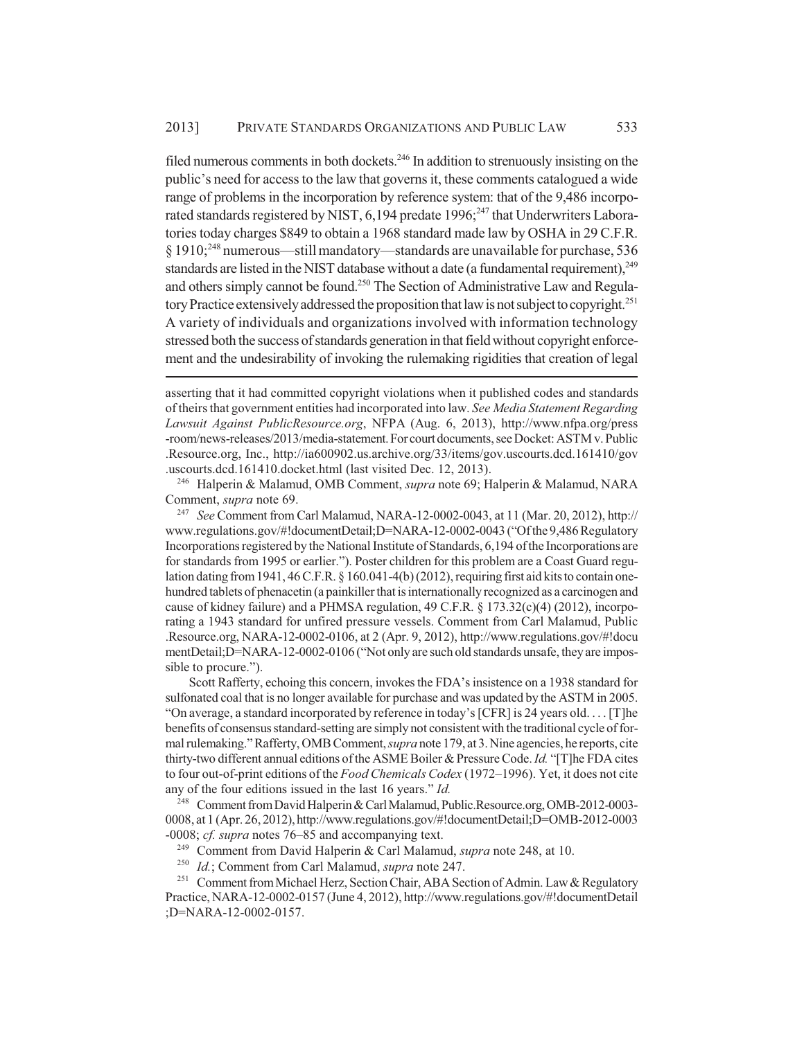filed numerous comments in both dockets.[246] In addition to strenuously insisting on the public's need for access to the law that governs it, these comments catalogued a wide range of problems in the incorporation by reference system: that of the 9,486 incorporated standards registered by NIST, 6,194 predate 1996;[247] that Underwriters Laboratories today charges $849 to obtain a 1968 standard made law by OSHA in 29 C.F.R. § 1910;[248] numerous—still mandatory—standards are unavailable for purchase, 536 standards are listed in the NIST database without a date (a fundamental requirement),[249] and others simply cannot be found.[250] The Section of Administrative Law and Regulatory Practice extensively addressed the proposition that law is not subject to copyright.[251] A variety of individuals and organizations involved with information technology stressed both the success of standards generation in that field without copyright enforcement and the undesirability of invoking the rulemaking rigidities that creation of legal

---

asserting that it had committed copyright violations when it published codes and standards of theirs that government entities had incorporated into law. *See Media Statement Regarding Lawsuit Against PublicResource.org*, NFPA (Aug. 6, 2013), http://www.nfpa.org/press-room/news-releases/2013/media-statement. For court documents, see Docket: ASTM v. Public.Resource.org, Inc., http://ia600902.us.archive.org/33/items/gov.uscourts.dcd.161410/gov.uscourts.dcd.161410.docket.html (last visited Dec. 12, 2013).

[246] Halperin & Malamud, OMB Comment, *supra* note 69; Halperin & Malamud, NARA Comment, *supra* note 69.

[247] *See* Comment from Carl Malamud, NARA-12-0002-0043, at 11 (Mar. 20, 2012), http://www.regulations.gov/#!documentDetail;D=NARA-12-0002-0043 ("Of the 9,486 Regulatory Incorporations registered by the National Institute of Standards, 6,194 of the Incorporations are for standards from 1995 or earlier."). Poster children for this problem are a Coast Guard regulation dating from 1941, 46 C.F.R. § 160.041-4(b) (2012), requiring first aid kits to contain one-hundred tablets of phenacetin (a painkiller that is internationally recognized as a carcinogen and cause of kidney failure) and a PHMSA regulation, 49 C.F.R. § 173.32(c)(4) (2012), incorporating a 1943 standard for unfired pressure vessels. Comment from Carl Malamud, Public.Resource.org, NARA-12-0002-0106, at 2 (Apr. 9, 2012), http://www.regulations.gov/#!documentDetail;D=NARA-12-0002-0106 ("Not only are such old standards unsafe, they are impossible to procure.").

Scott Rafferty, echoing this concern, invokes the FDA's insistence on a 1938 standard for sulfonated coal that is no longer available for purchase and was updated by the ASTM in 2005. "On average, a standard incorporated by reference in today's [CFR] is 24 years old. . . . [T]he benefits of consensus standard-setting are simply not consistent with the traditional cycle of formal rulemaking." Rafferty, OMB Comment, *supra* note 179, at 3. Nine agencies, he reports, cite thirty-two different annual editions of the ASME Boiler & Pressure Code. *Id.* "[T]he FDA cites to four out-of-print editions of the *Food Chemicals Codex* (1972–1996). Yet, it does not cite any of the four editions issued in the last 16 years." *Id.*

[248] Comment from David Halperin & Carl Malamud, Public.Resource.org, OMB-2012-0003-0008, at 1 (Apr. 26, 2012), http://www.regulations.gov/#!documentDetail;D=OMB-2012-0003-0008; *cf. supra* notes 76–85 and accompanying text.

[249] Comment from David Halperin & Carl Malamud, *supra* note 248, at 10.

[250] *Id.*; Comment from Carl Malamud, *supra* note 247.

[251] Comment from Michael Herz, Section Chair, ABA Section of Admin. Law & Regulatory Practice, NARA-12-0002-0157 (June 4, 2012), http://www.regulations.gov/#!documentDetail;D=NARA-12-0002-0157.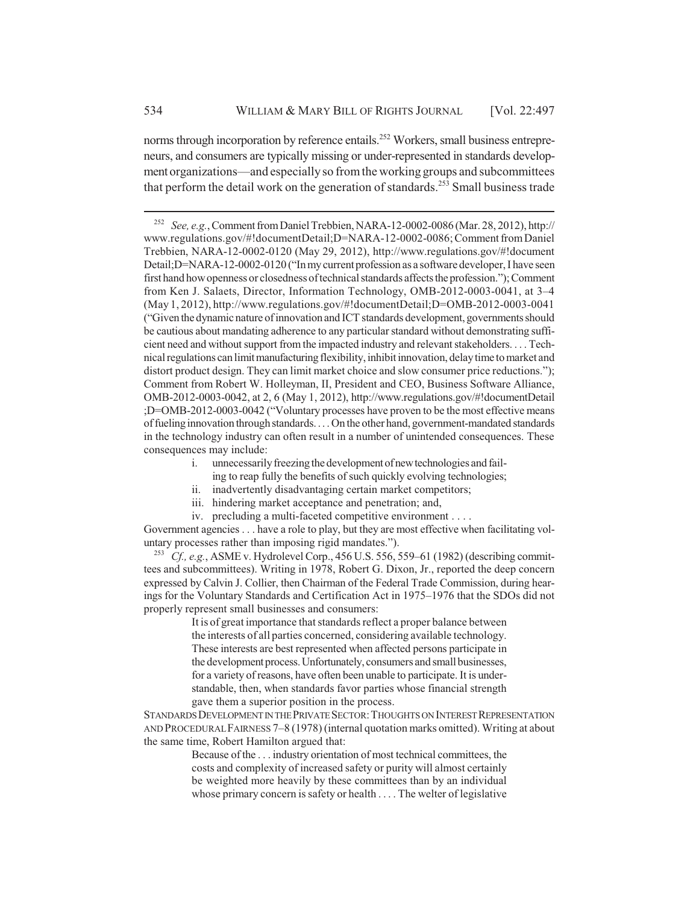norms through incorporation by reference entails.[252] Workers, small business entrepreneurs, and consumers are typically missing or under-represented in standards development organizations—and especially so from the working groups and subcommittees that perform the detail work on the generation of standards.[253] Small business trade

---

[252] *See, e.g.*, Comment from Daniel Trebbien, NARA-12-0002-0086 (Mar. 28, 2012), http://www.regulations.gov/#!documentDetail;D=NARA-12-0002-0086; Comment from Daniel Trebbien, NARA-12-0002-0120 (May 29, 2012), http://www.regulations.gov/#!documentDetail;D=NARA-12-0002-0120 ("In my current profession as a software developer, I have seen first hand how openness or closedness of technical standards affects the profession."); Comment from Ken J. Salaets, Director, Information Technology, OMB-2012-0003-0041, at 3–4 (May 1, 2012), http://www.regulations.gov/#!documentDetail;D=OMB-2012-0003-0041 ("Given the dynamic nature of innovation and ICT standards development, governments should be cautious about mandating adherence to any particular standard without demonstrating sufficient need and without support from the impacted industry and relevant stakeholders. . . . Technical regulations can limit manufacturing flexibility, inhibit innovation, delay time to market and distort product design. They can limit market choice and slow consumer price reductions."); Comment from Robert W. Holleyman, II, President and CEO, Business Software Alliance, OMB-2012-0003-0042, at 2, 6 (May 1, 2012), http://www.regulations.gov/#!documentDetail;D=OMB-2012-0003-0042 ("Voluntary processes have proven to be the most effective means of fueling innovation through standards. . . . On the other hand, government-mandated standards in the technology industry can often result in a number of unintended consequences. These consequences may include:

> i. unnecessarily freezing the development of new technologies and failing to reap fully the benefits of such quickly evolving technologies;
> ii. inadvertently disadvantaging certain market competitors;
> iii. hindering market acceptance and penetration; and,
> iv. precluding a multi-faceted competitive environment . . . .

Government agencies . . . have a role to play, but they are most effective when facilitating voluntary processes rather than imposing rigid mandates.").

[253] *Cf., e.g.*, ASME v. Hydrolevel Corp., 456 U.S. 556, 559–61 (1982) (describing committees and subcommittees). Writing in 1978, Robert G. Dixon, Jr., reported the deep concern expressed by Calvin J. Collier, then Chairman of the Federal Trade Commission, during hearings for the Voluntary Standards and Certification Act in 1975–1976 that the SDOs did not properly represent small businesses and consumers:

> It is of great importance that standards reflect a proper balance between the interests of all parties concerned, considering available technology. These interests are best represented when affected persons participate in the development process. Unfortunately, consumers and small businesses, for a variety of reasons, have often been unable to participate. It is understandable, then, when standards favor parties whose financial strength gave them a superior position in the process.

STANDARDS DEVELOPMENT IN THE PRIVATE SECTOR: THOUGHTS ON INTEREST REPRESENTATION AND PROCEDURAL FAIRNESS 7–8 (1978) (internal quotation marks omitted). Writing at about the same time, Robert Hamilton argued that:

> Because of the . . . industry orientation of most technical committees, the costs and complexity of increased safety or purity will almost certainly be weighted more heavily by these committees than by an individual whose primary concern is safety or health . . . . The welter of legislative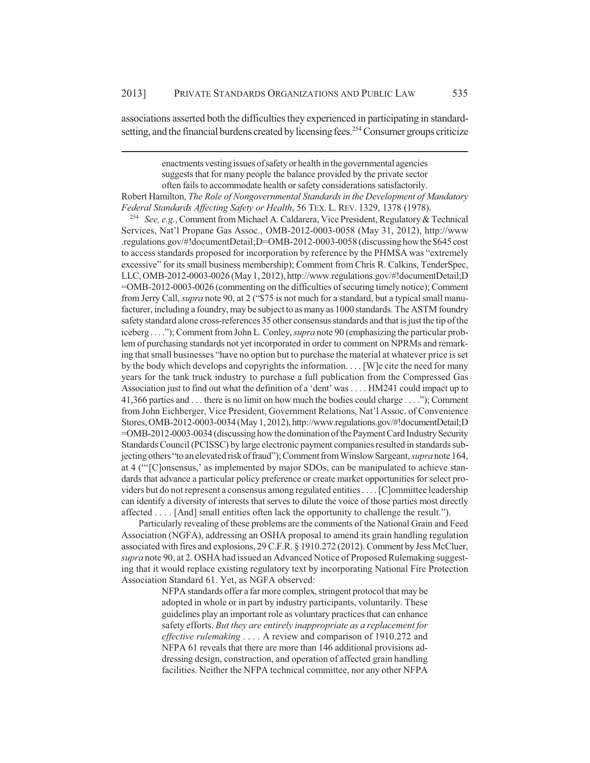associations asserted both the difficulties they experienced in participating in standard-setting, and the financial burdens created by licensing fees.[254] Consumer groups criticize

> enactments vesting issues of safety or health in the governmental agencies suggests that for many people the balance provided by the private sector often fails to accommodate health or safety considerations satisfactorily.

Robert Hamilton, *The Role of Nongovernmental Standards in the Development of Mandatory Federal Standards Affecting Safety or Health*, 56 TEX. L. REV. 1329, 1378 (1978).

[254] *See, e.g.*, Comment from Michael A. Caldarera, Vice President, Regulatory & Technical Services, Nat'l Propane Gas Assoc., OMB-2012-0003-0058 (May 31, 2012), http://www.regulations.gov/#!documentDetail;D=OMB-2012-0003-0058 (discussing how the $645 cost to access standards proposed for incorporation by reference by the PHMSA was "extremely excessive" for its small business membership); Comment from Chris R. Calkins, TenderSpec, LLC, OMB-2012-0003-0026 (May 1, 2012), http://www.regulations.gov/#!documentDetail;D=OMB-2012-0003-0026 (commenting on the difficulties of securing timely notice); Comment from Jerry Call, *supra* note 90, at 2 ("$75 is not much for a standard, but a typical small manufacturer, including a foundry, may be subject to as many as 1000 standards. The ASTM foundry safety standard alone cross-references 35 other consensus standards and that is just the tip of the iceberg . . . ."); Comment from John L. Conley, *supra* note 90 (emphasizing the particular problem of purchasing standards not yet incorporated in order to comment on NPRMs and remarking that small businesses "have no option but to purchase the material at whatever price is set by the body which develops and copyrights the information. . . . [W]e cite the need for many years for the tank truck industry to purchase a full publication from the Compressed Gas Association just to find out what the definition of a 'dent' was . . . . HM241 could impact up to 41,366 parties and . . . there is no limit on how much the bodies could charge . . . ."); Comment from John Eichberger, Vice President, Government Relations, Nat'l Assoc. of Convenience Stores, OMB-2012-0003-0034 (May 1, 2012), http://www.regulations.gov/#!documentDetail;D=OMB-2012-0003-0034 (discussing how the domination of the Payment Card Industry Security Standards Council (PCISSC) by large electronic payment companies resulted in standards subjecting others "to an elevated risk of fraud"); Comment from Winslow Sargeant, *supra* note 164, at 4 ("'[C]onsensus,' as implemented by major SDOs, can be manipulated to achieve standards that advance a particular policy preference or create market opportunities for select providers but do not represent a consensus among regulated entities . . . . [C]ommittee leadership can identify a diversity of interests that serves to dilute the voice of those parties most directly affected . . . . [And] small entities often lack the opportunity to challenge the result.").

Particularly revealing of these problems are the comments of the National Grain and Feed Association (NGFA), addressing an OSHA proposal to amend its grain handling regulation associated with fires and explosions, 29 C.F.R. § 1910.272 (2012). Comment by Jess McCluer, *supra* note 90, at 2. OSHA had issued an Advanced Notice of Proposed Rulemaking suggesting that it would replace existing regulatory text by incorporating National Fire Protection Association Standard 61. Yet, as NGFA observed:

> NFPA standards offer a far more complex, stringent protocol that may be adopted in whole or in part by industry participants, voluntarily. These guidelines play an important role as voluntary practices that can enhance safety efforts. *But they are entirely inappropriate as a replacement for effective rulemaking* . . . . A review and comparison of 1910.272 and NFPA 61 reveals that there are more than 146 additional provisions addressing design, construction, and operation of affected grain handling facilities. Neither the NFPA technical committee, nor any other NFPA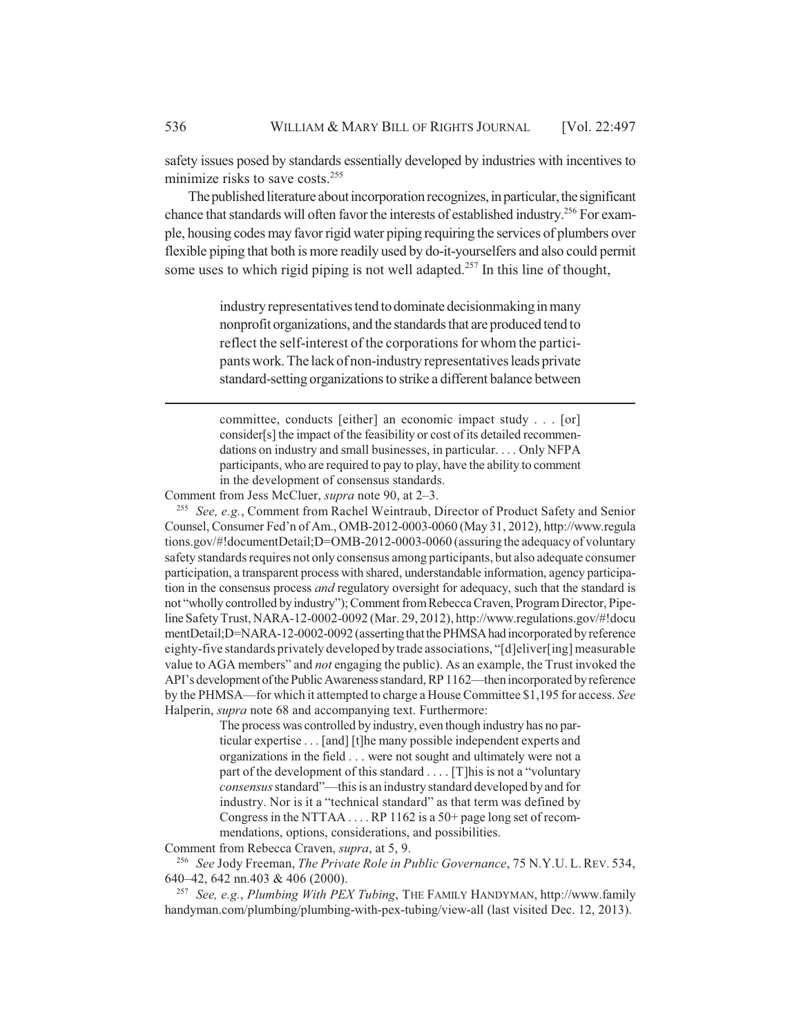safety issues posed by standards essentially developed by industries with incentives to minimize risks to save costs.[255]

The published literature about incorporation recognizes, in particular, the significant chance that standards will often favor the interests of established industry.[256] For example, housing codes may favor rigid water piping requiring the services of plumbers over flexible piping that both is more readily used by do-it-yourselfers and also could permit some uses to which rigid piping is not well adapted.[257] In this line of thought,

> industry representatives tend to dominate decisionmaking in many nonprofit organizations, and the standards that are produced tend to reflect the self-interest of the corporations for whom the participants work. The lack of non-industry representatives leads private standard-setting organizations to strike a different balance between

---

> committee, conducts [either] an economic impact study . . . [or] consider[s] the impact of the feasibility or cost of its detailed recommendations on industry and small businesses, in particular. . . . Only NFPA participants, who are required to pay to play, have the ability to comment in the development of consensus standards.

Comment from Jess McCluer, *supra* note 90, at 2–3.

[255] *See, e.g.*, Comment from Rachel Weintraub, Director of Product Safety and Senior Counsel, Consumer Fed'n of Am., OMB-2012-0003-0060 (May 31, 2012), http://www.regulations.gov/#!documentDetail;D=OMB-2012-0003-0060 (assuring the adequacy of voluntary safety standards requires not only consensus among participants, but also adequate consumer participation, a transparent process with shared, understandable information, agency participation in the consensus process *and* regulatory oversight for adequacy, such that the standard is not "wholly controlled by industry"); Comment from Rebecca Craven, Program Director, Pipeline Safety Trust, NARA-12-0002-0092 (Mar. 29, 2012), http://www.regulations.gov/#!documentDetail;D=NARA-12-0002-0092 (asserting that the PHMSA had incorporated by reference eighty-five standards privately developed by trade associations, "[d]eliver[ing] measurable value to AGA members" and *not* engaging the public). As an example, the Trust invoked the API's development of the Public Awareness standard, RP 1162—then incorporated by reference by the PHMSA—for which it attempted to charge a House Committee $1,195 for access. *See* Halperin, *supra* note 68 and accompanying text. Furthermore:

> The process was controlled by industry, even though industry has no particular expertise . . . [and] [t]he many possible independent experts and organizations in the field . . . were not sought and ultimately were not a part of the development of this standard . . . . [T]his is not a "voluntary *consensus* standard"—this is an industry standard developed by and for industry. Nor is it a "technical standard" as that term was defined by Congress in the NTTAA . . . . RP 1162 is a 50+ page long set of recommendations, options, considerations, and possibilities.

Comment from Rebecca Craven, *supra*, at 5, 9.

[256] *See* Jody Freeman, *The Private Role in Public Governance*, 75 N.Y.U. L. REV. 534, 640–42, 642 nn.403 & 406 (2000).

[257] *See, e.g.*, *Plumbing With PEX Tubing*, THE FAMILY HANDYMAN, http://www.familyhandyman.com/plumbing/plumbing-with-pex-tubing/view-all (last visited Dec. 12, 2013).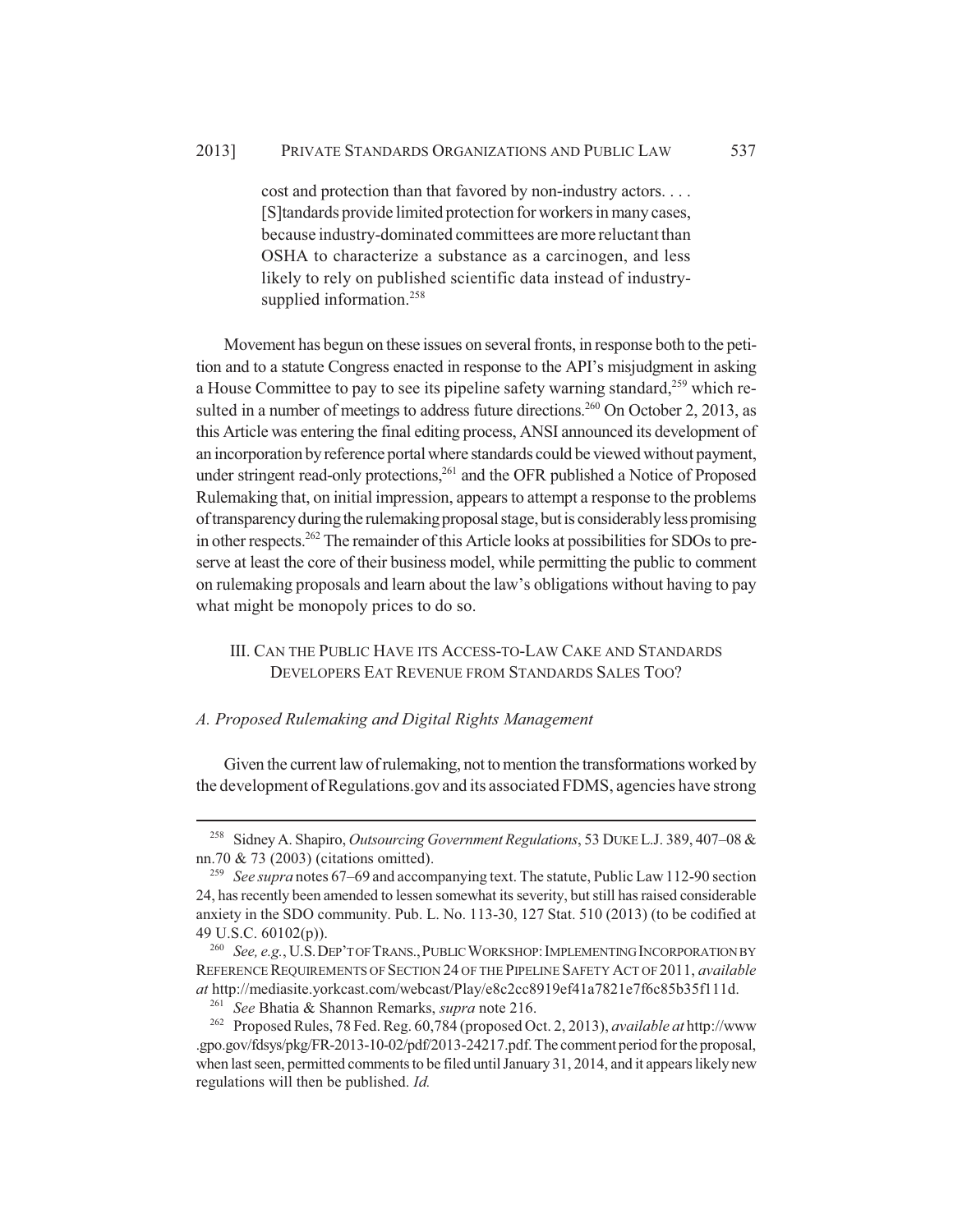> cost and protection than that favored by non-industry actors. . . . [S]tandards provide limited protection for workers in many cases, because industry-dominated committees are more reluctant than OSHA to characterize a substance as a carcinogen, and less likely to rely on published scientific data instead of industry-supplied information.[258]

Movement has begun on these issues on several fronts, in response both to the petition and to a statute Congress enacted in response to the API's misjudgment in asking a House Committee to pay to see its pipeline safety warning standard,[259] which resulted in a number of meetings to address future directions.[260] On October 2, 2013, as this Article was entering the final editing process, ANSI announced its development of an incorporation by reference portal where standards could be viewed without payment, under stringent read-only protections,[261] and the OFR published a Notice of Proposed Rulemaking that, on initial impression, appears to attempt a response to the problems of transparency during the rulemaking proposal stage, but is considerably less promising in other respects.[262] The remainder of this Article looks at possibilities for SDOs to preserve at least the core of their business model, while permitting the public to comment on rulemaking proposals and learn about the law's obligations without having to pay what might be monopoly prices to do so.

## III. CAN THE PUBLIC HAVE ITS ACCESS-TO-LAW CAKE AND STANDARDS DEVELOPERS EAT REVENUE FROM STANDARDS SALES TOO?

### *A. Proposed Rulemaking and Digital Rights Management*

Given the current law of rulemaking, not to mention the transformations worked by the development of Regulations.gov and its associated FDMS, agencies have strong

---

[258] Sidney A. Shapiro, *Outsourcing Government Regulations*, 53 DUKE L.J. 389, 407–08 & nn.70 & 73 (2003) (citations omitted).

[259] *See supra* notes 67–69 and accompanying text. The statute, Public Law 112-90 section 24, has recently been amended to lessen somewhat its severity, but still has raised considerable anxiety in the SDO community. Pub. L. No. 113-30, 127 Stat. 510 (2013) (to be codified at 49 U.S.C. 60102(p)).

[260] *See, e.g.*, U.S. DEP'T OF TRANS., PUBLIC WORKSHOP: IMPLEMENTING INCORPORATION BY REFERENCE REQUIREMENTS OF SECTION 24 OF THE PIPELINE SAFETY ACT OF 2011, *available at* http://mediasite.yorkcast.com/webcast/Play/e8c2cc8919ef41a7821e7f6c85b35f111d.

[261] *See* Bhatia & Shannon Remarks, *supra* note 216.

[262] Proposed Rules, 78 Fed. Reg. 60,784 (proposed Oct. 2, 2013), *available at* http://www.gpo.gov/fdsys/pkg/FR-2013-10-02/pdf/2013-24217.pdf. The comment period for the proposal, when last seen, permitted comments to be filed until January 31, 2014, and it appears likely new regulations will then be published. *Id.*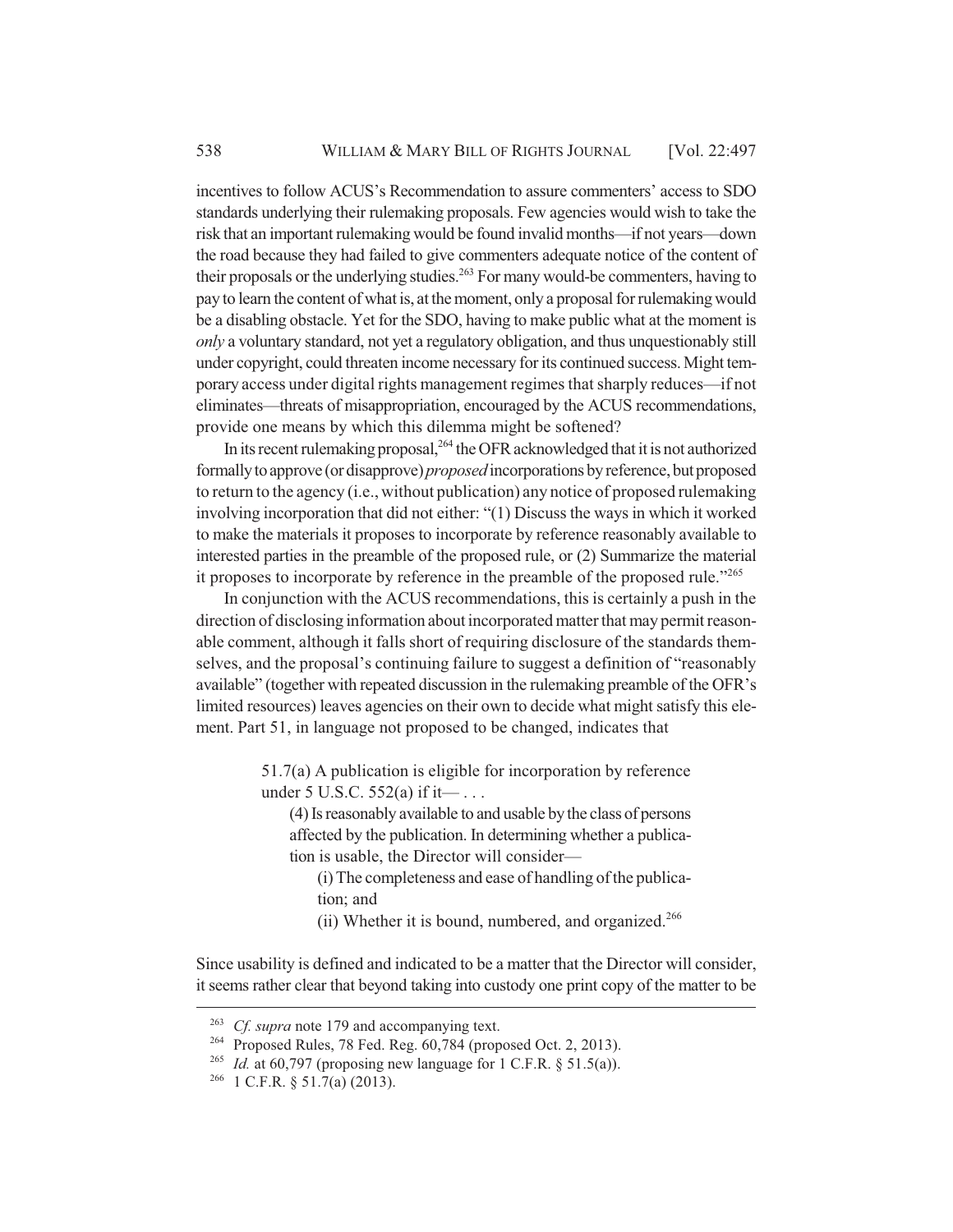incentives to follow ACUS's Recommendation to assure commenters' access to SDO standards underlying their rulemaking proposals. Few agencies would wish to take the risk that an important rulemaking would be found invalid months—if not years—down the road because they had failed to give commenters adequate notice of the content of their proposals or the underlying studies.[263] For many would-be commenters, having to pay to learn the content of what is, at the moment, only a proposal for rulemaking would be a disabling obstacle. Yet for the SDO, having to make public what at the moment is *only* a voluntary standard, not yet a regulatory obligation, and thus unquestionably still under copyright, could threaten income necessary for its continued success. Might temporary access under digital rights management regimes that sharply reduces—if not eliminates—threats of misappropriation, encouraged by the ACUS recommendations, provide one means by which this dilemma might be softened?

In its recent rulemaking proposal,[264] the OFR acknowledged that it is not authorized formally to approve (or disapprove) *proposed* incorporations by reference, but proposed to return to the agency (i.e., without publication) any notice of proposed rulemaking involving incorporation that did not either: "(1) Discuss the ways in which it worked to make the materials it proposes to incorporate by reference reasonably available to interested parties in the preamble of the proposed rule, or (2) Summarize the material it proposes to incorporate by reference in the preamble of the proposed rule."[265]

In conjunction with the ACUS recommendations, this is certainly a push in the direction of disclosing information about incorporated matter that may permit reasonable comment, although it falls short of requiring disclosure of the standards themselves, and the proposal's continuing failure to suggest a definition of "reasonably available" (together with repeated discussion in the rulemaking preamble of the OFR's limited resources) leaves agencies on their own to decide what might satisfy this element. Part 51, in language not proposed to be changed, indicates that

> 51.7(a) A publication is eligible for incorporation by reference under 5 U.S.C. 552(a) if it— . . .
>
> (4) Is reasonably available to and usable by the class of persons affected by the publication. In determining whether a publication is usable, the Director will consider—
>
> (i) The completeness and ease of handling of the publication; and
>
> (ii) Whether it is bound, numbered, and organized.[266]

Since usability is defined and indicated to be a matter that the Director will consider, it seems rather clear that beyond taking into custody one print copy of the matter to be

---

[263] *Cf. supra* note 179 and accompanying text.

[264] Proposed Rules, 78 Fed. Reg. 60,784 (proposed Oct. 2, 2013).

[265] *Id.* at 60,797 (proposing new language for 1 C.F.R. § 51.5(a)).

[266] 1 C.F.R. § 51.7(a) (2013).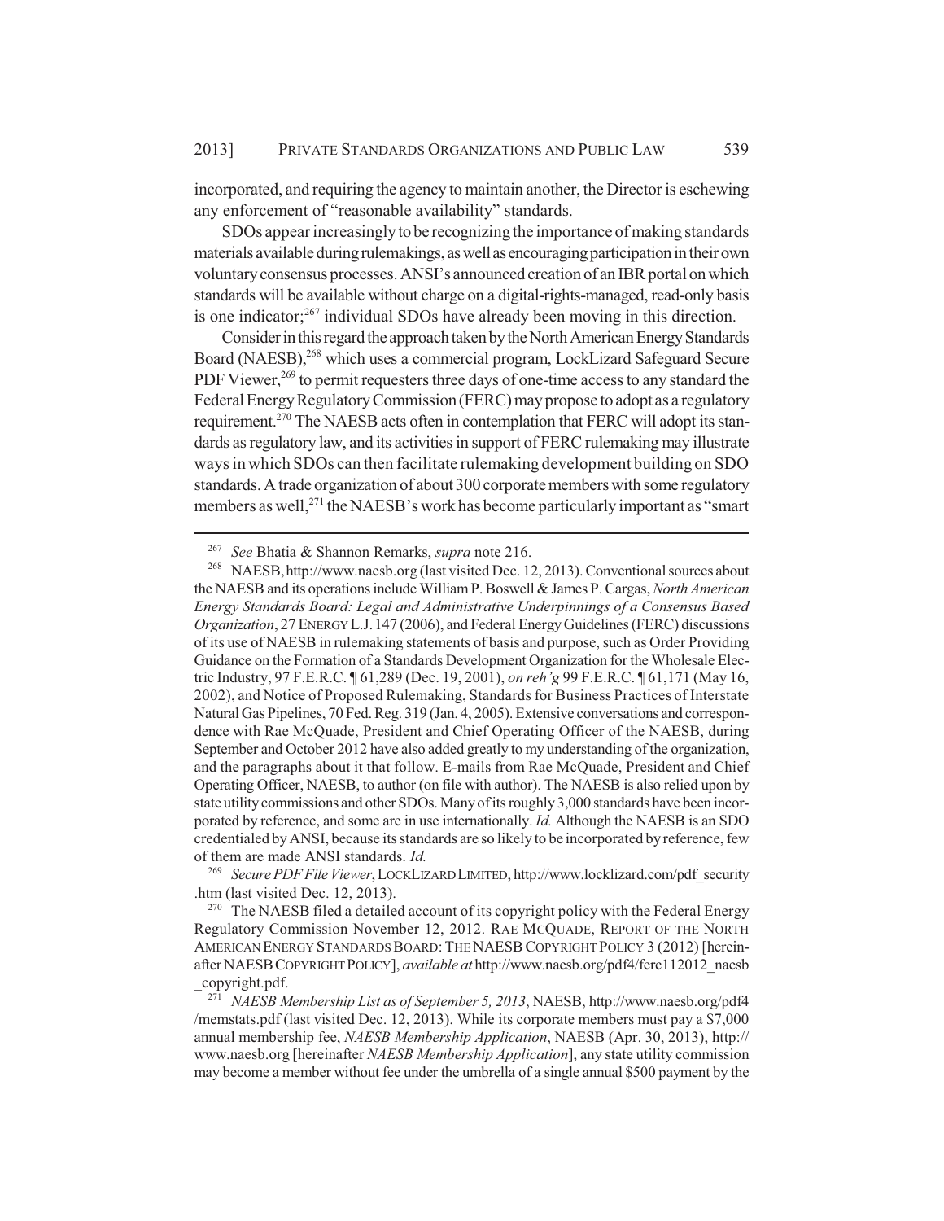incorporated, and requiring the agency to maintain another, the Director is eschewing any enforcement of "reasonable availability" standards.

SDOs appear increasingly to be recognizing the importance of making standards materials available during rulemakings, as well as encouraging participation in their own voluntary consensus processes. ANSI's announced creation of an IBR portal on which standards will be available without charge on a digital-rights-managed, read-only basis is one indicator;[267] individual SDOs have already been moving in this direction.

Consider in this regard the approach taken by the North American Energy Standards Board (NAESB),[268] which uses a commercial program, LockLizard Safeguard Secure PDF Viewer,[269] to permit requesters three days of one-time access to any standard the Federal Energy Regulatory Commission (FERC) may propose to adopt as a regulatory requirement.[270] The NAESB acts often in contemplation that FERC will adopt its standards as regulatory law, and its activities in support of FERC rulemaking may illustrate ways in which SDOs can then facilitate rulemaking development building on SDO standards. A trade organization of about 300 corporate members with some regulatory members as well,[271] the NAESB's work has become particularly important as "smart

---

[267] *See* Bhatia & Shannon Remarks, *supra* note 216.

[268] NAESB, http://www.naesb.org (last visited Dec. 12, 2013). Conventional sources about the NAESB and its operations include William P. Boswell & James P. Cargas, *North American Energy Standards Board: Legal and Administrative Underpinnings of a Consensus Based Organization*, 27 ENERGY L.J. 147 (2006), and Federal Energy Guidelines (FERC) discussions of its use of NAESB in rulemaking statements of basis and purpose, such as Order Providing Guidance on the Formation of a Standards Development Organization for the Wholesale Electric Industry, 97 F.E.R.C. ¶ 61,289 (Dec. 19, 2001), *on reh'g* 99 F.E.R.C. ¶ 61,171 (May 16, 2002), and Notice of Proposed Rulemaking, Standards for Business Practices of Interstate Natural Gas Pipelines, 70 Fed. Reg. 319 (Jan. 4, 2005). Extensive conversations and correspondence with Rae McQuade, President and Chief Operating Officer of the NAESB, during September and October 2012 have also added greatly to my understanding of the organization, and the paragraphs about it that follow. E-mails from Rae McQuade, President and Chief Operating Officer, NAESB, to author (on file with author). The NAESB is also relied upon by state utility commissions and other SDOs. Many of its roughly 3,000 standards have been incorporated by reference, and some are in use internationally. *Id.* Although the NAESB is an SDO credentialed by ANSI, because its standards are so likely to be incorporated by reference, few of them are made ANSI standards. *Id.*

[269] *Secure PDF File Viewer*, LOCKLIZARD LIMITED, http://www.locklizard.com/pdf_security.htm (last visited Dec. 12, 2013).

[270] The NAESB filed a detailed account of its copyright policy with the Federal Energy Regulatory Commission November 12, 2012. RAE MCQUADE, REPORT OF THE NORTH AMERICAN ENERGY STANDARDS BOARD: THE NAESB COPYRIGHT POLICY 3 (2012) [hereinafter NAESB COPYRIGHT POLICY], *available at* http://www.naesb.org/pdf4/ferc112012_naesb_copyright.pdf.

[271] *NAESB Membership List as of September 5, 2013*, NAESB, http://www.naesb.org/pdf4/memstats.pdf (last visited Dec. 12, 2013). While its corporate members must pay a $7,000 annual membership fee, *NAESB Membership Application*, NAESB (Apr. 30, 2013), http://www.naesb.org [hereinafter *NAESB Membership Application*], any state utility commission may become a member without fee under the umbrella of a single annual $500 payment by the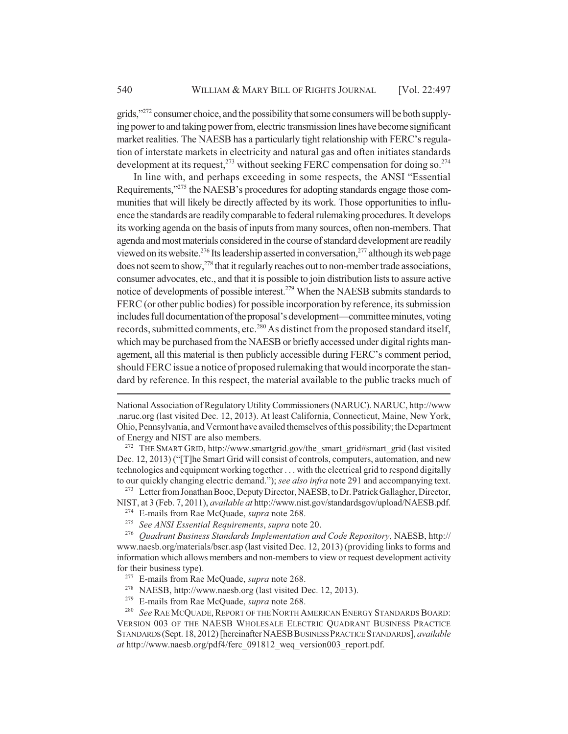grids,"[272] consumer choice, and the possibility that some consumers will be both supplying power to and taking power from, electric transmission lines have become significant market realities. The NAESB has a particularly tight relationship with FERC's regulation of interstate markets in electricity and natural gas and often initiates standards development at its request,[273] without seeking FERC compensation for doing so.[274]

In line with, and perhaps exceeding in some respects, the ANSI "Essential Requirements,"[275] the NAESB's procedures for adopting standards engage those communities that will likely be directly affected by its work. Those opportunities to influence the standards are readily comparable to federal rulemaking procedures. It develops its working agenda on the basis of inputs from many sources, often non-members. That agenda and most materials considered in the course of standard development are readily viewed on its website.[276] Its leadership asserted in conversation,[277] although its web page does not seem to show,[278] that it regularly reaches out to non-member trade associations, consumer advocates, etc., and that it is possible to join distribution lists to assure active notice of developments of possible interest.[279] When the NAESB submits standards to FERC (or other public bodies) for possible incorporation by reference, its submission includes full documentation of the proposal's development—committee minutes, voting records, submitted comments, etc.[280] As distinct from the proposed standard itself, which may be purchased from the NAESB or briefly accessed under digital rights management, all this material is then publicly accessible during FERC's comment period, should FERC issue a notice of proposed rulemaking that would incorporate the standard by reference. In this respect, the material available to the public tracks much of

---

National Association of Regulatory Utility Commissioners (NARUC). NARUC, http://www.naruc.org (last visited Dec. 12, 2013). At least California, Connecticut, Maine, New York, Ohio, Pennsylvania, and Vermont have availed themselves of this possibility; the Department of Energy and NIST are also members.

[272] THE SMART GRID, http://www.smartgrid.gov/the_smart_grid#smart_grid (last visited Dec. 12, 2013) ("[T]he Smart Grid will consist of controls, computers, automation, and new technologies and equipment working together . . . with the electrical grid to respond digitally to our quickly changing electric demand."); *see also infra* note 291 and accompanying text.

[273] Letter from Jonathan Booe, Deputy Director, NAESB, to Dr. Patrick Gallagher, Director, NIST, at 3 (Feb. 7, 2011), *available at* http://www.nist.gov/standardsgov/upload/NAESB.pdf.

[274] E-mails from Rae McQuade, *supra* note 268.

[275] *See ANSI Essential Requirements*, *supra* note 20.

[276] *Quadrant Business Standards Implementation and Code Repository*, NAESB, http://www.naesb.org/materials/bscr.asp (last visited Dec. 12, 2013) (providing links to forms and information which allows members and non-members to view or request development activity for their business type).

[277] E-mails from Rae McQuade, *supra* note 268.

[278] NAESB, http://www.naesb.org (last visited Dec. 12, 2013).

[279] E-mails from Rae McQuade, *supra* note 268.

[280] *See* RAE MCQUADE, REPORT OF THE NORTH AMERICAN ENERGY STANDARDS BOARD: VERSION 003 OF THE NAESB WHOLESALE ELECTRIC QUADRANT BUSINESS PRACTICE STANDARDS (Sept. 18, 2012) [hereinafter NAESB BUSINESS PRACTICE STANDARDS], *available at* http://www.naesb.org/pdf4/ferc_091812_weq_version003_report.pdf.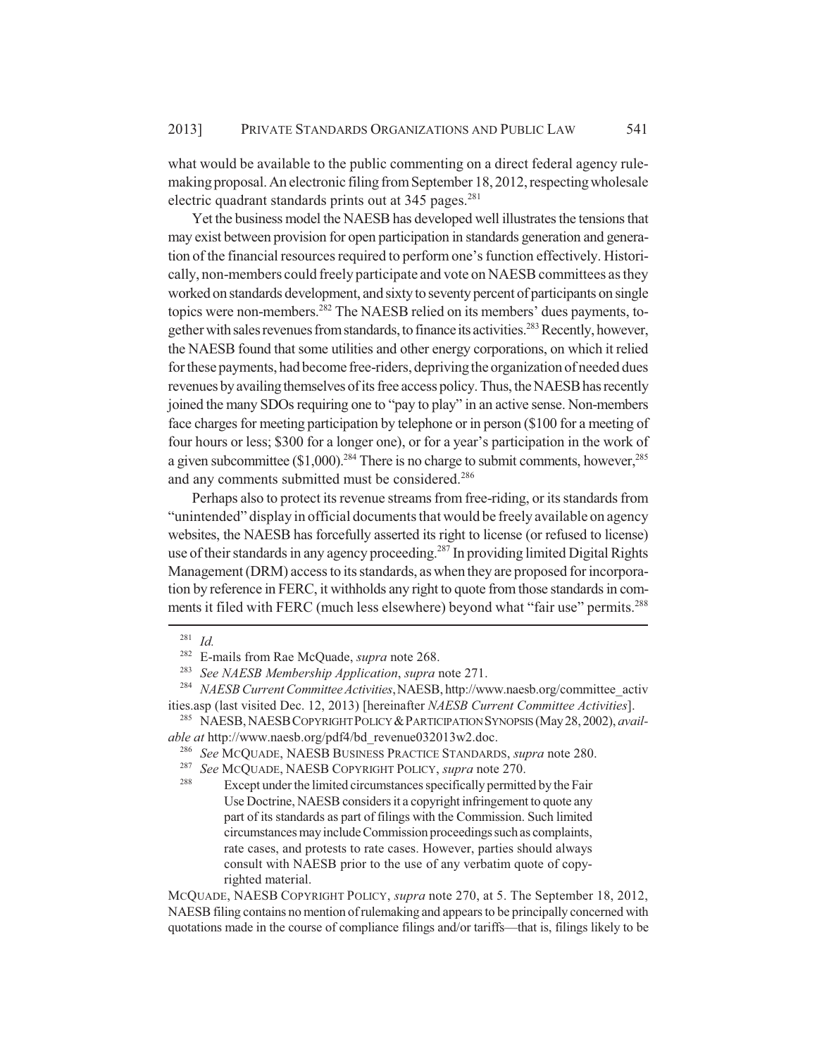what would be available to the public commenting on a direct federal agency rulemaking proposal. An electronic filing from September 18, 2012, respecting wholesale electric quadrant standards prints out at 345 pages.[281]

Yet the business model the NAESB has developed well illustrates the tensions that may exist between provision for open participation in standards generation and generation of the financial resources required to perform one's function effectively. Historically, non-members could freely participate and vote on NAESB committees as they worked on standards development, and sixty to seventy percent of participants on single topics were non-members.[282] The NAESB relied on its members' dues payments, together with sales revenues from standards, to finance its activities.[283] Recently, however, the NAESB found that some utilities and other energy corporations, on which it relied for these payments, had become free-riders, depriving the organization of needed dues revenues by availing themselves of its free access policy. Thus, the NAESB has recently joined the many SDOs requiring one to "pay to play" in an active sense. Non-members face charges for meeting participation by telephone or in person ($100 for a meeting of four hours or less; $300 for a longer one), or for a year's participation in the work of a given subcommittee ($1,000).[284] There is no charge to submit comments, however,[285] and any comments submitted must be considered.[286]

Perhaps also to protect its revenue streams from free-riding, or its standards from "unintended" display in official documents that would be freely available on agency websites, the NAESB has forcefully asserted its right to license (or refused to license) use of their standards in any agency proceeding.[287] In providing limited Digital Rights Management (DRM) access to its standards, as when they are proposed for incorporation by reference in FERC, it withholds any right to quote from those standards in comments it filed with FERC (much less elsewhere) beyond what "fair use" permits.[288]

---

[281] *Id.*

[282] E-mails from Rae McQuade, *supra* note 268.

[283] *See NAESB Membership Application*, *supra* note 271.

[284] *NAESB Current Committee Activities*, NAESB, http://www.naesb.org/committee_activities.asp (last visited Dec. 12, 2013) [hereinafter *NAESB Current Committee Activities*].

[285] NAESB, NAESB COPYRIGHT POLICY & PARTICIPATION SYNOPSIS (May 28, 2002), *available at* http://www.naesb.org/pdf4/bd_revenue032013w2.doc.

[286] *See* MCQUADE, NAESB BUSINESS PRACTICE STANDARDS, *supra* note 280.

[287] *See* MCQUADE, NAESB COPYRIGHT POLICY, *supra* note 270.

[288]
> Except under the limited circumstances specifically permitted by the Fair Use Doctrine, NAESB considers it a copyright infringement to quote any part of its standards as part of filings with the Commission. Such limited circumstances may include Commission proceedings such as complaints, rate cases, and protests to rate cases. However, parties should always consult with NAESB prior to the use of any verbatim quote of copyrighted material.

MCQUADE, NAESB COPYRIGHT POLICY, *supra* note 270, at 5. The September 18, 2012, NAESB filing contains no mention of rulemaking and appears to be principally concerned with quotations made in the course of compliance filings and/or tariffs—that is, filings likely to be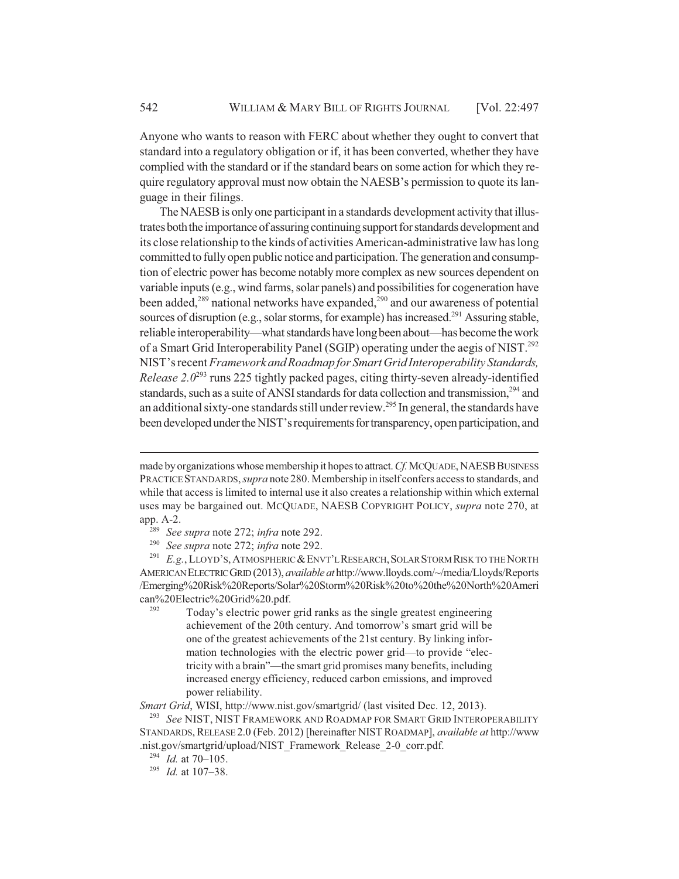Anyone who wants to reason with FERC about whether they ought to convert that standard into a regulatory obligation or if, it has been converted, whether they have complied with the standard or if the standard bears on some action for which they require regulatory approval must now obtain the NAESB's permission to quote its language in their filings.

The NAESB is only one participant in a standards development activity that illustrates both the importance of assuring continuing support for standards development and its close relationship to the kinds of activities American-administrative law has long committed to fully open public notice and participation. The generation and consumption of electric power has become notably more complex as new sources dependent on variable inputs (e.g., wind farms, solar panels) and possibilities for cogeneration have been added,[289] national networks have expanded,[290] and our awareness of potential sources of disruption (e.g., solar storms, for example) has increased.[291] Assuring stable, reliable interoperability—what standards have long been about—has become the work of a Smart Grid Interoperability Panel (SGIP) operating under the aegis of NIST.[292] NIST's recent *Framework and Roadmap for Smart Grid Interoperability Standards, Release 2.0*[293] runs 225 tightly packed pages, citing thirty-seven already-identified standards, such as a suite of ANSI standards for data collection and transmission,[294] and an additional sixty-one standards still under review.[295] In general, the standards have been developed under the NIST's requirements for transparency, open participation, and

---

made by organizations whose membership it hopes to attract. *Cf.* MCQUADE, NAESB BUSINESS PRACTICE STANDARDS, *supra* note 280. Membership in itself confers access to standards, and while that access is limited to internal use it also creates a relationship within which external uses may be bargained out. MCQUADE, NAESB COPYRIGHT POLICY, *supra* note 270, at app. A-2.

[289] *See supra* note 272; *infra* note 292.

[290] *See supra* note 272; *infra* note 292.

[291] *E.g.*, LLOYD'S, ATMOSPHERIC & ENVT'L RESEARCH, SOLAR STORM RISK TO THE NORTH AMERICAN ELECTRIC GRID (2013), *available at* http://www.lloyds.com/~/media/Lloyds/Reports/Emerging%20Risk%20Reports/Solar%20Storm%20Risk%20to%20the%20North%20American%20Electric%20Grid%20.pdf.

[292]
> Today's electric power grid ranks as the single greatest engineering achievement of the 20th century. And tomorrow's smart grid will be one of the greatest achievements of the 21st century. By linking information technologies with the electric power grid—to provide "electricity with a brain"—the smart grid promises many benefits, including increased energy efficiency, reduced carbon emissions, and improved power reliability.

*Smart Grid*, WISI, http://www.nist.gov/smartgrid/ (last visited Dec. 12, 2013).

[293] *See* NIST, NIST FRAMEWORK AND ROADMAP FOR SMART GRID INTEROPERABILITY STANDARDS, RELEASE 2.0 (Feb. 2012) [hereinafter NIST ROADMAP], *available at* http://www.nist.gov/smartgrid/upload/NIST_Framework_Release_2-0_corr.pdf.

[294] *Id.* at 70–105.

[295] *Id.* at 107–38.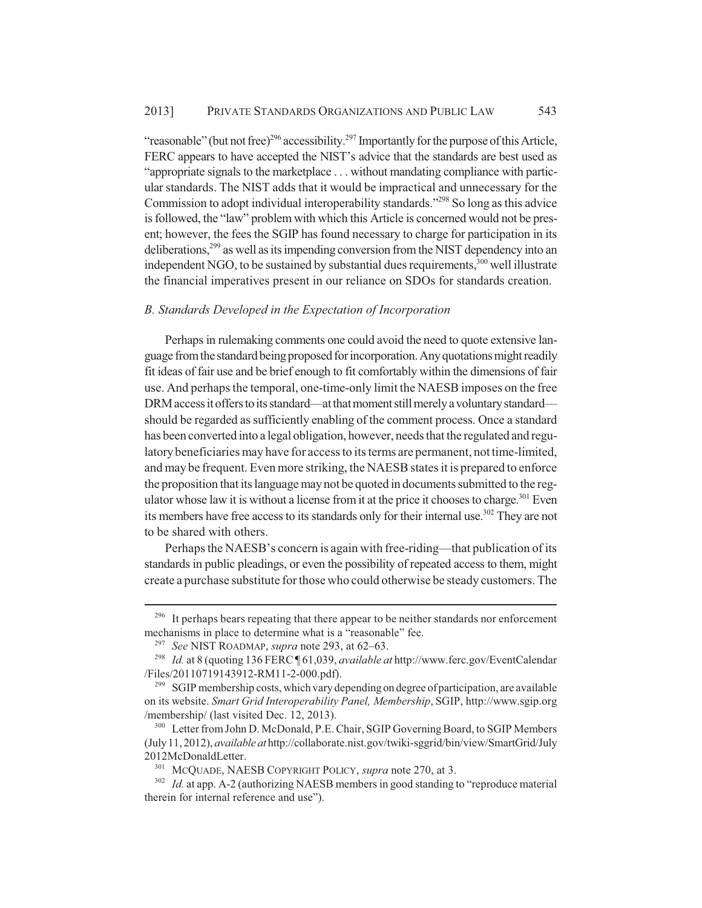"reasonable" (but not free)[296] accessibility.[297] Importantly for the purpose of this Article, FERC appears to have accepted the NIST's advice that the standards are best used as "appropriate signals to the marketplace . . . without mandating compliance with particular standards. The NIST adds that it would be impractical and unnecessary for the Commission to adopt individual interoperability standards."[298] So long as this advice is followed, the "law" problem with which this Article is concerned would not be present; however, the fees the SGIP has found necessary to charge for participation in its deliberations,[299] as well as its impending conversion from the NIST dependency into an independent NGO, to be sustained by substantial dues requirements,[300] well illustrate the financial imperatives present in our reliance on SDOs for standards creation.

### *B. Standards Developed in the Expectation of Incorporation*

Perhaps in rulemaking comments one could avoid the need to quote extensive language from the standard being proposed for incorporation. Any quotations might readily fit ideas of fair use and be brief enough to fit comfortably within the dimensions of fair use. And perhaps the temporal, one-time-only limit the NAESB imposes on the free DRM access it offers to its standard—at that moment still merely a voluntary standard—should be regarded as sufficiently enabling of the comment process. Once a standard has been converted into a legal obligation, however, needs that the regulated and regulatory beneficiaries may have for access to its terms are permanent, not time-limited, and may be frequent. Even more striking, the NAESB states it is prepared to enforce the proposition that its language may not be quoted in documents submitted to the regulator whose law it is without a license from it at the price it chooses to charge.[301] Even its members have free access to its standards only for their internal use.[302] They are not to be shared with others.

Perhaps the NAESB's concern is again with free-riding—that publication of its standards in public pleadings, or even the possibility of repeated access to them, might create a purchase substitute for those who could otherwise be steady customers. The

---

[296] It perhaps bears repeating that there appear to be neither standards nor enforcement mechanisms in place to determine what is a "reasonable" fee.

[297] *See* NIST ROADMAP, *supra* note 293, at 62–63.

[298] *Id.* at 8 (quoting 136 FERC ¶ 61,039, *available at* http://www.ferc.gov/EventCalendar/Files/20110719143912-RM11-2-000.pdf).

[299] SGIP membership costs, which vary depending on degree of participation, are available on its website. *Smart Grid Interoperability Panel, Membership*, SGIP, http://www.sgip.org/membership/ (last visited Dec. 12, 2013).

[300] Letter from John D. McDonald, P.E. Chair, SGIP Governing Board, to SGIP Members (July 11, 2012), *available at* http://collaborate.nist.gov/twiki-sggrid/bin/view/SmartGrid/July2012McDonaldLetter.

[301] MCQUADE, NAESB COPYRIGHT POLICY, *supra* note 270, at 3.

[302] *Id.* at app. A-2 (authorizing NAESB members in good standing to "reproduce material therein for internal reference and use").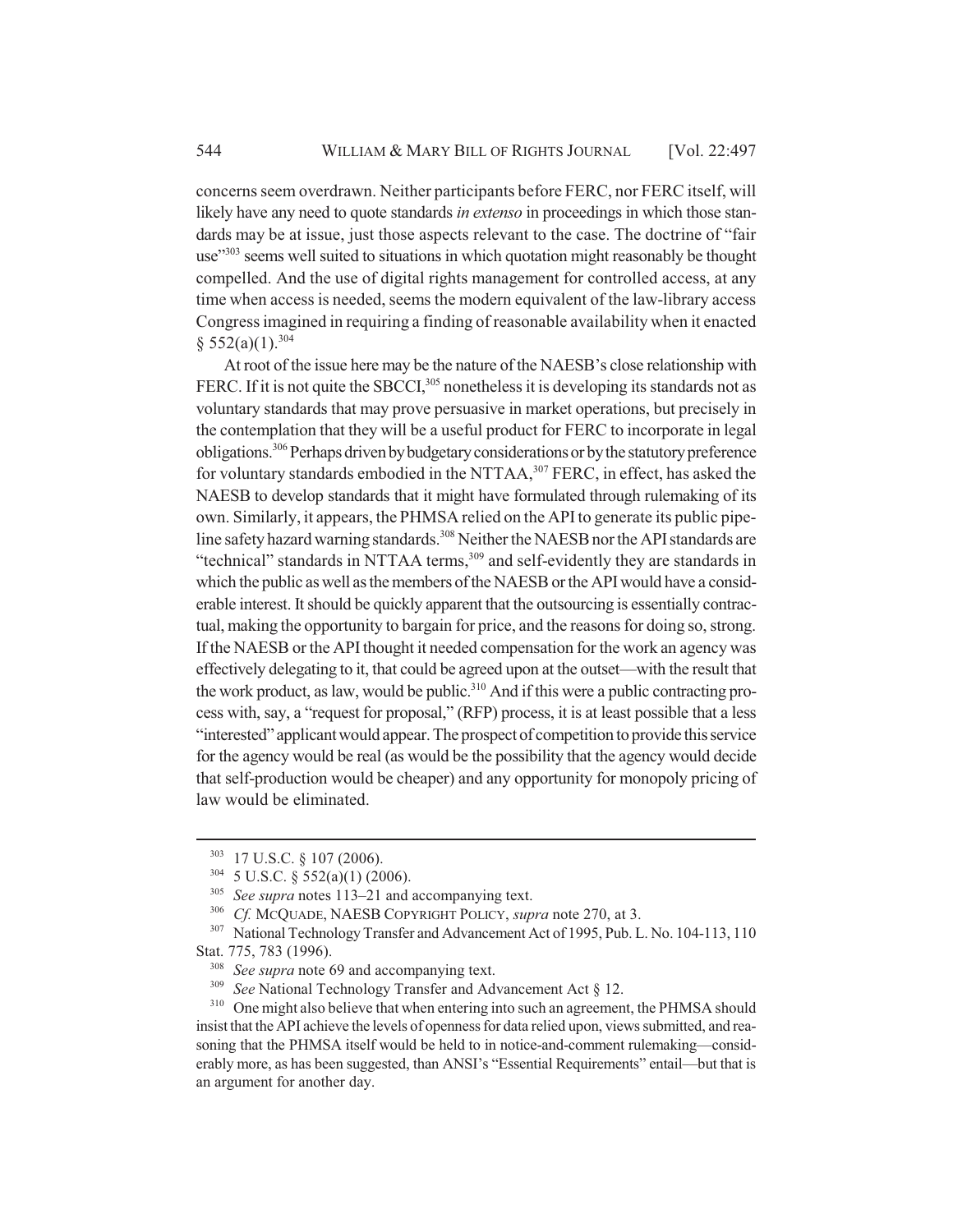concerns seem overdrawn. Neither participants before FERC, nor FERC itself, will likely have any need to quote standards *in extenso* in proceedings in which those standards may be at issue, just those aspects relevant to the case. The doctrine of "fair use"[303] seems well suited to situations in which quotation might reasonably be thought compelled. And the use of digital rights management for controlled access, at any time when access is needed, seems the modern equivalent of the law-library access Congress imagined in requiring a finding of reasonable availability when it enacted § 552(a)(1).[304]

At root of the issue here may be the nature of the NAESB's close relationship with FERC. If it is not quite the SBCCI,[305] nonetheless it is developing its standards not as voluntary standards that may prove persuasive in market operations, but precisely in the contemplation that they will be a useful product for FERC to incorporate in legal obligations.[306] Perhaps driven by budgetary considerations or by the statutory preference for voluntary standards embodied in the NTTAA,[307] FERC, in effect, has asked the NAESB to develop standards that it might have formulated through rulemaking of its own. Similarly, it appears, the PHMSA relied on the API to generate its public pipeline safety hazard warning standards.[308] Neither the NAESB nor the API standards are "technical" standards in NTTAA terms,[309] and self-evidently they are standards in which the public as well as the members of the NAESB or the API would have a considerable interest. It should be quickly apparent that the outsourcing is essentially contractual, making the opportunity to bargain for price, and the reasons for doing so, strong. If the NAESB or the API thought it needed compensation for the work an agency was effectively delegating to it, that could be agreed upon at the outset—with the result that the work product, as law, would be public.[310] And if this were a public contracting process with, say, a "request for proposal," (RFP) process, it is at least possible that a less "interested" applicant would appear. The prospect of competition to provide this service for the agency would be real (as would be the possibility that the agency would decide that self-production would be cheaper) and any opportunity for monopoly pricing of law would be eliminated.

---

[303] 17 U.S.C. § 107 (2006).

[304] 5 U.S.C. § 552(a)(1) (2006).

[305] *See supra* notes 113–21 and accompanying text.

[306] *Cf.* MCQUADE, NAESB COPYRIGHT POLICY, *supra* note 270, at 3.

[307] National Technology Transfer and Advancement Act of 1995, Pub. L. No. 104-113, 110 Stat. 775, 783 (1996).

[308] *See supra* note 69 and accompanying text.

[309] *See* National Technology Transfer and Advancement Act § 12.

[310] One might also believe that when entering into such an agreement, the PHMSA should insist that the API achieve the levels of openness for data relied upon, views submitted, and reasoning that the PHMSA itself would be held to in notice-and-comment rulemaking—considerably more, as has been suggested, than ANSI's "Essential Requirements" entail—but that is an argument for another day.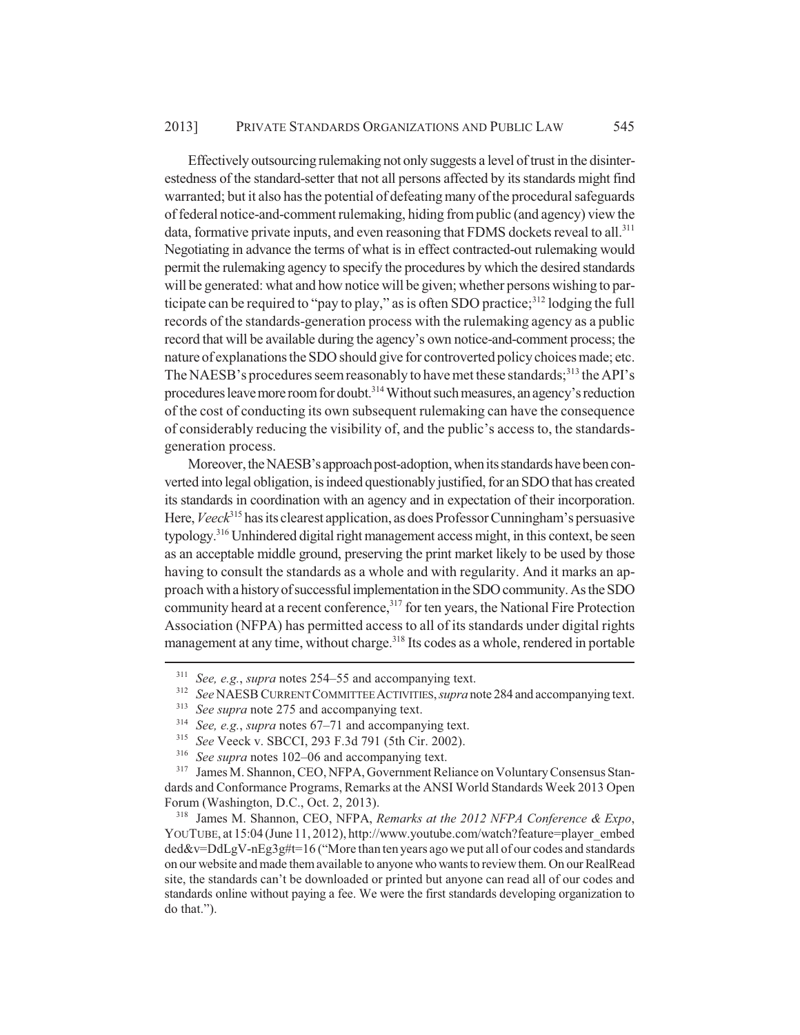Effectively outsourcing rulemaking not only suggests a level of trust in the disinterestedness of the standard-setter that not all persons affected by its standards might find warranted; but it also has the potential of defeating many of the procedural safeguards of federal notice-and-comment rulemaking, hiding from public (and agency) view the data, formative private inputs, and even reasoning that FDMS dockets reveal to all.[311] Negotiating in advance the terms of what is in effect contracted-out rulemaking would permit the rulemaking agency to specify the procedures by which the desired standards will be generated: what and how notice will be given; whether persons wishing to participate can be required to "pay to play," as is often SDO practice;[312] lodging the full records of the standards-generation process with the rulemaking agency as a public record that will be available during the agency's own notice-and-comment process; the nature of explanations the SDO should give for controverted policy choices made; etc. The NAESB's procedures seem reasonably to have met these standards;[313] the API's procedures leave more room for doubt.[314] Without such measures, an agency's reduction of the cost of conducting its own subsequent rulemaking can have the consequence of considerably reducing the visibility of, and the public's access to, the standards-generation process.

Moreover, the NAESB's approach post-adoption, when its standards have been converted into legal obligation, is indeed questionably justified, for an SDO that has created its standards in coordination with an agency and in expectation of their incorporation. Here, *Veeck*[315] has its clearest application, as does Professor Cunningham's persuasive typology.[316] Unhindered digital right management access might, in this context, be seen as an acceptable middle ground, preserving the print market likely to be used by those having to consult the standards as a whole and with regularity. And it marks an approach with a history of successful implementation in the SDO community. As the SDO community heard at a recent conference,[317] for ten years, the National Fire Protection Association (NFPA) has permitted access to all of its standards under digital rights management at any time, without charge.[318] Its codes as a whole, rendered in portable

---

[311] *See, e.g.*, *supra* notes 254–55 and accompanying text.

[312] *See* NAESB CURRENT COMMITTEE ACTIVITIES, *supra* note 284 and accompanying text.

[313] *See supra* note 275 and accompanying text.

[314] *See, e.g.*, *supra* notes 67–71 and accompanying text.

[315] *See* Veeck v. SBCCI, 293 F.3d 791 (5th Cir. 2002).

[316] *See supra* notes 102–06 and accompanying text.

[317] James M. Shannon, CEO, NFPA, Government Reliance on Voluntary Consensus Standards and Conformance Programs, Remarks at the ANSI World Standards Week 2013 Open Forum (Washington, D.C., Oct. 2, 2013).

[318] James M. Shannon, CEO, NFPA, *Remarks at the 2012 NFPA Conference & Expo*, YOUTUBE, at 15:04 (June 11, 2012), http://www.youtube.com/watch?feature=player_embedded&v=DdLgV-nEg3g#t=16 ("More than ten years ago we put all of our codes and standards on our website and made them available to anyone who wants to review them. On our RealRead site, the standards can't be downloaded or printed but anyone can read all of our codes and standards online without paying a fee. We were the first standards developing organization to do that.").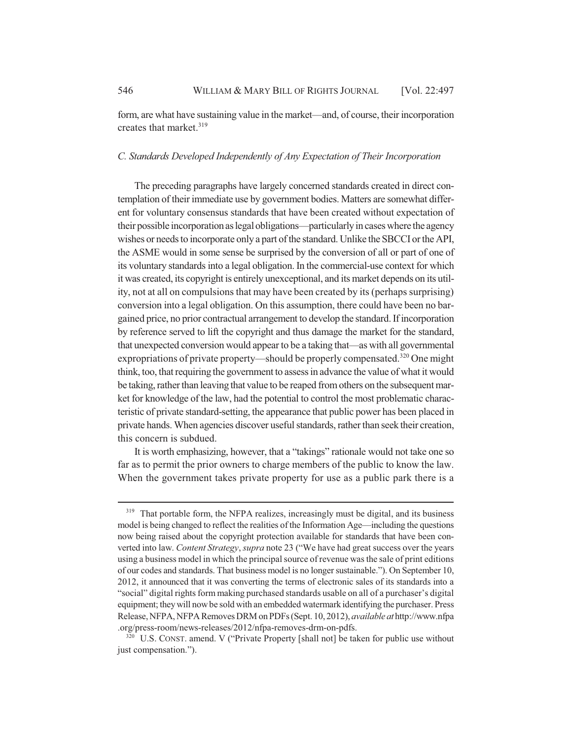form, are what have sustaining value in the market—and, of course, their incorporation creates that market.[319]

### C. Standards Developed Independently of Any Expectation of Their Incorporation

The preceding paragraphs have largely concerned standards created in direct contemplation of their immediate use by government bodies. Matters are somewhat different for voluntary consensus standards that have been created without expectation of their possible incorporation as legal obligations—particularly in cases where the agency wishes or needs to incorporate only a part of the standard. Unlike the SBCCI or the API, the ASME would in some sense be surprised by the conversion of all or part of one of its voluntary standards into a legal obligation. In the commercial-use context for which it was created, its copyright is entirely unexceptional, and its market depends on its utility, not at all on compulsions that may have been created by its (perhaps surprising) conversion into a legal obligation. On this assumption, there could have been no bargained price, no prior contractual arrangement to develop the standard. If incorporation by reference served to lift the copyright and thus damage the market for the standard, that unexpected conversion would appear to be a taking that—as with all governmental expropriations of private property—should be properly compensated.[320] One might think, too, that requiring the government to assess in advance the value of what it would be taking, rather than leaving that value to be reaped from others on the subsequent market for knowledge of the law, had the potential to control the most problematic characteristic of private standard-setting, the appearance that public power has been placed in private hands. When agencies discover useful standards, rather than seek their creation, this concern is subdued.

It is worth emphasizing, however, that a "takings" rationale would not take one so far as to permit the prior owners to charge members of the public to know the law. When the government takes private property for use as a public park there is a

---

[319] That portable form, the NFPA realizes, increasingly must be digital, and its business model is being changed to reflect the realities of the Information Age—including the questions now being raised about the copyright protection available for standards that have been converted into law. *Content Strategy*, *supra* note 23 ("We have had great success over the years using a business model in which the principal source of revenue was the sale of print editions of our codes and standards. That business model is no longer sustainable."). On September 10, 2012, it announced that it was converting the terms of electronic sales of its standards into a "social" digital rights form making purchased standards usable on all of a purchaser's digital equipment; they will now be sold with an embedded watermark identifying the purchaser. Press Release, NFPA, NFPA Removes DRM on PDFs (Sept. 10, 2012), *available at* http://www.nfpa.org/press-room/news-releases/2012/nfpa-removes-drm-on-pdfs.

[320] U.S. CONST. amend. V ("Private Property [shall not] be taken for public use without just compensation.").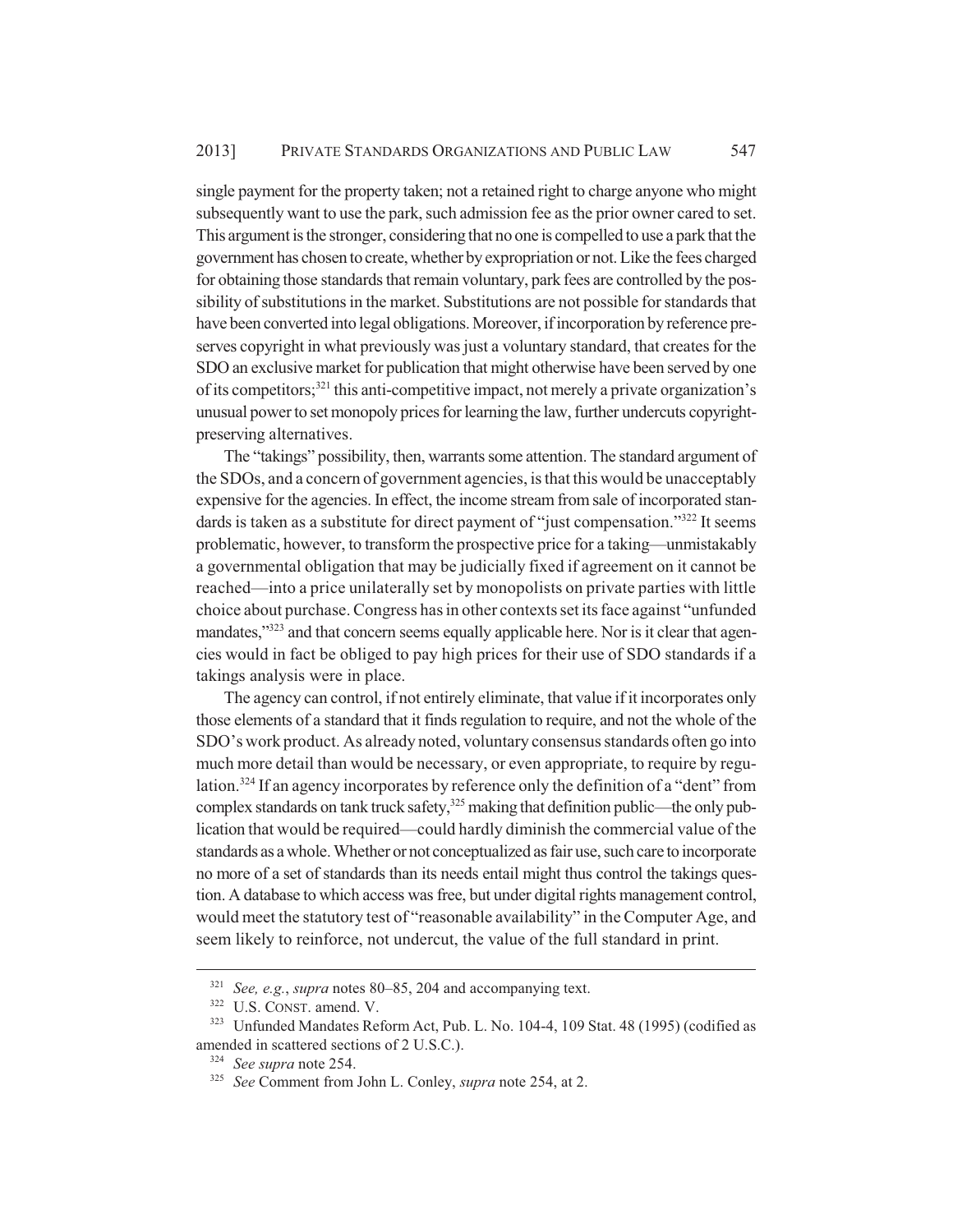single payment for the property taken; not a retained right to charge anyone who might subsequently want to use the park, such admission fee as the prior owner cared to set. This argument is the stronger, considering that no one is compelled to use a park that the government has chosen to create, whether by expropriation or not. Like the fees charged for obtaining those standards that remain voluntary, park fees are controlled by the possibility of substitutions in the market. Substitutions are not possible for standards that have been converted into legal obligations. Moreover, if incorporation by reference preserves copyright in what previously was just a voluntary standard, that creates for the SDO an exclusive market for publication that might otherwise have been served by one of its competitors;[321] this anti-competitive impact, not merely a private organization's unusual power to set monopoly prices for learning the law, further undercuts copyright-preserving alternatives.

The "takings" possibility, then, warrants some attention. The standard argument of the SDOs, and a concern of government agencies, is that this would be unacceptably expensive for the agencies. In effect, the income stream from sale of incorporated standards is taken as a substitute for direct payment of "just compensation."[322] It seems problematic, however, to transform the prospective price for a taking—unmistakably a governmental obligation that may be judicially fixed if agreement on it cannot be reached—into a price unilaterally set by monopolists on private parties with little choice about purchase. Congress has in other contexts set its face against "unfunded mandates,"[323] and that concern seems equally applicable here. Nor is it clear that agencies would in fact be obliged to pay high prices for their use of SDO standards if a takings analysis were in place.

The agency can control, if not entirely eliminate, that value if it incorporates only those elements of a standard that it finds regulation to require, and not the whole of the SDO's work product. As already noted, voluntary consensus standards often go into much more detail than would be necessary, or even appropriate, to require by regulation.[324] If an agency incorporates by reference only the definition of a "dent" from complex standards on tank truck safety,[325] making that definition public—the only publication that would be required—could hardly diminish the commercial value of the standards as a whole. Whether or not conceptualized as fair use, such care to incorporate no more of a set of standards than its needs entail might thus control the takings question. A database to which access was free, but under digital rights management control, would meet the statutory test of "reasonable availability" in the Computer Age, and seem likely to reinforce, not undercut, the value of the full standard in print.

---

[321] *See, e.g.*, *supra* notes 80–85, 204 and accompanying text.

[322] U.S. CONST. amend. V.

[323] Unfunded Mandates Reform Act, Pub. L. No. 104-4, 109 Stat. 48 (1995) (codified as amended in scattered sections of 2 U.S.C.).

[324] *See supra* note 254.

[325] *See* Comment from John L. Conley, *supra* note 254, at 2.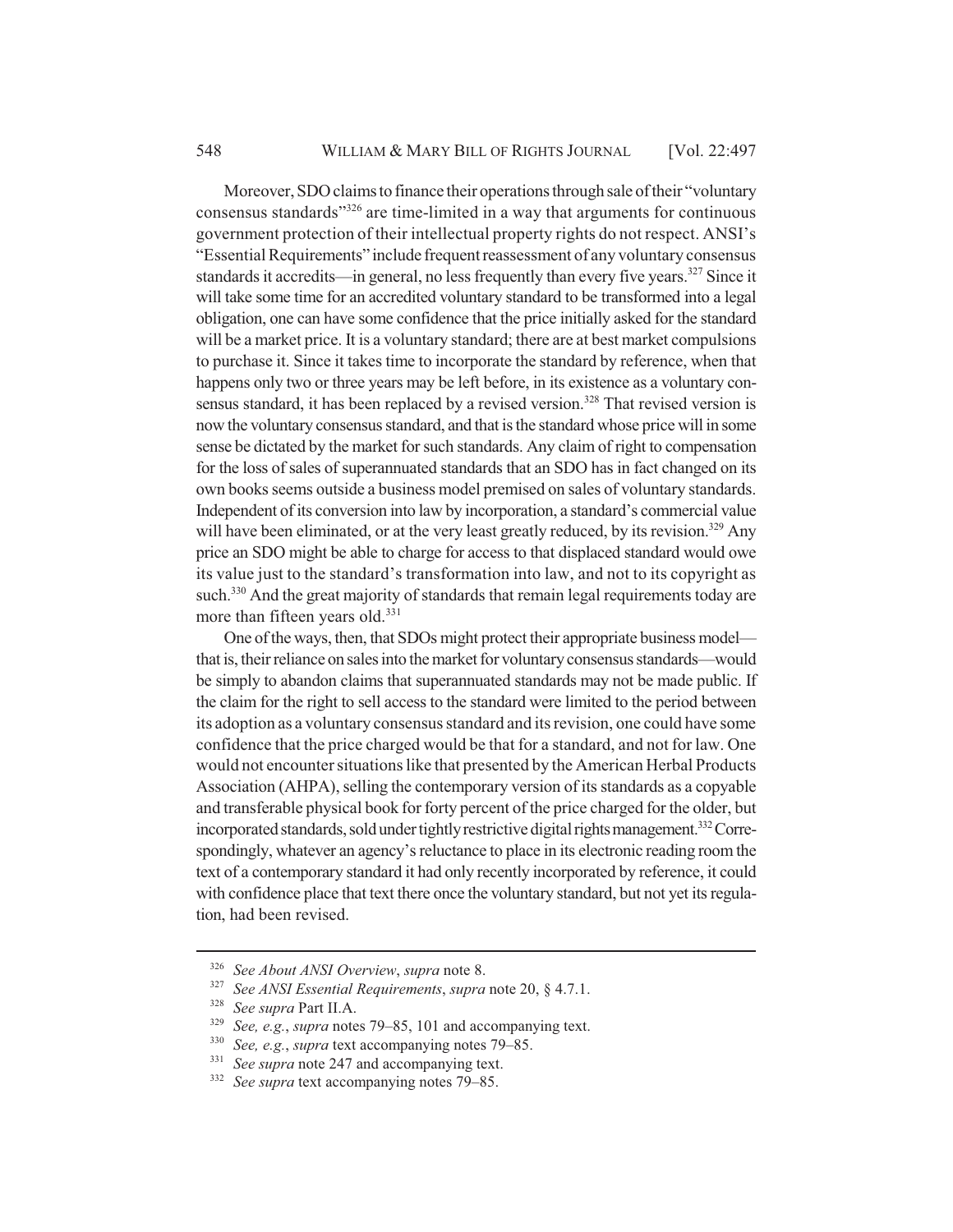Moreover, SDO claims to finance their operations through sale of their "voluntary consensus standards"[326] are time-limited in a way that arguments for continuous government protection of their intellectual property rights do not respect. ANSI's "Essential Requirements" include frequent reassessment of any voluntary consensus standards it accredits—in general, no less frequently than every five years.[327] Since it will take some time for an accredited voluntary standard to be transformed into a legal obligation, one can have some confidence that the price initially asked for the standard will be a market price. It is a voluntary standard; there are at best market compulsions to purchase it. Since it takes time to incorporate the standard by reference, when that happens only two or three years may be left before, in its existence as a voluntary consensus standard, it has been replaced by a revised version.[328] That revised version is now the voluntary consensus standard, and that is the standard whose price will in some sense be dictated by the market for such standards. Any claim of right to compensation for the loss of sales of superannuated standards that an SDO has in fact changed on its own books seems outside a business model premised on sales of voluntary standards. Independent of its conversion into law by incorporation, a standard's commercial value will have been eliminated, or at the very least greatly reduced, by its revision.[329] Any price an SDO might be able to charge for access to that displaced standard would owe its value just to the standard's transformation into law, and not to its copyright as such.[330] And the great majority of standards that remain legal requirements today are more than fifteen years old.[331]

One of the ways, then, that SDOs might protect their appropriate business model—that is, their reliance on sales into the market for voluntary consensus standards—would be simply to abandon claims that superannuated standards may not be made public. If the claim for the right to sell access to the standard were limited to the period between its adoption as a voluntary consensus standard and its revision, one could have some confidence that the price charged would be that for a standard, and not for law. One would not encounter situations like that presented by the American Herbal Products Association (AHPA), selling the contemporary version of its standards as a copyable and transferable physical book for forty percent of the price charged for the older, but incorporated standards, sold under tightly restrictive digital rights management.[332] Correspondingly, whatever an agency's reluctance to place in its electronic reading room the text of a contemporary standard it had only recently incorporated by reference, it could with confidence place that text there once the voluntary standard, but not yet its regulation, had been revised.

---

[326] *See About ANSI Overview*, *supra* note 8.

[327] *See ANSI Essential Requirements*, *supra* note 20, § 4.7.1.

[328] *See supra* Part II.A.

[329] *See, e.g.*, *supra* notes 79–85, 101 and accompanying text.

[330] *See, e.g.*, *supra* text accompanying notes 79–85.

[331] *See supra* note 247 and accompanying text.

[332] *See supra* text accompanying notes 79–85.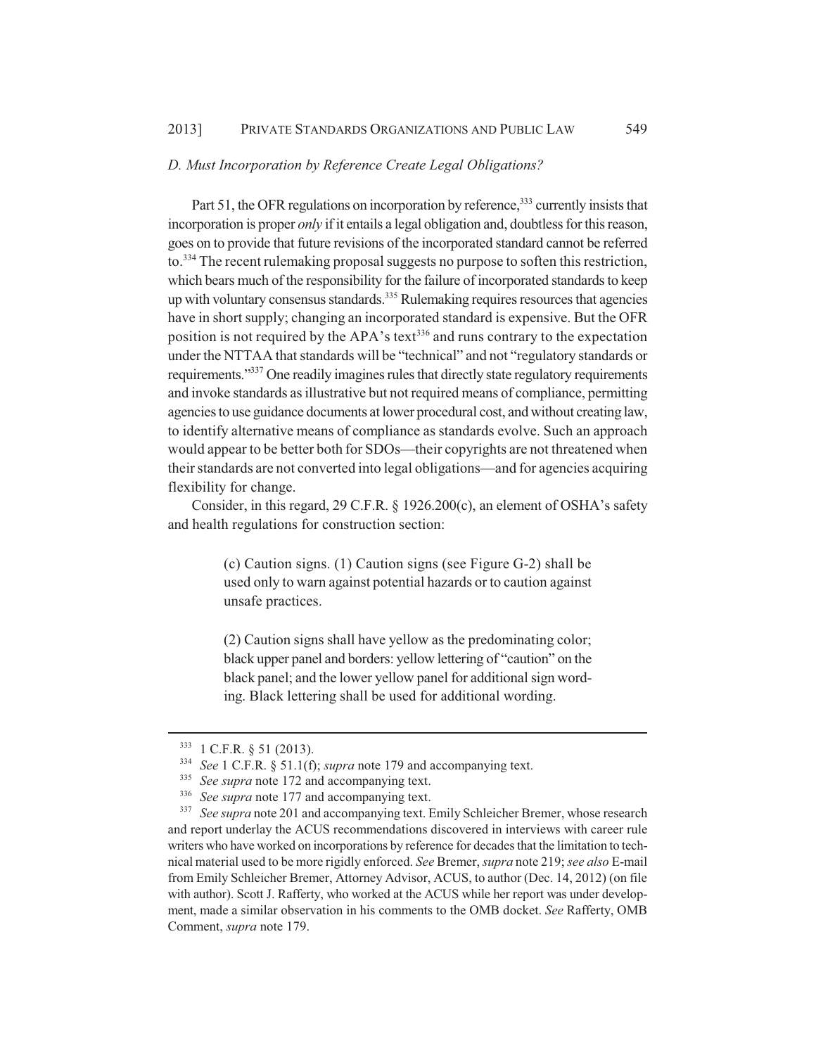### *D. Must Incorporation by Reference Create Legal Obligations?*

Part 51, the OFR regulations on incorporation by reference,[333] currently insists that incorporation is proper *only* if it entails a legal obligation and, doubtless for this reason, goes on to provide that future revisions of the incorporated standard cannot be referred to.[334] The recent rulemaking proposal suggests no purpose to soften this restriction, which bears much of the responsibility for the failure of incorporated standards to keep up with voluntary consensus standards.[335] Rulemaking requires resources that agencies have in short supply; changing an incorporated standard is expensive. But the OFR position is not required by the APA's text[336] and runs contrary to the expectation under the NTTAA that standards will be "technical" and not "regulatory standards or requirements."[337] One readily imagines rules that directly state regulatory requirements and invoke standards as illustrative but not required means of compliance, permitting agencies to use guidance documents at lower procedural cost, and without creating law, to identify alternative means of compliance as standards evolve. Such an approach would appear to be better both for SDOs—their copyrights are not threatened when their standards are not converted into legal obligations—and for agencies acquiring flexibility for change.

Consider, in this regard, 29 C.F.R. § 1926.200(c), an element of OSHA's safety and health regulations for construction section:

> (c) Caution signs. (1) Caution signs (see Figure G-2) shall be used only to warn against potential hazards or to caution against unsafe practices.
>
> (2) Caution signs shall have yellow as the predominating color; black upper panel and borders: yellow lettering of "caution" on the black panel; and the lower yellow panel for additional sign wording. Black lettering shall be used for additional wording.

---

[333] 1 C.F.R. § 51 (2013).

[334] *See* 1 C.F.R. § 51.1(f); *supra* note 179 and accompanying text.

[335] *See supra* note 172 and accompanying text.

[336] *See supra* note 177 and accompanying text.

[337] *See supra* note 201 and accompanying text. Emily Schleicher Bremer, whose research and report underlay the ACUS recommendations discovered in interviews with career rule writers who have worked on incorporations by reference for decades that the limitation to technical material used to be more rigidly enforced. *See* Bremer, *supra* note 219; *see also* E-mail from Emily Schleicher Bremer, Attorney Advisor, ACUS, to author (Dec. 14, 2012) (on file with author). Scott J. Rafferty, who worked at the ACUS while her report was under development, made a similar observation in his comments to the OMB docket. *See* Rafferty, OMB Comment, *supra* note 179.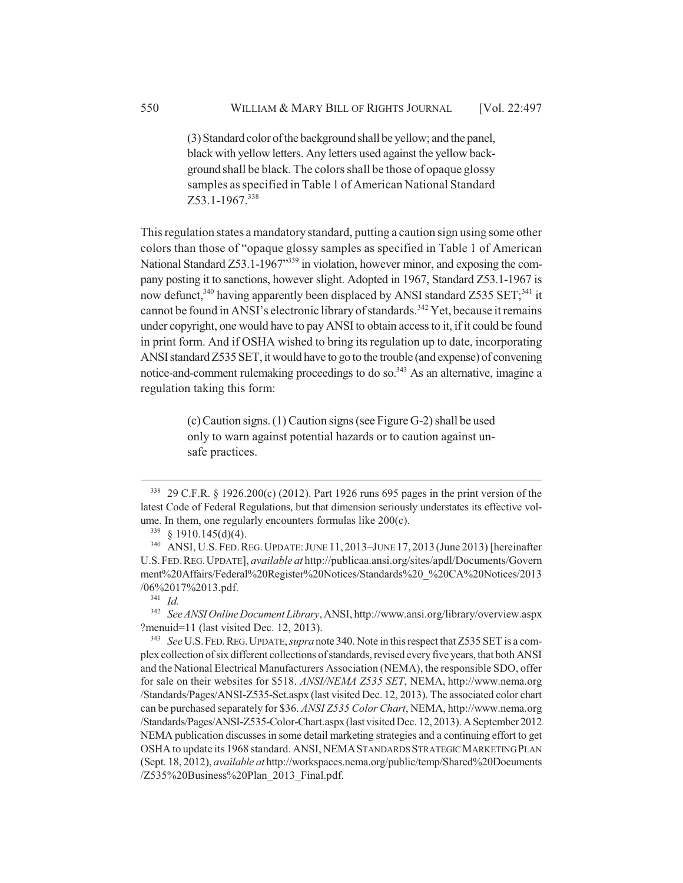> (3) Standard color of the background shall be yellow; and the panel, black with yellow letters. Any letters used against the yellow background shall be black. The colors shall be those of opaque glossy samples as specified in Table 1 of American National Standard Z53.1-1967.[338]

This regulation states a mandatory standard, putting a caution sign using some other colors than those of "opaque glossy samples as specified in Table 1 of American National Standard Z53.1-1967"[339] in violation, however minor, and exposing the company posting it to sanctions, however slight. Adopted in 1967, Standard Z53.1-1967 is now defunct,[340] having apparently been displaced by ANSI standard Z535 SET;[341] it cannot be found in ANSI's electronic library of standards.[342] Yet, because it remains under copyright, one would have to pay ANSI to obtain access to it, if it could be found in print form. And if OSHA wished to bring its regulation up to date, incorporating ANSI standard Z535 SET, it would have to go to the trouble (and expense) of convening notice-and-comment rulemaking proceedings to do so.[343] As an alternative, imagine a regulation taking this form:

> (c) Caution signs. (1) Caution signs (see Figure G-2) shall be used only to warn against potential hazards or to caution against unsafe practices.

---

[338] 29 C.F.R. § 1926.200(c) (2012). Part 1926 runs 695 pages in the print version of the latest Code of Federal Regulations, but that dimension seriously understates its effective volume. In them, one regularly encounters formulas like 200(c).

[339] § 1910.145(d)(4).

[340] ANSI, U.S. FED. REG. UPDATE: JUNE 11, 2013–JUNE 17, 2013 (June 2013) [hereinafter U.S. FED. REG. UPDATE], *available at* http://publicaa.ansi.org/sites/apdl/Documents/Government%20Affairs/Federal%20Register%20Notices/Standards%20_%20CA%20Notices/2013/06%2017%2013.pdf.

[341] *Id.*

[342] *See ANSI Online Document Library*, ANSI, http://www.ansi.org/library/overview.aspx?menuid=11 (last visited Dec. 12, 2013).

[343] *See* U.S. FED. REG. UPDATE, *supra* note 340. Note in this respect that Z535 SET is a complex collection of six different collections of standards, revised every five years, that both ANSI and the National Electrical Manufacturers Association (NEMA), the responsible SDO, offer for sale on their websites for $518. *ANSI/NEMA Z535 SET*, NEMA, http://www.nema.org/Standards/Pages/ANSI-Z535-Set.aspx (last visited Dec. 12, 2013). The associated color chart can be purchased separately for $36. *ANSI Z535 Color Chart*, NEMA, http://www.nema.org/Standards/Pages/ANSI-Z535-Color-Chart.aspx (last visited Dec. 12, 2013). A September 2012 NEMA publication discusses in some detail marketing strategies and a continuing effort to get OSHA to update its 1968 standard. ANSI, NEMA STANDARDS STRATEGIC MARKETING PLAN (Sept. 18, 2012), *available at* http://workspaces.nema.org/public/temp/Shared%20Documents/Z535%20Business%20Plan_2013_Final.pdf.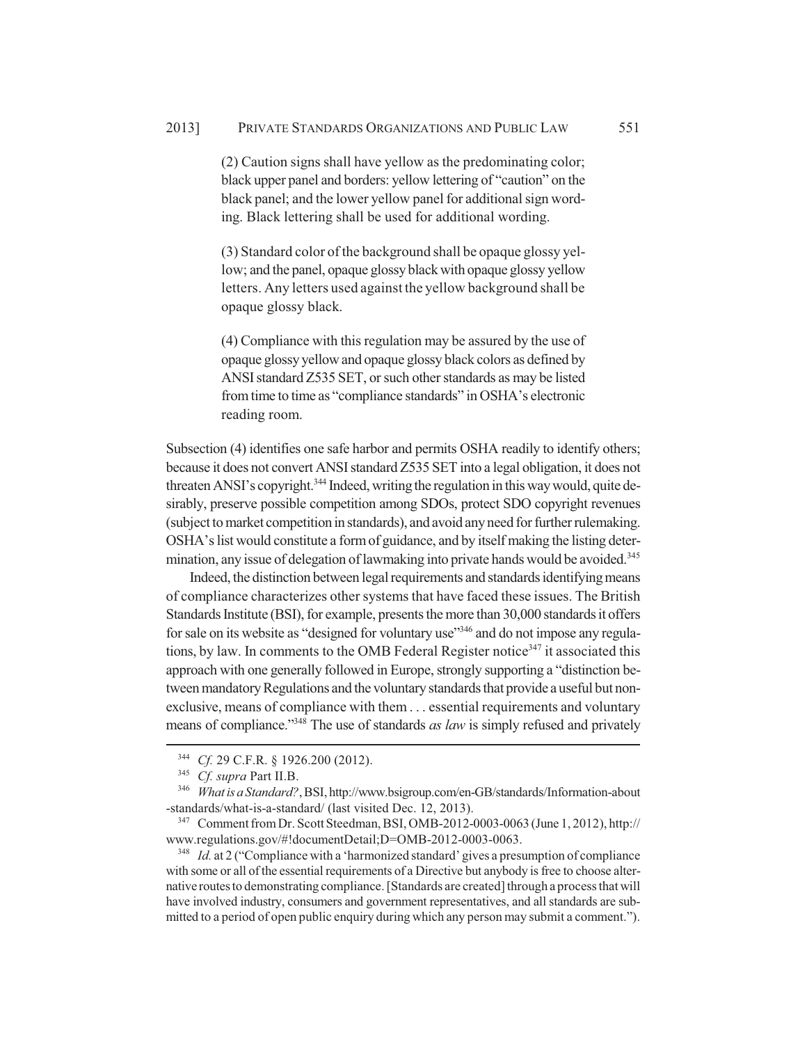> (2) Caution signs shall have yellow as the predominating color; black upper panel and borders: yellow lettering of "caution" on the black panel; and the lower yellow panel for additional sign wording. Black lettering shall be used for additional wording.
>
> (3) Standard color of the background shall be opaque glossy yellow; and the panel, opaque glossy black with opaque glossy yellow letters. Any letters used against the yellow background shall be opaque glossy black.
>
> (4) Compliance with this regulation may be assured by the use of opaque glossy yellow and opaque glossy black colors as defined by ANSI standard Z535 SET, or such other standards as may be listed from time to time as "compliance standards" in OSHA's electronic reading room.

Subsection (4) identifies one safe harbor and permits OSHA readily to identify others; because it does not convert ANSI standard Z535 SET into a legal obligation, it does not threaten ANSI's copyright.[344] Indeed, writing the regulation in this way would, quite desirably, preserve possible competition among SDOs, protect SDO copyright revenues (subject to market competition in standards), and avoid any need for further rulemaking. OSHA's list would constitute a form of guidance, and by itself making the listing determination, any issue of delegation of lawmaking into private hands would be avoided.[345]

Indeed, the distinction between legal requirements and standards identifying means of compliance characterizes other systems that have faced these issues. The British Standards Institute (BSI), for example, presents the more than 30,000 standards it offers for sale on its website as "designed for voluntary use"[346] and do not impose any regulations, by law. In comments to the OMB Federal Register notice[347] it associated this approach with one generally followed in Europe, strongly supporting a "distinction between mandatory Regulations and the voluntary standards that provide a useful but non-exclusive, means of compliance with them . . . essential requirements and voluntary means of compliance."[348] The use of standards *as law* is simply refused and privately

---

[344] *Cf.* 29 C.F.R. § 1926.200 (2012).

[345] *Cf. supra* Part II.B.

[346] *What is a Standard?*, BSI, http://www.bsigroup.com/en-GB/standards/Information-about-standards/what-is-a-standard/ (last visited Dec. 12, 2013).

[347] Comment from Dr. Scott Steedman, BSI, OMB-2012-0003-0063 (June 1, 2012), http://www.regulations.gov/#!documentDetail;D=OMB-2012-0003-0063.

[348] *Id.* at 2 ("Compliance with a 'harmonized standard' gives a presumption of compliance with some or all of the essential requirements of a Directive but anybody is free to choose alternative routes to demonstrating compliance. [Standards are created] through a process that will have involved industry, consumers and government representatives, and all standards are submitted to a period of open public enquiry during which any person may submit a comment.").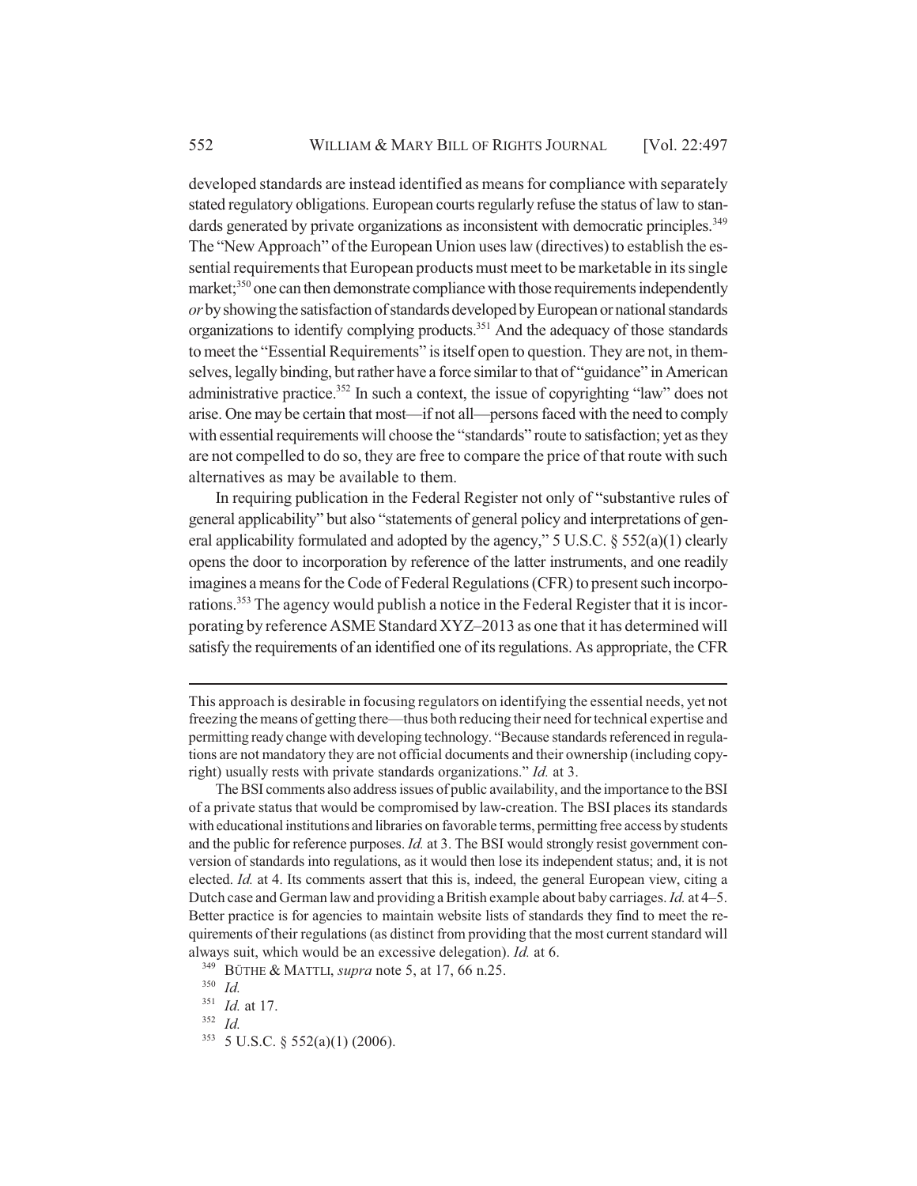developed standards are instead identified as means for compliance with separately stated regulatory obligations. European courts regularly refuse the status of law to standards generated by private organizations as inconsistent with democratic principles.[349] The "New Approach" of the European Union uses law (directives) to establish the essential requirements that European products must meet to be marketable in its single market;[350] one can then demonstrate compliance with those requirements independently *or* by showing the satisfaction of standards developed by European or national standards organizations to identify complying products.[351] And the adequacy of those standards to meet the "Essential Requirements" is itself open to question. They are not, in themselves, legally binding, but rather have a force similar to that of "guidance" in American administrative practice.[352] In such a context, the issue of copyrighting "law" does not arise. One may be certain that most—if not all—persons faced with the need to comply with essential requirements will choose the "standards" route to satisfaction; yet as they are not compelled to do so, they are free to compare the price of that route with such alternatives as may be available to them.

In requiring publication in the Federal Register not only of "substantive rules of general applicability" but also "statements of general policy and interpretations of general applicability formulated and adopted by the agency," 5 U.S.C. § 552(a)(1) clearly opens the door to incorporation by reference of the latter instruments, and one readily imagines a means for the Code of Federal Regulations (CFR) to present such incorporations.[353] The agency would publish a notice in the Federal Register that it is incorporating by reference ASME Standard XYZ–2013 as one that it has determined will satisfy the requirements of an identified one of its regulations. As appropriate, the CFR

---

This approach is desirable in focusing regulators on identifying the essential needs, yet not freezing the means of getting there—thus both reducing their need for technical expertise and permitting ready change with developing technology. "Because standards referenced in regulations are not mandatory they are not official documents and their ownership (including copyright) usually rests with private standards organizations." *Id.* at 3.

The BSI comments also address issues of public availability, and the importance to the BSI of a private status that would be compromised by law-creation. The BSI places its standards with educational institutions and libraries on favorable terms, permitting free access by students and the public for reference purposes. *Id.* at 3. The BSI would strongly resist government conversion of standards into regulations, as it would then lose its independent status; and, it is not elected. *Id.* at 4. Its comments assert that this is, indeed, the general European view, citing a Dutch case and German law and providing a British example about baby carriages. *Id.* at 4–5. Better practice is for agencies to maintain website lists of standards they find to meet the requirements of their regulations (as distinct from providing that the most current standard will always suit, which would be an excessive delegation). *Id.* at 6.

[349] BÜTHE & MATTLI, *supra* note 5, at 17, 66 n.25.

[350] *Id.*

[351] *Id.* at 17.

[352] *Id.*

[353] 5 U.S.C. § 552(a)(1) (2006).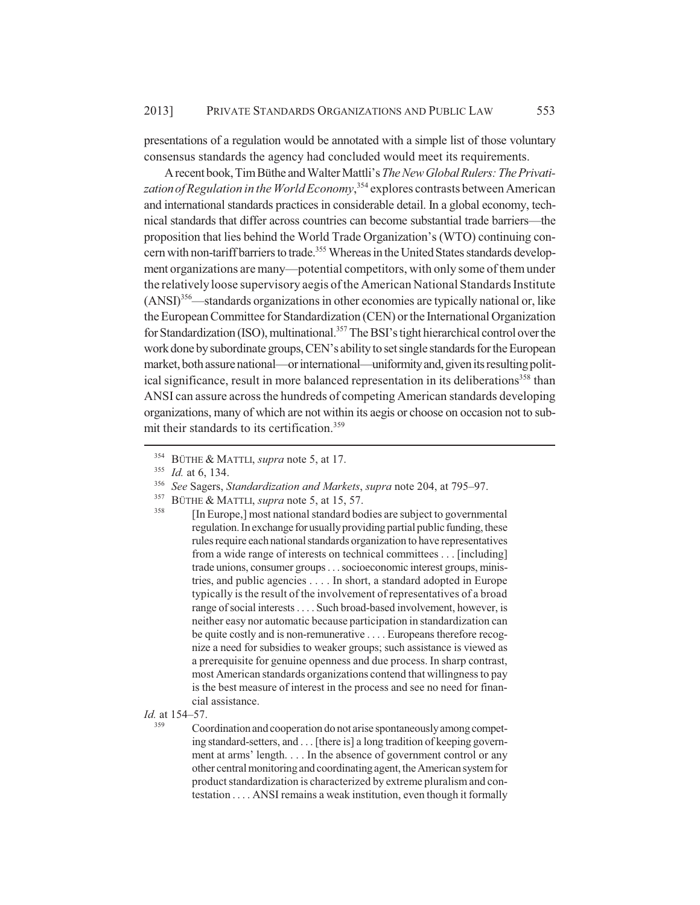presentations of a regulation would be annotated with a simple list of those voluntary consensus standards the agency had concluded would meet its requirements.

A recent book, Tim Büthe and Walter Mattli's *The New Global Rulers: The Privatization of Regulation in the World Economy*,[354] explores contrasts between American and international standards practices in considerable detail. In a global economy, technical standards that differ across countries can become substantial trade barriers—the proposition that lies behind the World Trade Organization's (WTO) continuing concern with non-tariff barriers to trade.[355] Whereas in the United States standards development organizations are many—potential competitors, with only some of them under the relatively loose supervisory aegis of the American National Standards Institute (ANSI)[356]—standards organizations in other economies are typically national or, like the European Committee for Standardization (CEN) or the International Organization for Standardization (ISO), multinational.[357] The BSI's tight hierarchical control over the work done by subordinate groups, CEN's ability to set single standards for the European market, both assure national—or international—uniformity and, given its resulting political significance, result in more balanced representation in its deliberations[358] than ANSI can assure across the hundreds of competing American standards developing organizations, many of which are not within its aegis or choose on occasion not to submit their standards to its certification.[359]

---

[354] BÜTHE & MATTLI, *supra* note 5, at 17.

[355] *Id.* at 6, 134.

[356] *See* Sagers, *Standardization and Markets*, *supra* note 204, at 795–97.

[357] BÜTHE & MATTLI, *supra* note 5, at 15, 57.

[358]
> [In Europe,] most national standard bodies are subject to governmental regulation. In exchange for usually providing partial public funding, these rules require each national standards organization to have representatives from a wide range of interests on technical committees . . . [including] trade unions, consumer groups . . . socioeconomic interest groups, ministries, and public agencies . . . . In short, a standard adopted in Europe typically is the result of the involvement of representatives of a broad range of social interests . . . . Such broad-based involvement, however, is neither easy nor automatic because participation in standardization can be quite costly and is non-remunerative . . . . Europeans therefore recognize a need for subsidies to weaker groups; such assistance is viewed as a prerequisite for genuine openness and due process. In sharp contrast, most American standards organizations contend that willingness to pay is the best measure of interest in the process and see no need for financial assistance.

*Id.* at 154–57.

[359]
> Coordination and cooperation do not arise spontaneously among competing standard-setters, and . . . [there is] a long tradition of keeping government at arms' length. . . . In the absence of government control or any other central monitoring and coordinating agent, the American system for product standardization is characterized by extreme pluralism and contestation . . . . ANSI remains a weak institution, even though it formally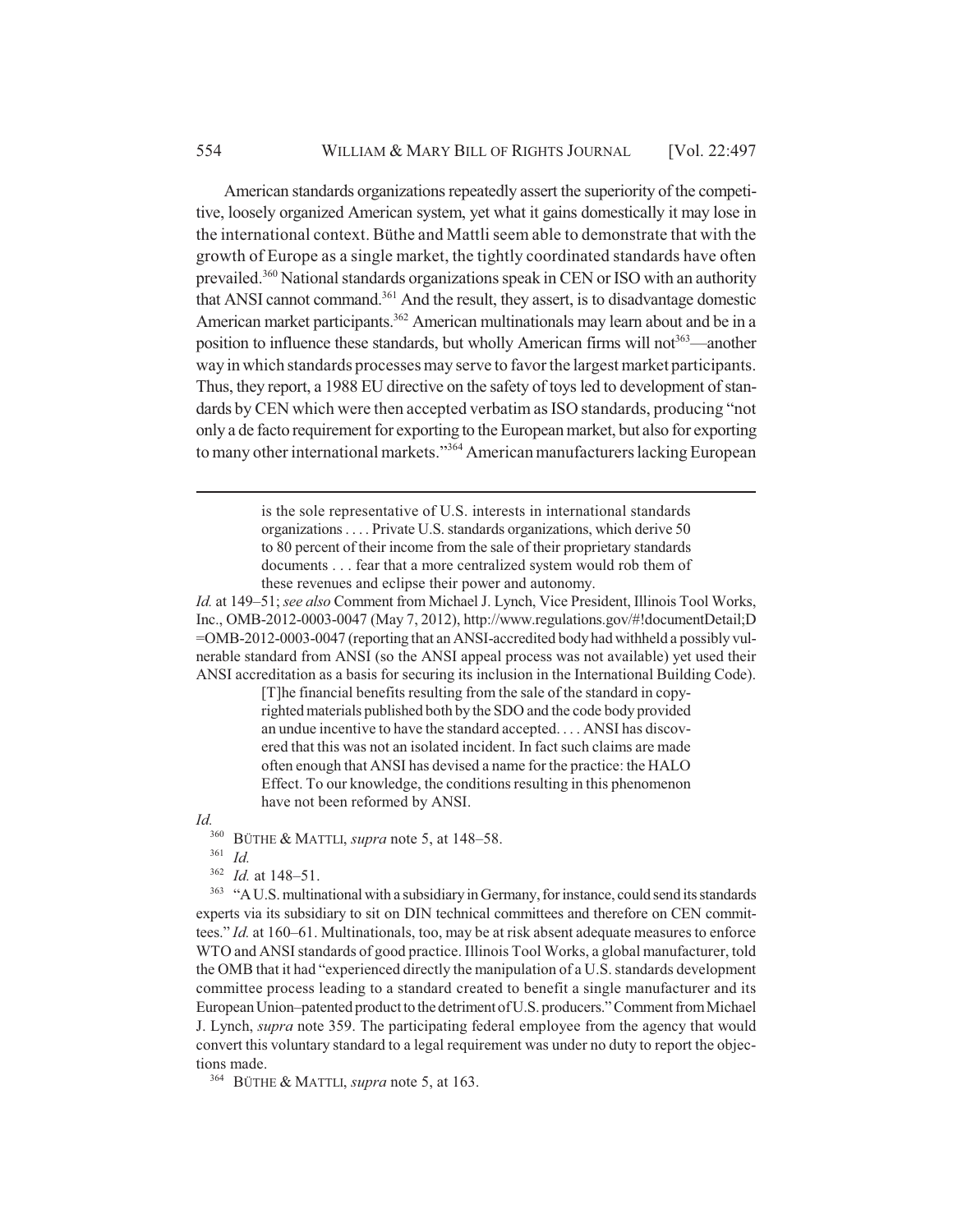American standards organizations repeatedly assert the superiority of the competitive, loosely organized American system, yet what it gains domestically it may lose in the international context. Büthe and Mattli seem able to demonstrate that with the growth of Europe as a single market, the tightly coordinated standards have often prevailed.[360] National standards organizations speak in CEN or ISO with an authority that ANSI cannot command.[361] And the result, they assert, is to disadvantage domestic American market participants.[362] American multinationals may learn about and be in a position to influence these standards, but wholly American firms will not[363]—another way in which standards processes may serve to favor the largest market participants. Thus, they report, a 1988 EU directive on the safety of toys led to development of standards by CEN which were then accepted verbatim as ISO standards, producing "not only a de facto requirement for exporting to the European market, but also for exporting to many other international markets."[364] American manufacturers lacking European

---

> is the sole representative of U.S. interests in international standards organizations . . . . Private U.S. standards organizations, which derive 50 to 80 percent of their income from the sale of their proprietary standards documents . . . fear that a more centralized system would rob them of these revenues and eclipse their power and autonomy.

*Id.* at 149–51; *see also* Comment from Michael J. Lynch, Vice President, Illinois Tool Works, Inc., OMB-2012-0003-0047 (May 7, 2012), http://www.regulations.gov/#!documentDetail;D=OMB-2012-0003-0047 (reporting that an ANSI-accredited body had withheld a possibly vulnerable standard from ANSI (so the ANSI appeal process was not available) yet used their ANSI accreditation as a basis for securing its inclusion in the International Building Code).

> [T]he financial benefits resulting from the sale of the standard in copyrighted materials published both by the SDO and the code body provided an undue incentive to have the standard accepted. . . . ANSI has discovered that this was not an isolated incident. In fact such claims are made often enough that ANSI has devised a name for the practice: the HALO Effect. To our knowledge, the conditions resulting in this phenomenon have not been reformed by ANSI.

*Id.*

[360] BÜTHE & MATTLI, *supra* note 5, at 148–58.

[361] *Id.*

[362] *Id.* at 148–51.

[363] "A U.S. multinational with a subsidiary in Germany, for instance, could send its standards experts via its subsidiary to sit on DIN technical committees and therefore on CEN committees." *Id.* at 160–61. Multinationals, too, may be at risk absent adequate measures to enforce WTO and ANSI standards of good practice. Illinois Tool Works, a global manufacturer, told the OMB that it had "experienced directly the manipulation of a U.S. standards development committee process leading to a standard created to benefit a single manufacturer and its European Union–patented product to the detriment of U.S. producers." Comment from Michael J. Lynch, *supra* note 359. The participating federal employee from the agency that would convert this voluntary standard to a legal requirement was under no duty to report the objections made.

[364] BÜTHE & MATTLI, *supra* note 5, at 163.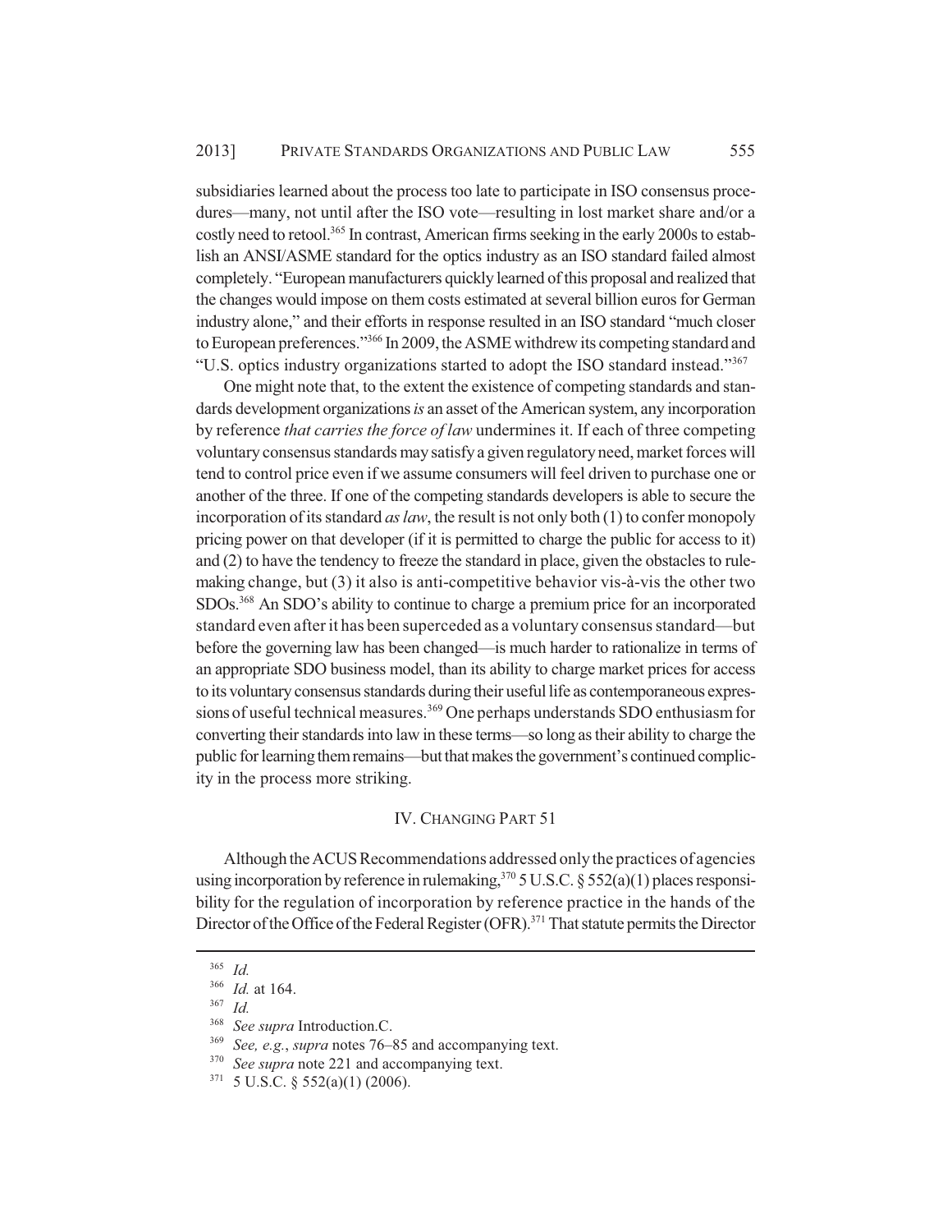subsidiaries learned about the process too late to participate in ISO consensus procedures—many, not until after the ISO vote—resulting in lost market share and/or a costly need to retool.[365] In contrast, American firms seeking in the early 2000s to establish an ANSI/ASME standard for the optics industry as an ISO standard failed almost completely. "European manufacturers quickly learned of this proposal and realized that the changes would impose on them costs estimated at several billion euros for German industry alone," and their efforts in response resulted in an ISO standard "much closer to European preferences."[366] In 2009, the ASME withdrew its competing standard and "U.S. optics industry organizations started to adopt the ISO standard instead."[367]

One might note that, to the extent the existence of competing standards and standards development organizations *is* an asset of the American system, any incorporation by reference *that carries the force of law* undermines it. If each of three competing voluntary consensus standards may satisfy a given regulatory need, market forces will tend to control price even if we assume consumers will feel driven to purchase one or another of the three. If one of the competing standards developers is able to secure the incorporation of its standard *as law*, the result is not only both (1) to confer monopoly pricing power on that developer (if it is permitted to charge the public for access to it) and (2) to have the tendency to freeze the standard in place, given the obstacles to rulemaking change, but (3) it also is anti-competitive behavior vis-à-vis the other two SDOs.[368] An SDO's ability to continue to charge a premium price for an incorporated standard even after it has been superceded as a voluntary consensus standard—but before the governing law has been changed—is much harder to rationalize in terms of an appropriate SDO business model, than its ability to charge market prices for access to its voluntary consensus standards during their useful life as contemporaneous expressions of useful technical measures.[369] One perhaps understands SDO enthusiasm for converting their standards into law in these terms—so long as their ability to charge the public for learning them remains—but that makes the government's continued complicity in the process more striking.

## IV. CHANGING PART 51

Although the ACUS Recommendations addressed only the practices of agencies using incorporation by reference in rulemaking,[370] 5 U.S.C. § 552(a)(1) places responsibility for the regulation of incorporation by reference practice in the hands of the Director of the Office of the Federal Register (OFR).[371] That statute permits the Director

---

[365] *Id.*

[366] *Id.* at 164.

[367] *Id.*

[368] *See supra* Introduction.C.

[369] *See, e.g.*, *supra* notes 76–85 and accompanying text.

[370] *See supra* note 221 and accompanying text.

[371] 5 U.S.C. § 552(a)(1) (2006).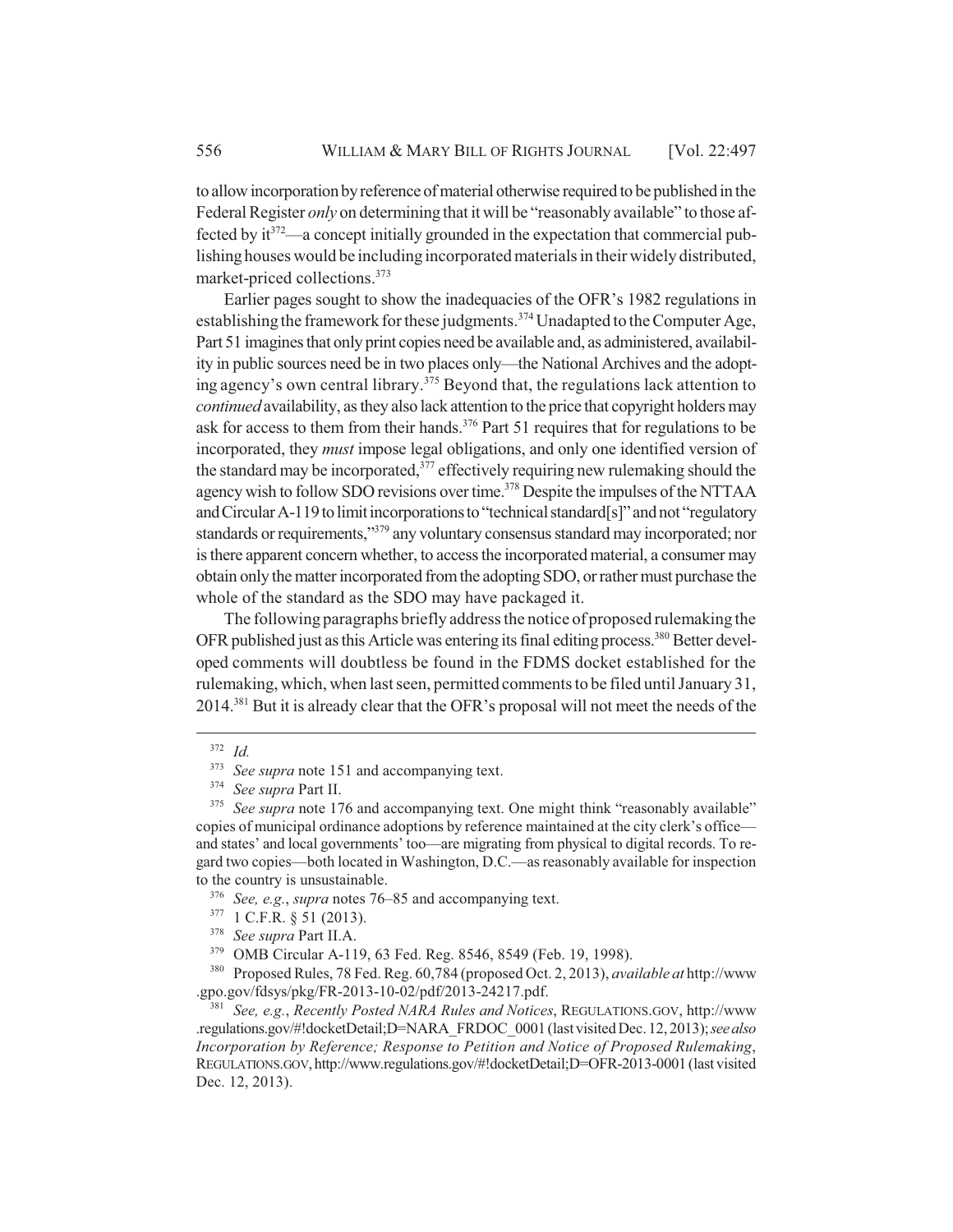to allow incorporation by reference of material otherwise required to be published in the Federal Register *only* on determining that it will be "reasonably available" to those affected by it[372]—a concept initially grounded in the expectation that commercial publishing houses would be including incorporated materials in their widely distributed, market-priced collections.[373]

Earlier pages sought to show the inadequacies of the OFR's 1982 regulations in establishing the framework for these judgments.[374] Unadapted to the Computer Age, Part 51 imagines that only print copies need be available and, as administered, availability in public sources need be in two places only—the National Archives and the adopting agency's own central library.[375] Beyond that, the regulations lack attention to *continued* availability, as they also lack attention to the price that copyright holders may ask for access to them from their hands.[376] Part 51 requires that for regulations to be incorporated, they *must* impose legal obligations, and only one identified version of the standard may be incorporated,[377] effectively requiring new rulemaking should the agency wish to follow SDO revisions over time.[378] Despite the impulses of the NTTAA and Circular A-119 to limit incorporations to "technical standard[s]" and not "regulatory standards or requirements,"[379] any voluntary consensus standard may incorporated; nor is there apparent concern whether, to access the incorporated material, a consumer may obtain only the matter incorporated from the adopting SDO, or rather must purchase the whole of the standard as the SDO may have packaged it.

The following paragraphs briefly address the notice of proposed rulemaking the OFR published just as this Article was entering its final editing process.[380] Better developed comments will doubtless be found in the FDMS docket established for the rulemaking, which, when last seen, permitted comments to be filed until January 31, 2014.[381] But it is already clear that the OFR's proposal will not meet the needs of the

---

[372] *Id.*

[373] *See supra* note 151 and accompanying text.

[374] *See supra* Part II.

[375] *See supra* note 176 and accompanying text. One might think "reasonably available" copies of municipal ordinance adoptions by reference maintained at the city clerk's office—and states' and local governments' too—are migrating from physical to digital records. To regard two copies—both located in Washington, D.C.—as reasonably available for inspection to the country is unsustainable.

[376] *See, e.g.*, *supra* notes 76–85 and accompanying text.

[377] 1 C.F.R. § 51 (2013).

[378] *See supra* Part II.A.

[379] OMB Circular A-119, 63 Fed. Reg. 8546, 8549 (Feb. 19, 1998).

[380] Proposed Rules, 78 Fed. Reg. 60,784 (proposed Oct. 2, 2013), *available at* http://www.gpo.gov/fdsys/pkg/FR-2013-10-02/pdf/2013-24217.pdf.

[381] *See, e.g.*, *Recently Posted NARA Rules and Notices*, REGULATIONS.GOV, http://www.regulations.gov/#!docketDetail;D=NARA_FRDOC_0001 (last visited Dec. 12, 2013); *see also Incorporation by Reference; Response to Petition and Notice of Proposed Rulemaking*, REGULATIONS.GOV, http://www.regulations.gov/#!docketDetail;D=OFR-2013-0001 (last visited Dec. 12, 2013).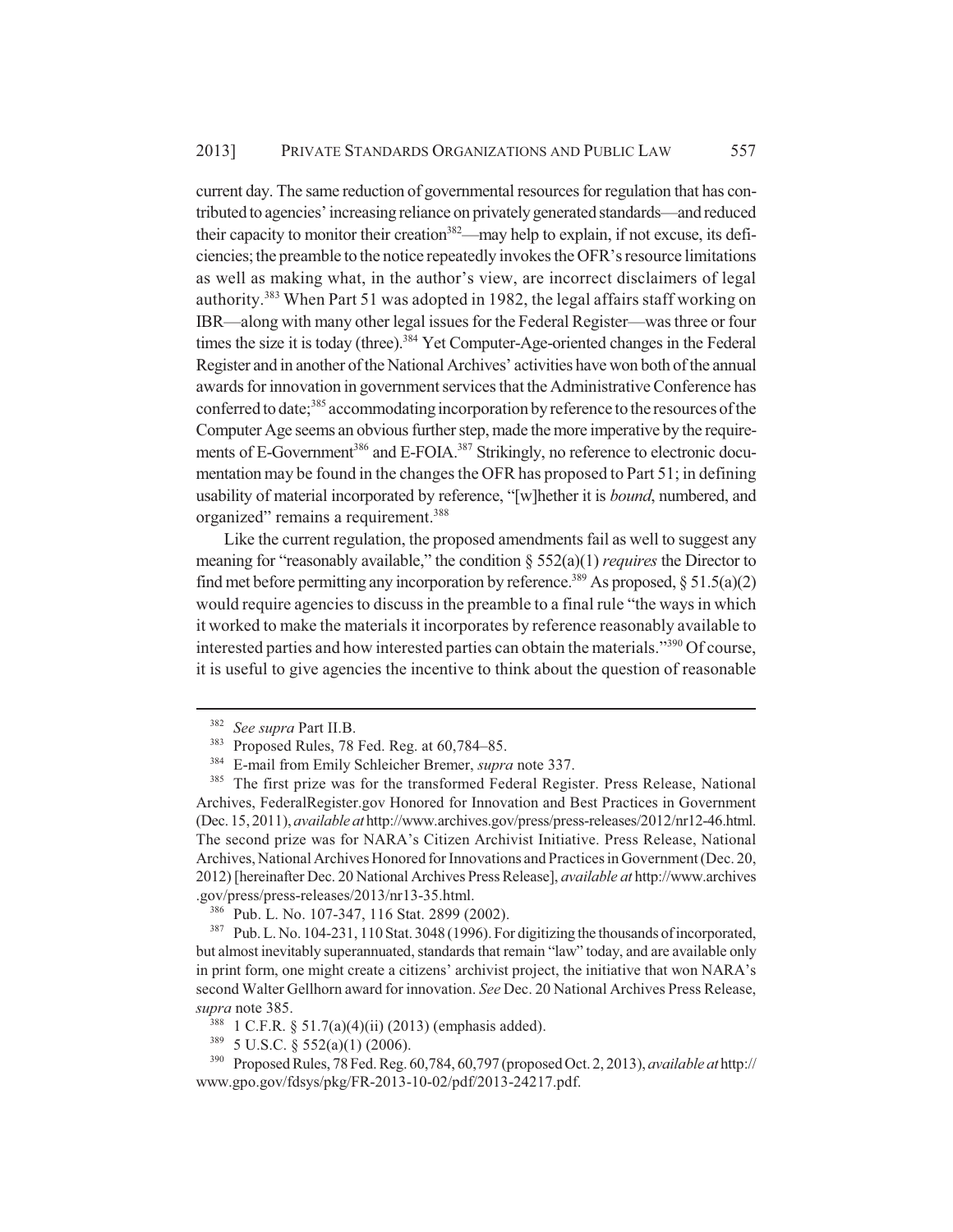current day. The same reduction of governmental resources for regulation that has contributed to agencies' increasing reliance on privately generated standards—and reduced their capacity to monitor their creation[382]—may help to explain, if not excuse, its deficiencies; the preamble to the notice repeatedly invokes the OFR's resource limitations as well as making what, in the author's view, are incorrect disclaimers of legal authority.[383] When Part 51 was adopted in 1982, the legal affairs staff working on IBR—along with many other legal issues for the Federal Register—was three or four times the size it is today (three).[384] Yet Computer-Age-oriented changes in the Federal Register and in another of the National Archives' activities have won both of the annual awards for innovation in government services that the Administrative Conference has conferred to date;[385] accommodating incorporation by reference to the resources of the Computer Age seems an obvious further step, made the more imperative by the requirements of E-Government[386] and E-FOIA.[387] Strikingly, no reference to electronic documentation may be found in the changes the OFR has proposed to Part 51; in defining usability of material incorporated by reference, "[w]hether it is *bound*, numbered, and organized" remains a requirement.[388]

Like the current regulation, the proposed amendments fail as well to suggest any meaning for "reasonably available," the condition § 552(a)(1) *requires* the Director to find met before permitting any incorporation by reference.[389] As proposed, § 51.5(a)(2) would require agencies to discuss in the preamble to a final rule "the ways in which it worked to make the materials it incorporates by reference reasonably available to interested parties and how interested parties can obtain the materials."[390] Of course, it is useful to give agencies the incentive to think about the question of reasonable

---

[382] *See supra* Part II.B.

[383] Proposed Rules, 78 Fed. Reg. at 60,784–85.

[384] E-mail from Emily Schleicher Bremer, *supra* note 337.

[385] The first prize was for the transformed Federal Register. Press Release, National Archives, FederalRegister.gov Honored for Innovation and Best Practices in Government (Dec. 15, 2011), *available at* http://www.archives.gov/press/press-releases/2012/nr12-46.html. The second prize was for NARA's Citizen Archivist Initiative. Press Release, National Archives, National Archives Honored for Innovations and Practices in Government (Dec. 20, 2012) [hereinafter Dec. 20 National Archives Press Release], *available at* http://www.archives.gov/press/press-releases/2013/nr13-35.html.

[386] Pub. L. No. 107-347, 116 Stat. 2899 (2002).

[387] Pub. L. No. 104-231, 110 Stat. 3048 (1996). For digitizing the thousands of incorporated, but almost inevitably superannuated, standards that remain "law" today, and are available only in print form, one might create a citizens' archivist project, the initiative that won NARA's second Walter Gellhorn award for innovation. *See* Dec. 20 National Archives Press Release, *supra* note 385.

[388] 1 C.F.R. § 51.7(a)(4)(ii) (2013) (emphasis added).

[389] 5 U.S.C. § 552(a)(1) (2006).

[390] Proposed Rules, 78 Fed. Reg. 60,784, 60,797 (proposed Oct. 2, 2013), *available at* http://www.gpo.gov/fdsys/pkg/FR-2013-10-02/pdf/2013-24217.pdf.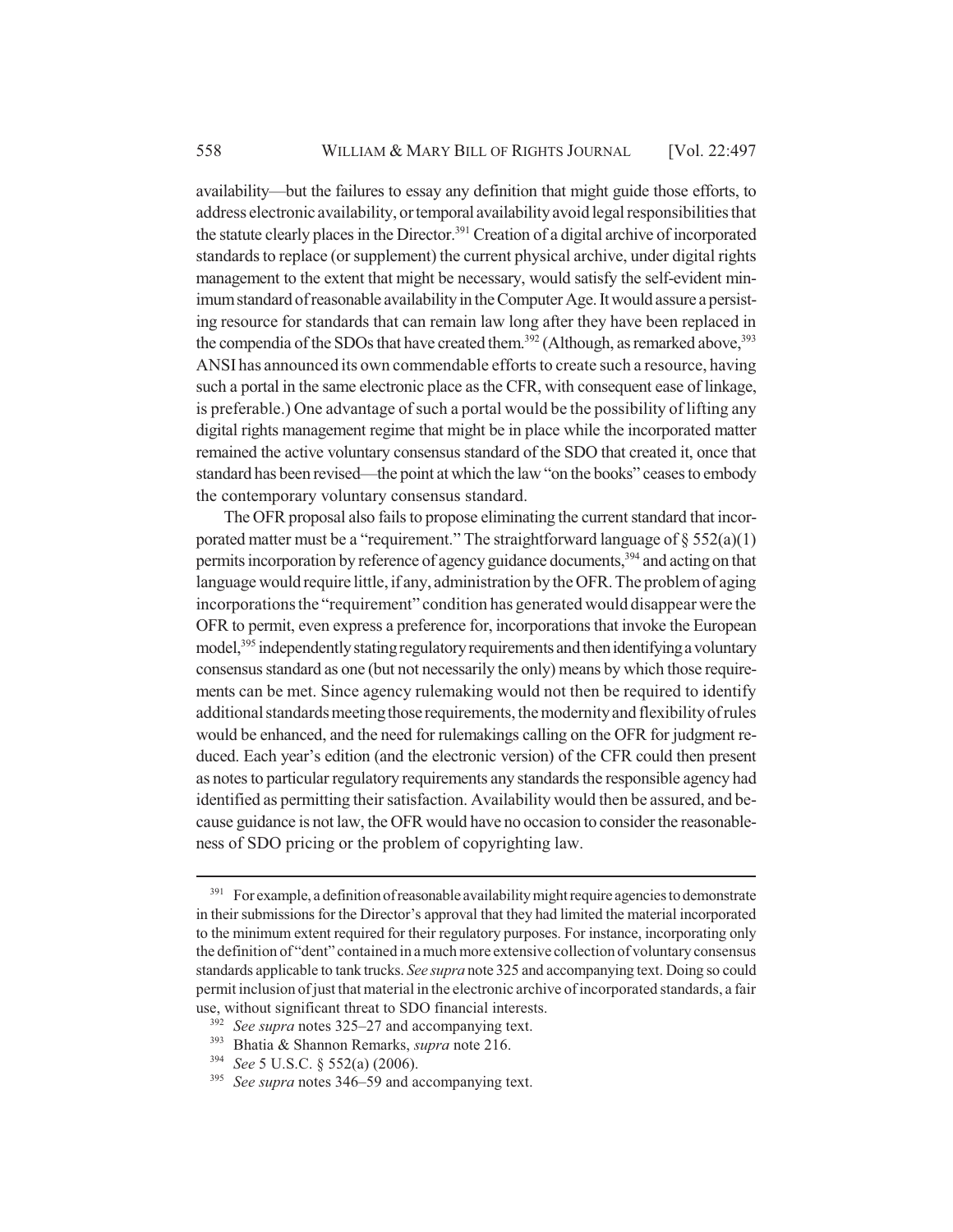availability—but the failures to essay any definition that might guide those efforts, to address electronic availability, or temporal availability avoid legal responsibilities that the statute clearly places in the Director.[391] Creation of a digital archive of incorporated standards to replace (or supplement) the current physical archive, under digital rights management to the extent that might be necessary, would satisfy the self-evident minimum standard of reasonable availability in the Computer Age. It would assure a persisting resource for standards that can remain law long after they have been replaced in the compendia of the SDOs that have created them.[392] (Although, as remarked above,[393] ANSI has announced its own commendable efforts to create such a resource, having such a portal in the same electronic place as the CFR, with consequent ease of linkage, is preferable.) One advantage of such a portal would be the possibility of lifting any digital rights management regime that might be in place while the incorporated matter remained the active voluntary consensus standard of the SDO that created it, once that standard has been revised—the point at which the law "on the books" ceases to embody the contemporary voluntary consensus standard.

The OFR proposal also fails to propose eliminating the current standard that incorporated matter must be a "requirement." The straightforward language of § 552(a)(1) permits incorporation by reference of agency guidance documents,[394] and acting on that language would require little, if any, administration by the OFR. The problem of aging incorporations the "requirement" condition has generated would disappear were the OFR to permit, even express a preference for, incorporations that invoke the European model,[395] independently stating regulatory requirements and then identifying a voluntary consensus standard as one (but not necessarily the only) means by which those requirements can be met. Since agency rulemaking would not then be required to identify additional standards meeting those requirements, the modernity and flexibility of rules would be enhanced, and the need for rulemakings calling on the OFR for judgment reduced. Each year's edition (and the electronic version) of the CFR could then present as notes to particular regulatory requirements any standards the responsible agency had identified as permitting their satisfaction. Availability would then be assured, and because guidance is not law, the OFR would have no occasion to consider the reasonableness of SDO pricing or the problem of copyrighting law.

---

[391] For example, a definition of reasonable availability might require agencies to demonstrate in their submissions for the Director's approval that they had limited the material incorporated to the minimum extent required for their regulatory purposes. For instance, incorporating only the definition of "dent" contained in a much more extensive collection of voluntary consensus standards applicable to tank trucks. *See supra* note 325 and accompanying text. Doing so could permit inclusion of just that material in the electronic archive of incorporated standards, a fair use, without significant threat to SDO financial interests.

[392] *See supra* notes 325–27 and accompanying text.

[393] Bhatia & Shannon Remarks, *supra* note 216.

[394] *See* 5 U.S.C. § 552(a) (2006).

[395] *See supra* notes 346–59 and accompanying text.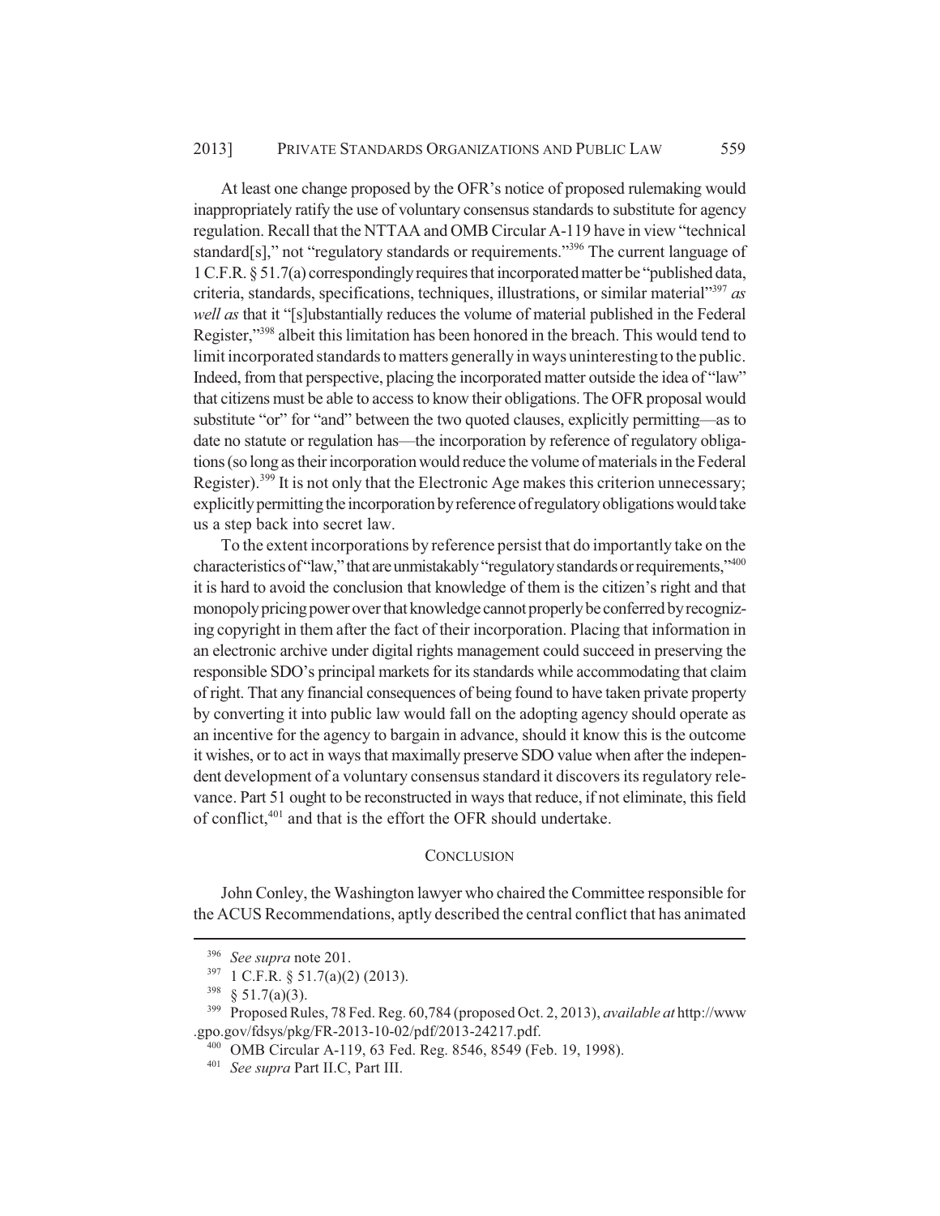At least one change proposed by the OFR's notice of proposed rulemaking would inappropriately ratify the use of voluntary consensus standards to substitute for agency regulation. Recall that the NTTAA and OMB Circular A-119 have in view "technical standard[s]," not "regulatory standards or requirements."[396] The current language of 1 C.F.R. § 51.7(a) correspondingly requires that incorporated matter be "published data, criteria, standards, specifications, techniques, illustrations, or similar material"[397] *as well as* that it "[s]ubstantially reduces the volume of material published in the Federal Register,"[398] albeit this limitation has been honored in the breach. This would tend to limit incorporated standards to matters generally in ways uninteresting to the public. Indeed, from that perspective, placing the incorporated matter outside the idea of "law" that citizens must be able to access to know their obligations. The OFR proposal would substitute "or" for "and" between the two quoted clauses, explicitly permitting—as to date no statute or regulation has—the incorporation by reference of regulatory obligations (so long as their incorporation would reduce the volume of materials in the Federal Register).[399] It is not only that the Electronic Age makes this criterion unnecessary; explicitly permitting the incorporation by reference of regulatory obligations would take us a step back into secret law.

To the extent incorporations by reference persist that do importantly take on the characteristics of "law," that are unmistakably "regulatory standards or requirements,"[400] it is hard to avoid the conclusion that knowledge of them is the citizen's right and that monopoly pricing power over that knowledge cannot properly be conferred by recognizing copyright in them after the fact of their incorporation. Placing that information in an electronic archive under digital rights management could succeed in preserving the responsible SDO's principal markets for its standards while accommodating that claim of right. That any financial consequences of being found to have taken private property by converting it into public law would fall on the adopting agency should operate as an incentive for the agency to bargain in advance, should it know this is the outcome it wishes, or to act in ways that maximally preserve SDO value when after the independent development of a voluntary consensus standard it discovers its regulatory relevance. Part 51 ought to be reconstructed in ways that reduce, if not eliminate, this field of conflict,[401] and that is the effort the OFR should undertake.

## CONCLUSION

John Conley, the Washington lawyer who chaired the Committee responsible for the ACUS Recommendations, aptly described the central conflict that has animated

---

[396] *See supra* note 201.

[397] 1 C.F.R. § 51.7(a)(2) (2013).

[398] § 51.7(a)(3).

[399] Proposed Rules, 78 Fed. Reg. 60,784 (proposed Oct. 2, 2013), *available at* http://www.gpo.gov/fdsys/pkg/FR-2013-10-02/pdf/2013-24217.pdf.

[400] OMB Circular A-119, 63 Fed. Reg. 8546, 8549 (Feb. 19, 1998).

[401] *See supra* Part II.C, Part III.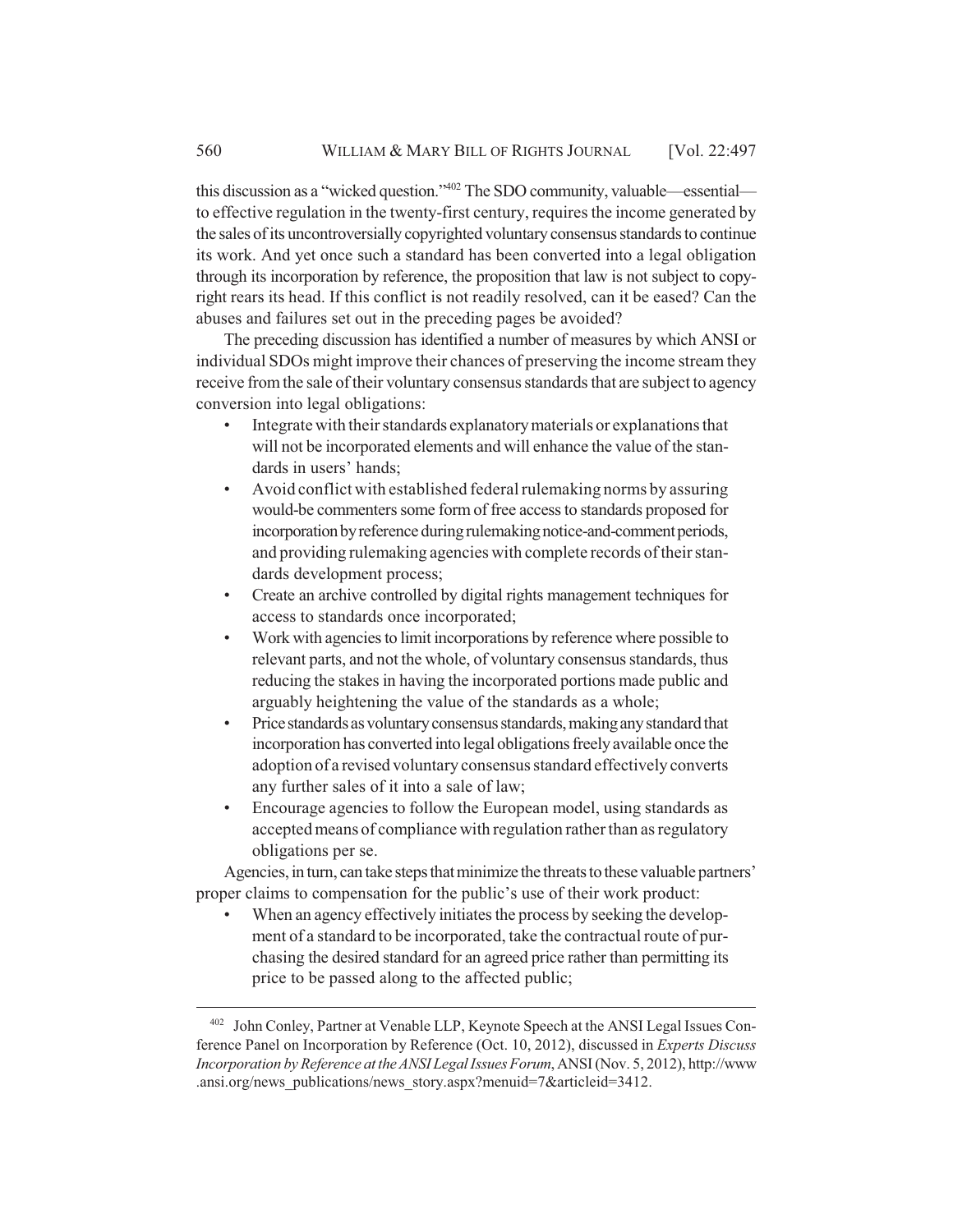this discussion as a "wicked question."[402] The SDO community, valuable—essential—to effective regulation in the twenty-first century, requires the income generated by the sales of its uncontroversially copyrighted voluntary consensus standards to continue its work. And yet once such a standard has been converted into a legal obligation through its incorporation by reference, the proposition that law is not subject to copyright rears its head. If this conflict is not readily resolved, can it be eased? Can the abuses and failures set out in the preceding pages be avoided?

The preceding discussion has identified a number of measures by which ANSI or individual SDOs might improve their chances of preserving the income stream they receive from the sale of their voluntary consensus standards that are subject to agency conversion into legal obligations:

- Integrate with their standards explanatory materials or explanations that will not be incorporated elements and will enhance the value of the standards in users' hands;
- Avoid conflict with established federal rulemaking norms by assuring would-be commenters some form of free access to standards proposed for incorporation by reference during rulemaking notice-and-comment periods, and providing rulemaking agencies with complete records of their standards development process;
- Create an archive controlled by digital rights management techniques for access to standards once incorporated;
- Work with agencies to limit incorporations by reference where possible to relevant parts, and not the whole, of voluntary consensus standards, thus reducing the stakes in having the incorporated portions made public and arguably heightening the value of the standards as a whole;
- Price standards as voluntary consensus standards, making any standard that incorporation has converted into legal obligations freely available once the adoption of a revised voluntary consensus standard effectively converts any further sales of it into a sale of law;
- Encourage agencies to follow the European model, using standards as accepted means of compliance with regulation rather than as regulatory obligations per se.

Agencies, in turn, can take steps that minimize the threats to these valuable partners' proper claims to compensation for the public's use of their work product:

- When an agency effectively initiates the process by seeking the development of a standard to be incorporated, take the contractual route of purchasing the desired standard for an agreed price rather than permitting its price to be passed along to the affected public;

---

[402] John Conley, Partner at Venable LLP, Keynote Speech at the ANSI Legal Issues Conference Panel on Incorporation by Reference (Oct. 10, 2012), discussed in *Experts Discuss Incorporation by Reference at the ANSI Legal Issues Forum*, ANSI (Nov. 5, 2012), http://www.ansi.org/news_publications/news_story.aspx?menuid=7&articleid=3412.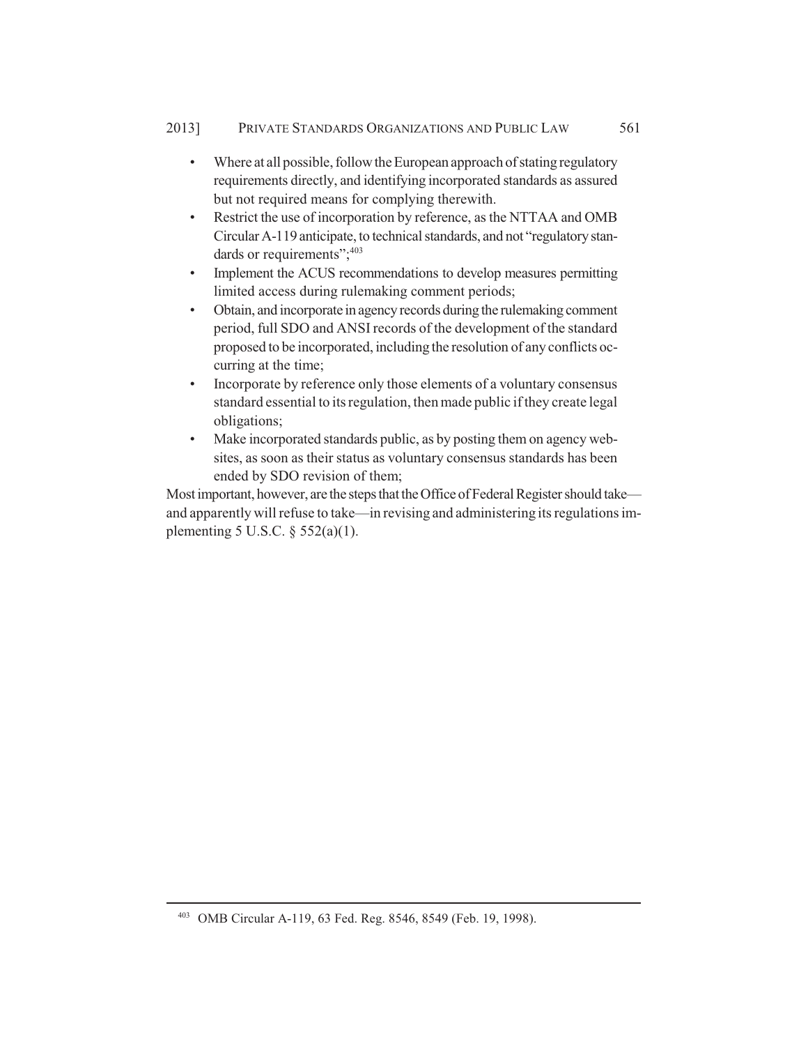- Where at all possible, follow the European approach of stating regulatory requirements directly, and identifying incorporated standards as assured but not required means for complying therewith.
- Restrict the use of incorporation by reference, as the NTTAA and OMB Circular A-119 anticipate, to technical standards, and not "regulatory standards or requirements";[403]
- Implement the ACUS recommendations to develop measures permitting limited access during rulemaking comment periods;
- Obtain, and incorporate in agency records during the rulemaking comment period, full SDO and ANSI records of the development of the standard proposed to be incorporated, including the resolution of any conflicts occurring at the time;
- Incorporate by reference only those elements of a voluntary consensus standard essential to its regulation, then made public if they create legal obligations;
- Make incorporated standards public, as by posting them on agency websites, as soon as their status as voluntary consensus standards has been ended by SDO revision of them;

Most important, however, are the steps that the Office of Federal Register should take—and apparently will refuse to take—in revising and administering its regulations implementing 5 U.S.C. § 552(a)(1).

[403] OMB Circular A-119, 63 Fed. Reg. 8546, 8549 (Feb. 19, 1998).